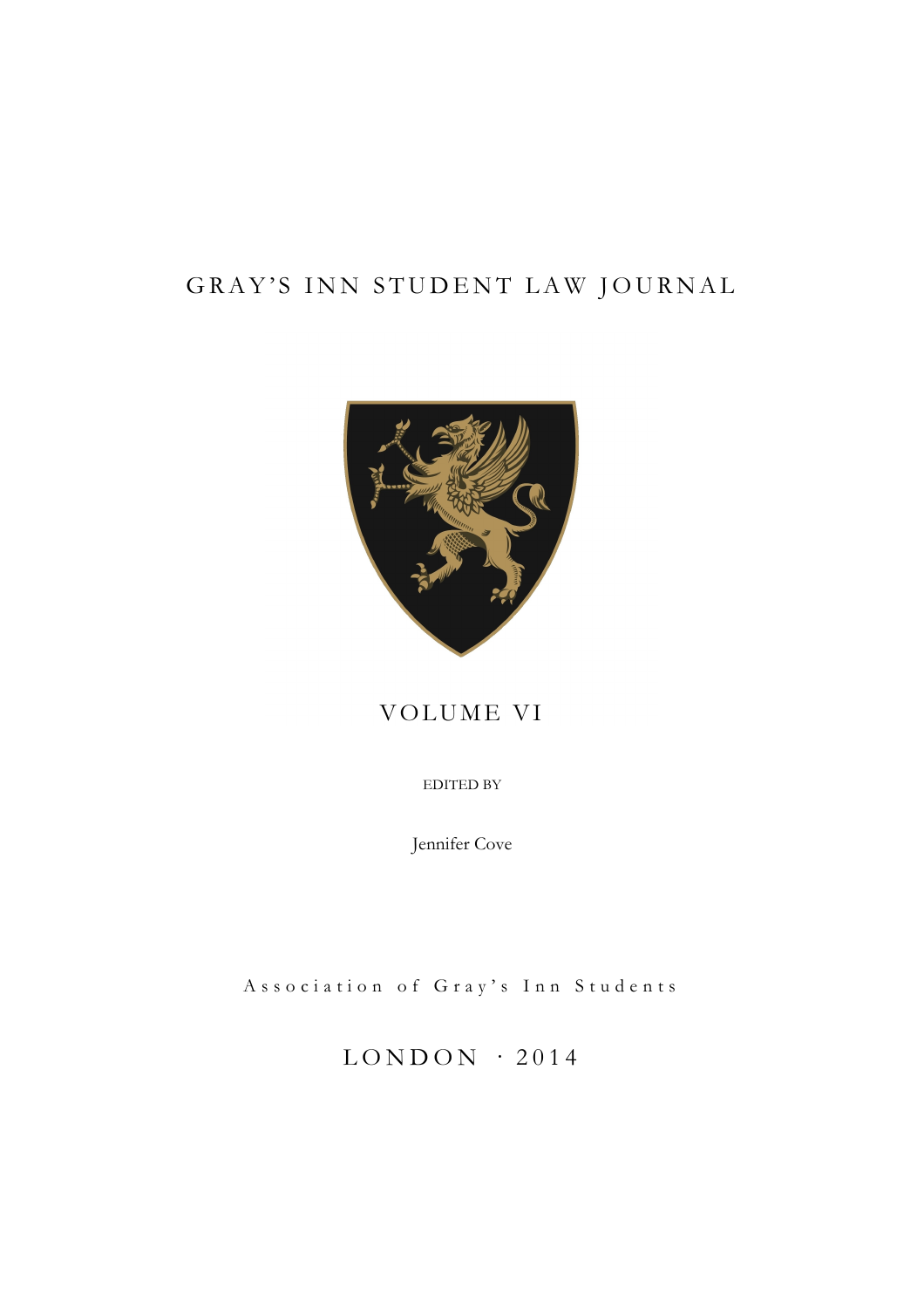# GRAY'S INN STUDENT LAW JOURNAL

## VOLUME VI

EDITED BY

Jennifer Cove

Association of Gray's Inn Students

LONDON · 2014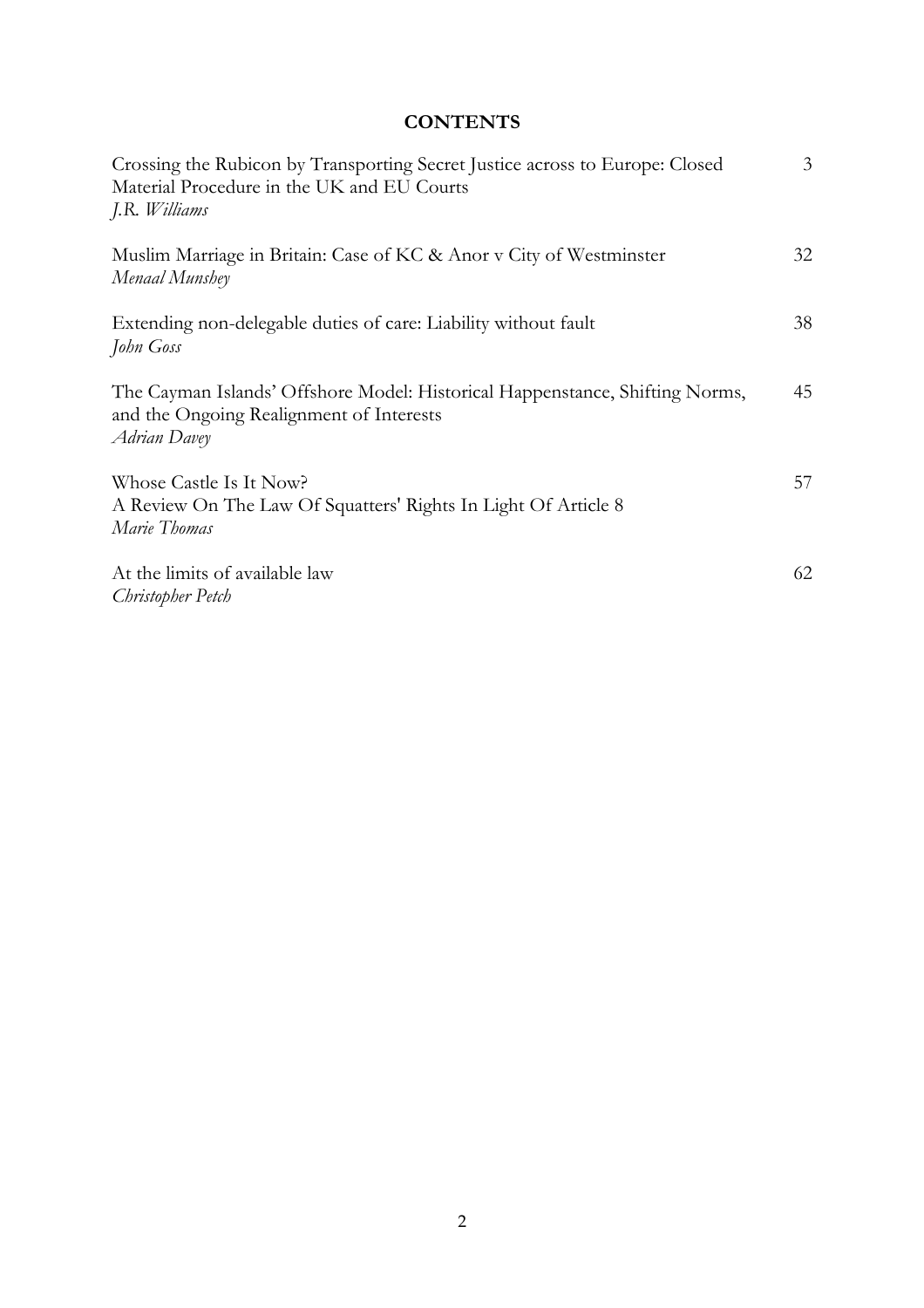## CONTENTS

| | |
|---|---|
| Crossing the Rubicon by Transporting Secret Justice across to Europe: Closed Material Procedure in the UK and EU Courts<br>*J.R. Williams* | 3 |
| Muslim Marriage in Britain: Case of KC & Anor v City of Westminster<br>*Menaal Munshey* | 32 |
| Extending non-delegable duties of care: Liability without fault<br>*John Goss* | 38 |
| The Cayman Islands' Offshore Model: Historical Happenstance, Shifting Norms, and the Ongoing Realignment of Interests<br>*Adrian Davey* | 45 |
| Whose Castle Is It Now?<br>A Review On The Law Of Squatters' Rights In Light Of Article 8<br>*Marie Thomas* | 57 |
| At the limits of available law<br>*Christopher Petch* | 62 |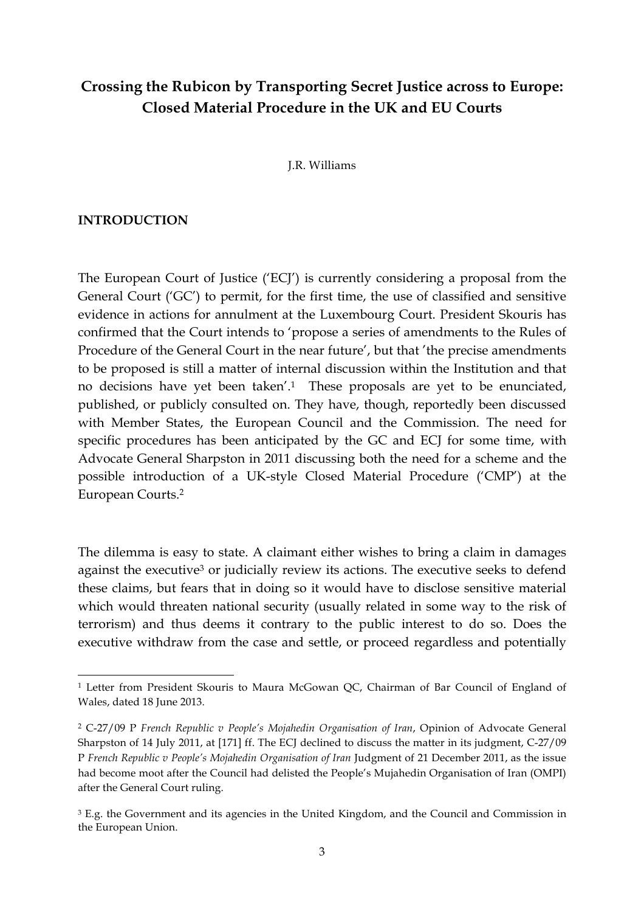# Crossing the Rubicon by Transporting Secret Justice across to Europe: Closed Material Procedure in the UK and EU Courts

J.R. Williams

## INTRODUCTION

The European Court of Justice ('ECJ') is currently considering a proposal from the General Court ('GC') to permit, for the first time, the use of classified and sensitive evidence in actions for annulment at the Luxembourg Court. President Skouris has confirmed that the Court intends to 'propose a series of amendments to the Rules of Procedure of the General Court in the near future', but that 'the precise amendments to be proposed is still a matter of internal discussion within the Institution and that no decisions have yet been taken'.[1] These proposals are yet to be enunciated, published, or publicly consulted on. They have, though, reportedly been discussed with Member States, the European Council and the Commission. The need for specific procedures has been anticipated by the GC and ECJ for some time, with Advocate General Sharpston in 2011 discussing both the need for a scheme and the possible introduction of a UK-style Closed Material Procedure ('CMP') at the European Courts.[2]

The dilemma is easy to state. A claimant either wishes to bring a claim in damages against the executive[3] or judicially review its actions. The executive seeks to defend these claims, but fears that in doing so it would have to disclose sensitive material which would threaten national security (usually related in some way to the risk of terrorism) and thus deems it contrary to the public interest to do so. Does the executive withdraw from the case and settle, or proceed regardless and potentially

---

[1] Letter from President Skouris to Maura McGowan QC, Chairman of Bar Council of England of Wales, dated 18 June 2013.

[2] C-27/09 P *French Republic v People's Mojahedin Organisation of Iran*, Opinion of Advocate General Sharpston of 14 July 2011, at [171] ff. The ECJ declined to discuss the matter in its judgment, C-27/09 P *French Republic v People's Mojahedin Organisation of Iran* Judgment of 21 December 2011, as the issue had become moot after the Council had delisted the People's Mujahedin Organisation of Iran (OMPI) after the General Court ruling.

[3] E.g. the Government and its agencies in the United Kingdom, and the Council and Commission in the European Union.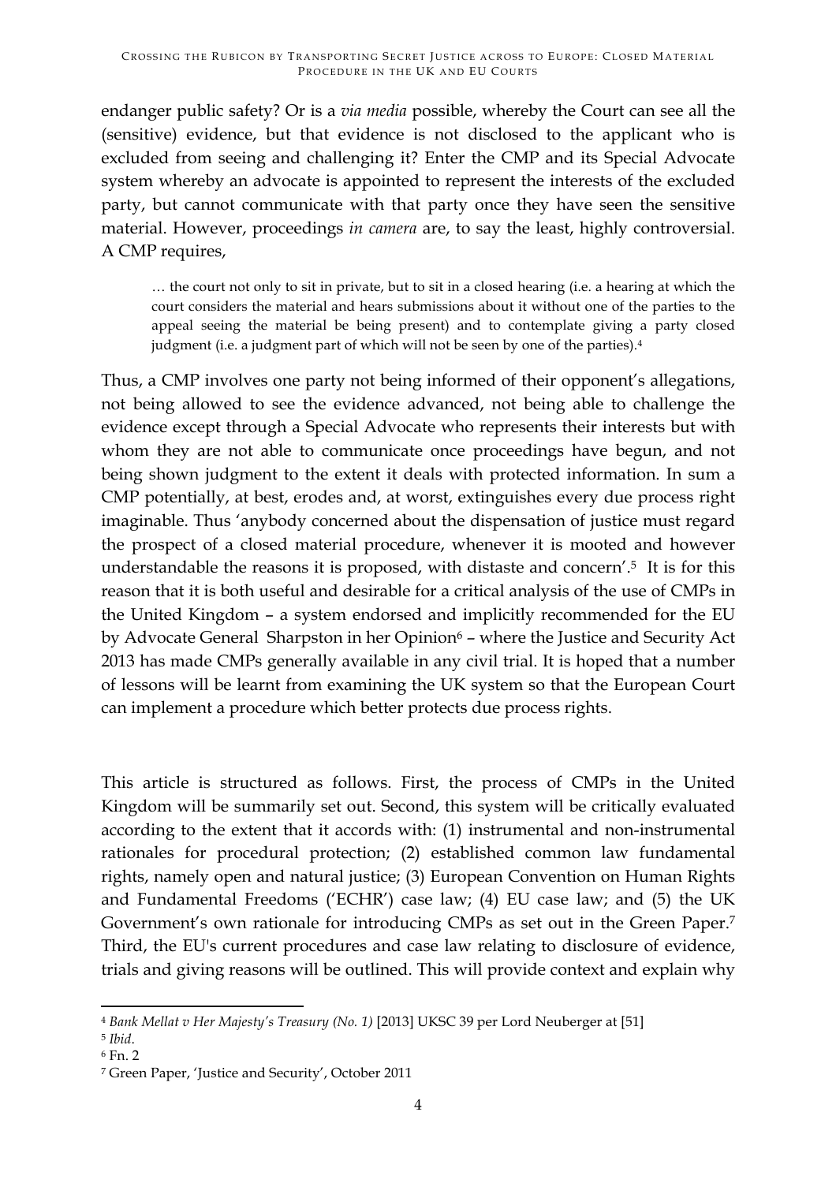endanger public safety? Or is a *via media* possible, whereby the Court can see all the (sensitive) evidence, but that evidence is not disclosed to the applicant who is excluded from seeing and challenging it? Enter the CMP and its Special Advocate system whereby an advocate is appointed to represent the interests of the excluded party, but cannot communicate with that party once they have seen the sensitive material. However, proceedings *in camera* are, to say the least, highly controversial. A CMP requires,

> … the court not only to sit in private, but to sit in a closed hearing (i.e. a hearing at which the court considers the material and hears submissions about it without one of the parties to the appeal seeing the material be being present) and to contemplate giving a party closed judgment (i.e. a judgment part of which will not be seen by one of the parties).[4]

Thus, a CMP involves one party not being informed of their opponent's allegations, not being allowed to see the evidence advanced, not being able to challenge the evidence except through a Special Advocate who represents their interests but with whom they are not able to communicate once proceedings have begun, and not being shown judgment to the extent it deals with protected information. In sum a CMP potentially, at best, erodes and, at worst, extinguishes every due process right imaginable. Thus 'anybody concerned about the dispensation of justice must regard the prospect of a closed material procedure, whenever it is mooted and however understandable the reasons it is proposed, with distaste and concern'.[5] It is for this reason that it is both useful and desirable for a critical analysis of the use of CMPs in the United Kingdom – a system endorsed and implicitly recommended for the EU by Advocate General Sharpston in her Opinion[6] – where the Justice and Security Act 2013 has made CMPs generally available in any civil trial. It is hoped that a number of lessons will be learnt from examining the UK system so that the European Court can implement a procedure which better protects due process rights.

This article is structured as follows. First, the process of CMPs in the United Kingdom will be summarily set out. Second, this system will be critically evaluated according to the extent that it accords with: (1) instrumental and non-instrumental rationales for procedural protection; (2) established common law fundamental rights, namely open and natural justice; (3) European Convention on Human Rights and Fundamental Freedoms ('ECHR') case law; (4) EU case law; and (5) the UK Government's own rationale for introducing CMPs as set out in the Green Paper.[7] Third, the EU's current procedures and case law relating to disclosure of evidence, trials and giving reasons will be outlined. This will provide context and explain why

---

[4] *Bank Mellat v Her Majesty's Treasury (No. 1)* [2013] UKSC 39 per Lord Neuberger at [51]

[5] *Ibid.*

[6] Fn. 2

[7] Green Paper, 'Justice and Security', October 2011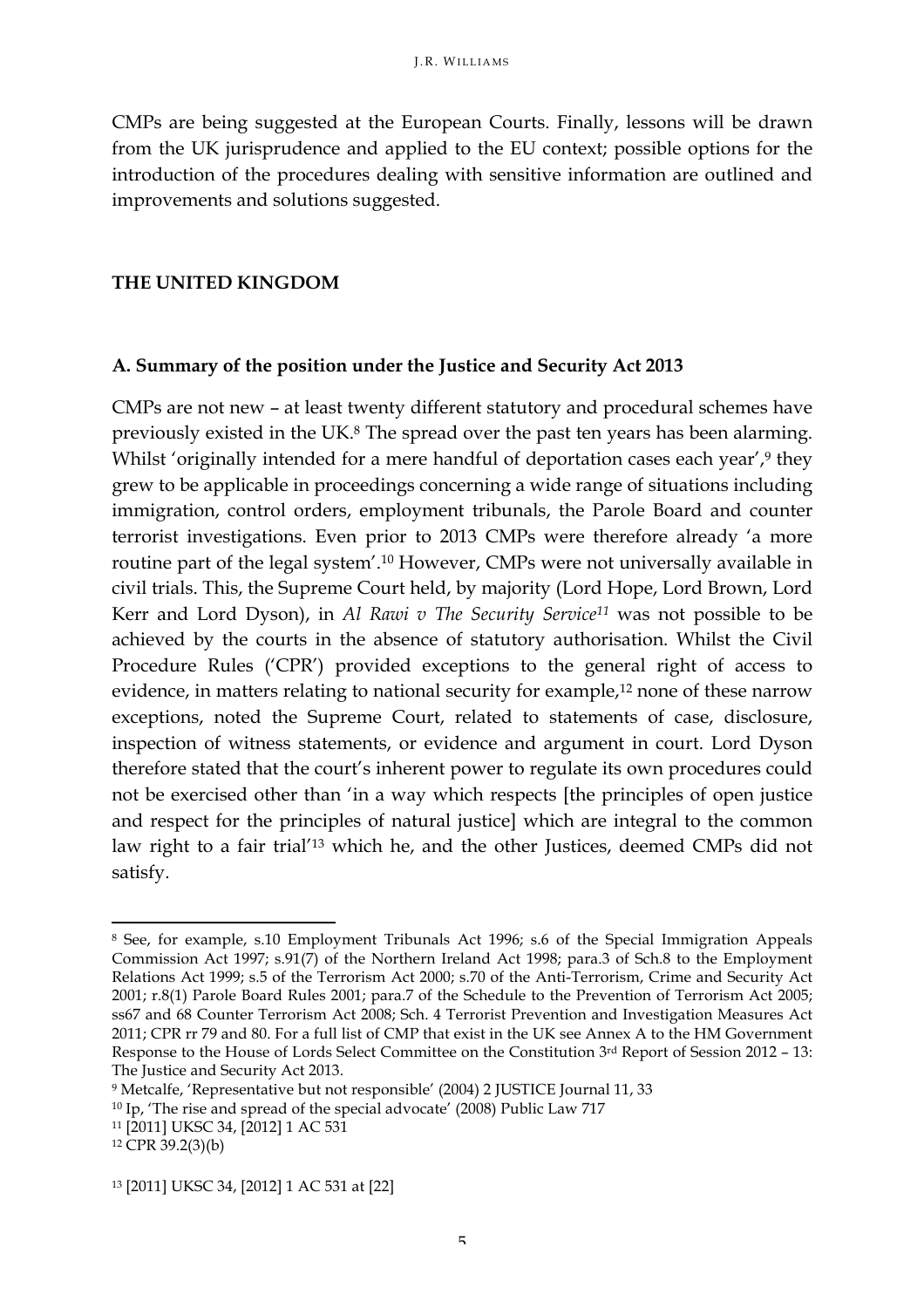CMPs are being suggested at the European Courts. Finally, lessons will be drawn from the UK jurisprudence and applied to the EU context; possible options for the introduction of the procedures dealing with sensitive information are outlined and improvements and solutions suggested.

## THE UNITED KINGDOM

### A. Summary of the position under the Justice and Security Act 2013

CMPs are not new – at least twenty different statutory and procedural schemes have previously existed in the UK.[8] The spread over the past ten years has been alarming. Whilst 'originally intended for a mere handful of deportation cases each year',[9] they grew to be applicable in proceedings concerning a wide range of situations including immigration, control orders, employment tribunals, the Parole Board and counter terrorist investigations. Even prior to 2013 CMPs were therefore already 'a more routine part of the legal system'.[10] However, CMPs were not universally available in civil trials. This, the Supreme Court held, by majority (Lord Hope, Lord Brown, Lord Kerr and Lord Dyson), in *Al Rawi v The Security Service*[11] was not possible to be achieved by the courts in the absence of statutory authorisation. Whilst the Civil Procedure Rules ('CPR') provided exceptions to the general right of access to evidence, in matters relating to national security for example,[12] none of these narrow exceptions, noted the Supreme Court, related to statements of case, disclosure, inspection of witness statements, or evidence and argument in court. Lord Dyson therefore stated that the court's inherent power to regulate its own procedures could not be exercised other than 'in a way which respects [the principles of open justice and respect for the principles of natural justice] which are integral to the common law right to a fair trial'[13] which he, and the other Justices, deemed CMPs did not satisfy.

---

[8] See, for example, s.10 Employment Tribunals Act 1996; s.6 of the Special Immigration Appeals Commission Act 1997; s.91(7) of the Northern Ireland Act 1998; para.3 of Sch.8 to the Employment Relations Act 1999; s.5 of the Terrorism Act 2000; s.70 of the Anti-Terrorism, Crime and Security Act 2001; r.8(1) Parole Board Rules 2001; para.7 of the Schedule to the Prevention of Terrorism Act 2005; ss67 and 68 Counter Terrorism Act 2008; Sch. 4 Terrorist Prevention and Investigation Measures Act 2011; CPR rr 79 and 80. For a full list of CMP that exist in the UK see Annex A to the HM Government Response to the House of Lords Select Committee on the Constitution 3rd Report of Session 2012 – 13: The Justice and Security Act 2013.

[9] Metcalfe, 'Representative but not responsible' (2004) 2 JUSTICE Journal 11, 33

[10] Ip, 'The rise and spread of the special advocate' (2008) Public Law 717

[11] [2011] UKSC 34, [2012] 1 AC 531

[12] CPR 39.2(3)(b)

[13] [2011] UKSC 34, [2012] 1 AC 531 at [22]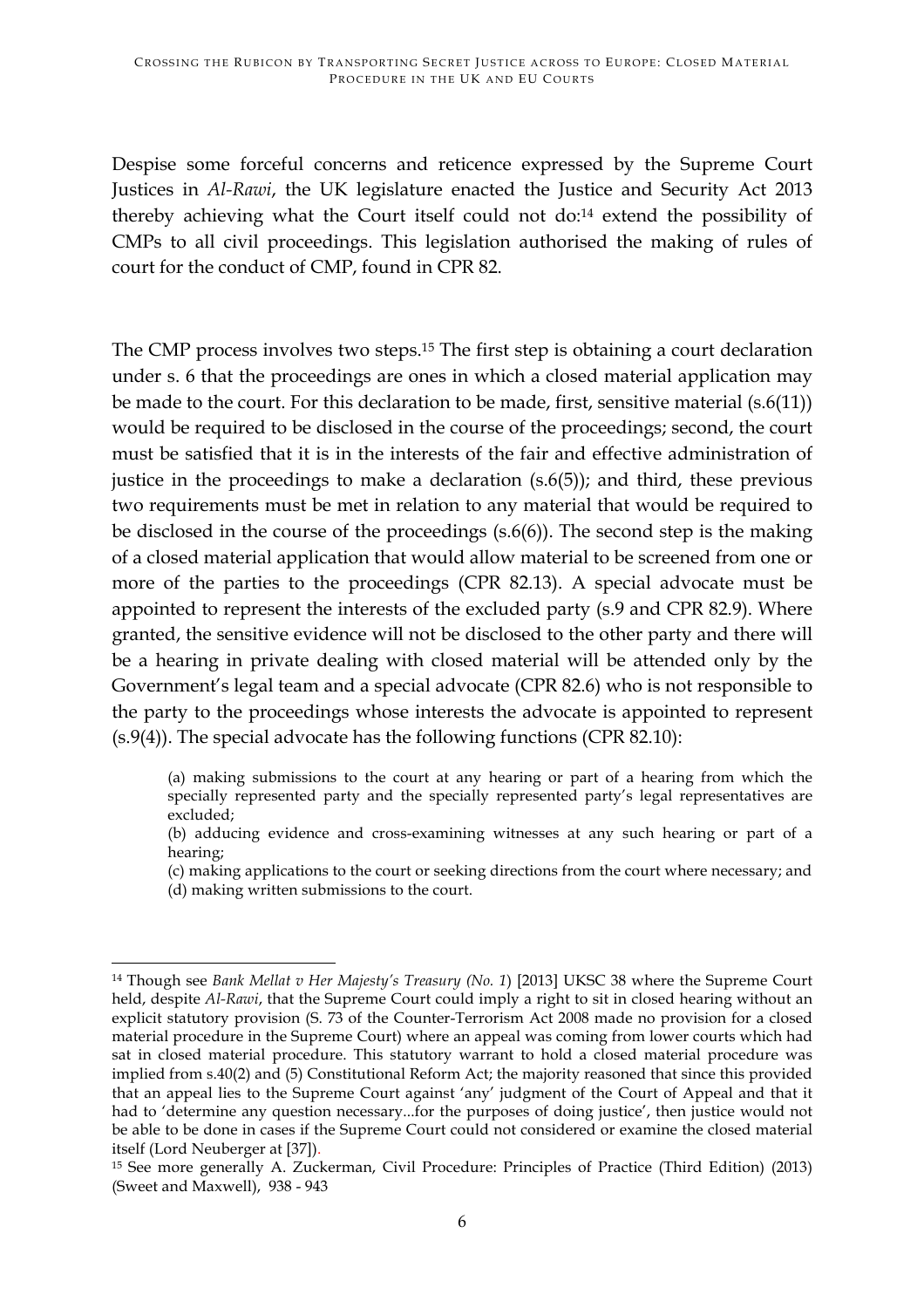Despise some forceful concerns and reticence expressed by the Supreme Court Justices in *Al-Rawi*, the UK legislature enacted the Justice and Security Act 2013 thereby achieving what the Court itself could not do:[14] extend the possibility of CMPs to all civil proceedings. This legislation authorised the making of rules of court for the conduct of CMP, found in CPR 82.

The CMP process involves two steps.[15] The first step is obtaining a court declaration under s. 6 that the proceedings are ones in which a closed material application may be made to the court. For this declaration to be made, first, sensitive material (s.6(11)) would be required to be disclosed in the course of the proceedings; second, the court must be satisfied that it is in the interests of the fair and effective administration of justice in the proceedings to make a declaration (s.6(5)); and third, these previous two requirements must be met in relation to any material that would be required to be disclosed in the course of the proceedings (s.6(6)). The second step is the making of a closed material application that would allow material to be screened from one or more of the parties to the proceedings (CPR 82.13). A special advocate must be appointed to represent the interests of the excluded party (s.9 and CPR 82.9). Where granted, the sensitive evidence will not be disclosed to the other party and there will be a hearing in private dealing with closed material will be attended only by the Government's legal team and a special advocate (CPR 82.6) who is not responsible to the party to the proceedings whose interests the advocate is appointed to represent (s.9(4)). The special advocate has the following functions (CPR 82.10):

> (a) making submissions to the court at any hearing or part of a hearing from which the specially represented party and the specially represented party's legal representatives are excluded;
> (b) adducing evidence and cross-examining witnesses at any such hearing or part of a hearing;
> (c) making applications to the court or seeking directions from the court where necessary; and
> (d) making written submissions to the court.

---

[14] Though see *Bank Mellat v Her Majesty's Treasury (No. 1*) [2013] UKSC 38 where the Supreme Court held, despite *Al-Rawi*, that the Supreme Court could imply a right to sit in closed hearing without an explicit statutory provision (S. 73 of the Counter-Terrorism Act 2008 made no provision for a closed material procedure in the Supreme Court) where an appeal was coming from lower courts which had sat in closed material procedure. This statutory warrant to hold a closed material procedure was implied from s.40(2) and (5) Constitutional Reform Act; the majority reasoned that since this provided that an appeal lies to the Supreme Court against 'any' judgment of the Court of Appeal and that it had to 'determine any question necessary...for the purposes of doing justice', then justice would not be able to be done in cases if the Supreme Court could not considered or examine the closed material itself (Lord Neuberger at [37]).

[15] See more generally A. Zuckerman, Civil Procedure: Principles of Practice (Third Edition) (2013) (Sweet and Maxwell), 938 - 943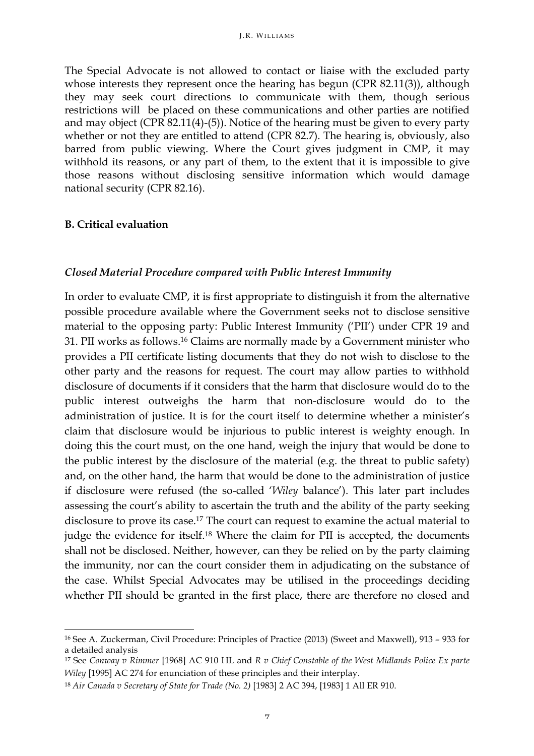The Special Advocate is not allowed to contact or liaise with the excluded party whose interests they represent once the hearing has begun (CPR 82.11(3)), although they may seek court directions to communicate with them, though serious restrictions will be placed on these communications and other parties are notified and may object (CPR 82.11(4)-(5)). Notice of the hearing must be given to every party whether or not they are entitled to attend (CPR 82.7). The hearing is, obviously, also barred from public viewing. Where the Court gives judgment in CMP, it may withhold its reasons, or any part of them, to the extent that it is impossible to give those reasons without disclosing sensitive information which would damage national security (CPR 82.16).

## B. Critical evaluation

### *Closed Material Procedure compared with Public Interest Immunity*

In order to evaluate CMP, it is first appropriate to distinguish it from the alternative possible procedure available where the Government seeks not to disclose sensitive material to the opposing party: Public Interest Immunity ('PII') under CPR 19 and 31. PII works as follows.[16] Claims are normally made by a Government minister who provides a PII certificate listing documents that they do not wish to disclose to the other party and the reasons for request. The court may allow parties to withhold disclosure of documents if it considers that the harm that disclosure would do to the public interest outweighs the harm that non-disclosure would do to the administration of justice. It is for the court itself to determine whether a minister's claim that disclosure would be injurious to public interest is weighty enough. In doing this the court must, on the one hand, weigh the injury that would be done to the public interest by the disclosure of the material (e.g. the threat to public safety) and, on the other hand, the harm that would be done to the administration of justice if disclosure were refused (the so-called '*Wiley* balance'). This later part includes assessing the court's ability to ascertain the truth and the ability of the party seeking disclosure to prove its case.[17] The court can request to examine the actual material to judge the evidence for itself.[18] Where the claim for PII is accepted, the documents shall not be disclosed. Neither, however, can they be relied on by the party claiming the immunity, nor can the court consider them in adjudicating on the substance of the case. Whilst Special Advocates may be utilised in the proceedings deciding whether PII should be granted in the first place, there are therefore no closed and

---

[16] See A. Zuckerman, Civil Procedure: Principles of Practice (2013) (Sweet and Maxwell), 913 – 933 for a detailed analysis

[17] See *Conway v Rimmer* [1968] AC 910 HL and *R v Chief Constable of the West Midlands Police Ex parte Wiley* [1995] AC 274 for enunciation of these principles and their interplay.

[18] *Air Canada v Secretary of State for Trade (No. 2)* [1983] 2 AC 394, [1983] 1 All ER 910.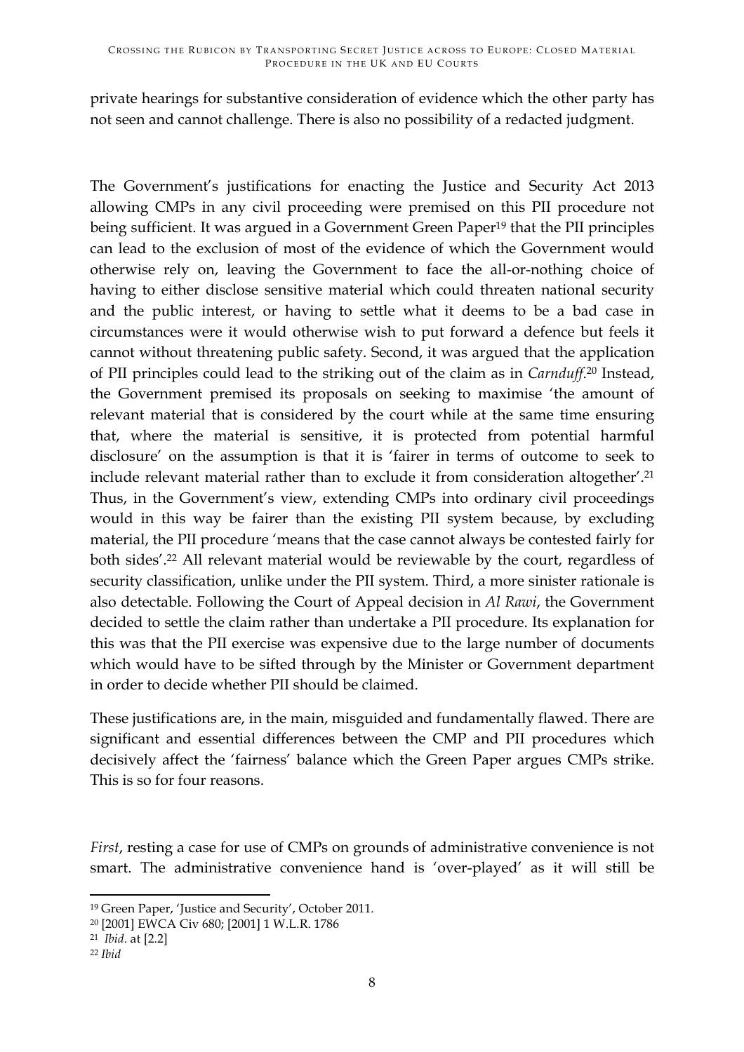private hearings for substantive consideration of evidence which the other party has not seen and cannot challenge. There is also no possibility of a redacted judgment.

The Government's justifications for enacting the Justice and Security Act 2013 allowing CMPs in any civil proceeding were premised on this PII procedure not being sufficient. It was argued in a Government Green Paper[19] that the PII principles can lead to the exclusion of most of the evidence of which the Government would otherwise rely on, leaving the Government to face the all-or-nothing choice of having to either disclose sensitive material which could threaten national security and the public interest, or having to settle what it deems to be a bad case in circumstances were it would otherwise wish to put forward a defence but feels it cannot without threatening public safety. Second, it was argued that the application of PII principles could lead to the striking out of the claim as in *Carnduff*.[20] Instead, the Government premised its proposals on seeking to maximise 'the amount of relevant material that is considered by the court while at the same time ensuring that, where the material is sensitive, it is protected from potential harmful disclosure' on the assumption is that it is 'fairer in terms of outcome to seek to include relevant material rather than to exclude it from consideration altogether'.[21] Thus, in the Government's view, extending CMPs into ordinary civil proceedings would in this way be fairer than the existing PII system because, by excluding material, the PII procedure 'means that the case cannot always be contested fairly for both sides'.[22] All relevant material would be reviewable by the court, regardless of security classification, unlike under the PII system. Third, a more sinister rationale is also detectable. Following the Court of Appeal decision in *Al Rawi*, the Government decided to settle the claim rather than undertake a PII procedure. Its explanation for this was that the PII exercise was expensive due to the large number of documents which would have to be sifted through by the Minister or Government department in order to decide whether PII should be claimed.

These justifications are, in the main, misguided and fundamentally flawed. There are significant and essential differences between the CMP and PII procedures which decisively affect the 'fairness' balance which the Green Paper argues CMPs strike. This is so for four reasons.

*First*, resting a case for use of CMPs on grounds of administrative convenience is not smart. The administrative convenience hand is 'over-played' as it will still be

---

[19] Green Paper, 'Justice and Security', October 2011.

[20] [2001] EWCA Civ 680; [2001] 1 W.L.R. 1786

[21] *Ibid*. at [2.2]

[22] *Ibid*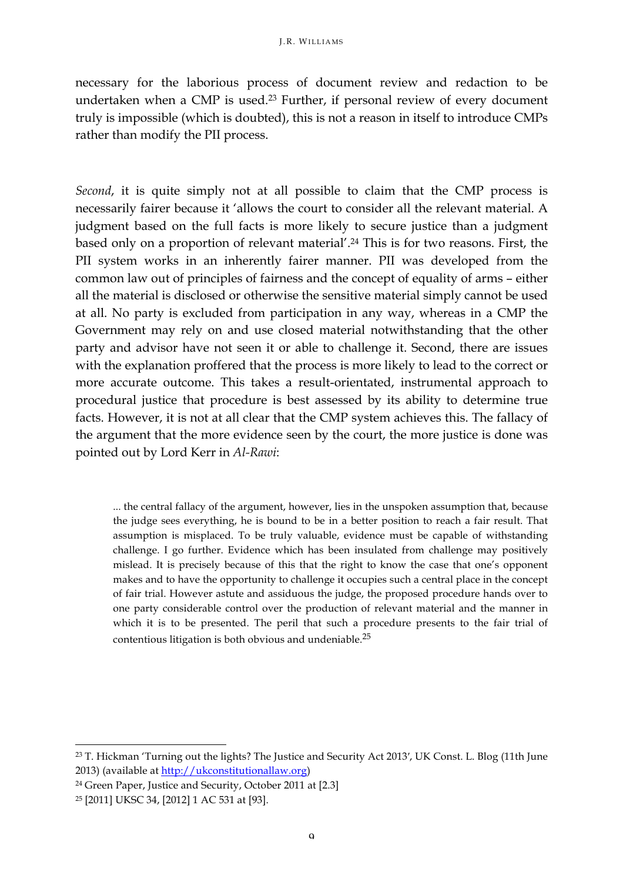necessary for the laborious process of document review and redaction to be undertaken when a CMP is used.[23] Further, if personal review of every document truly is impossible (which is doubted), this is not a reason in itself to introduce CMPs rather than modify the PII process.

*Second*, it is quite simply not at all possible to claim that the CMP process is necessarily fairer because it 'allows the court to consider all the relevant material. A judgment based on the full facts is more likely to secure justice than a judgment based only on a proportion of relevant material'.[24] This is for two reasons. First, the PII system works in an inherently fairer manner. PII was developed from the common law out of principles of fairness and the concept of equality of arms – either all the material is disclosed or otherwise the sensitive material simply cannot be used at all. No party is excluded from participation in any way, whereas in a CMP the Government may rely on and use closed material notwithstanding that the other party and advisor have not seen it or able to challenge it. Second, there are issues with the explanation proffered that the process is more likely to lead to the correct or more accurate outcome. This takes a result-orientated, instrumental approach to procedural justice that procedure is best assessed by its ability to determine true facts. However, it is not at all clear that the CMP system achieves this. The fallacy of the argument that the more evidence seen by the court, the more justice is done was pointed out by Lord Kerr in *Al-Rawi*:

> ... the central fallacy of the argument, however, lies in the unspoken assumption that, because the judge sees everything, he is bound to be in a better position to reach a fair result. That assumption is misplaced. To be truly valuable, evidence must be capable of withstanding challenge. I go further. Evidence which has been insulated from challenge may positively mislead. It is precisely because of this that the right to know the case that one's opponent makes and to have the opportunity to challenge it occupies such a central place in the concept of fair trial. However astute and assiduous the judge, the proposed procedure hands over to one party considerable control over the production of relevant material and the manner in which it is to be presented. The peril that such a procedure presents to the fair trial of contentious litigation is both obvious and undeniable.[25]

---

[23] T. Hickman 'Turning out the lights? The Justice and Security Act 2013', UK Const. L. Blog (11th June 2013) (available at [http://ukconstitutionallaw.org](http://ukconstitutionallaw.org))

[24] Green Paper, Justice and Security, October 2011 at [2.3]

[25] [2011] UKSC 34, [2012] 1 AC 531 at [93].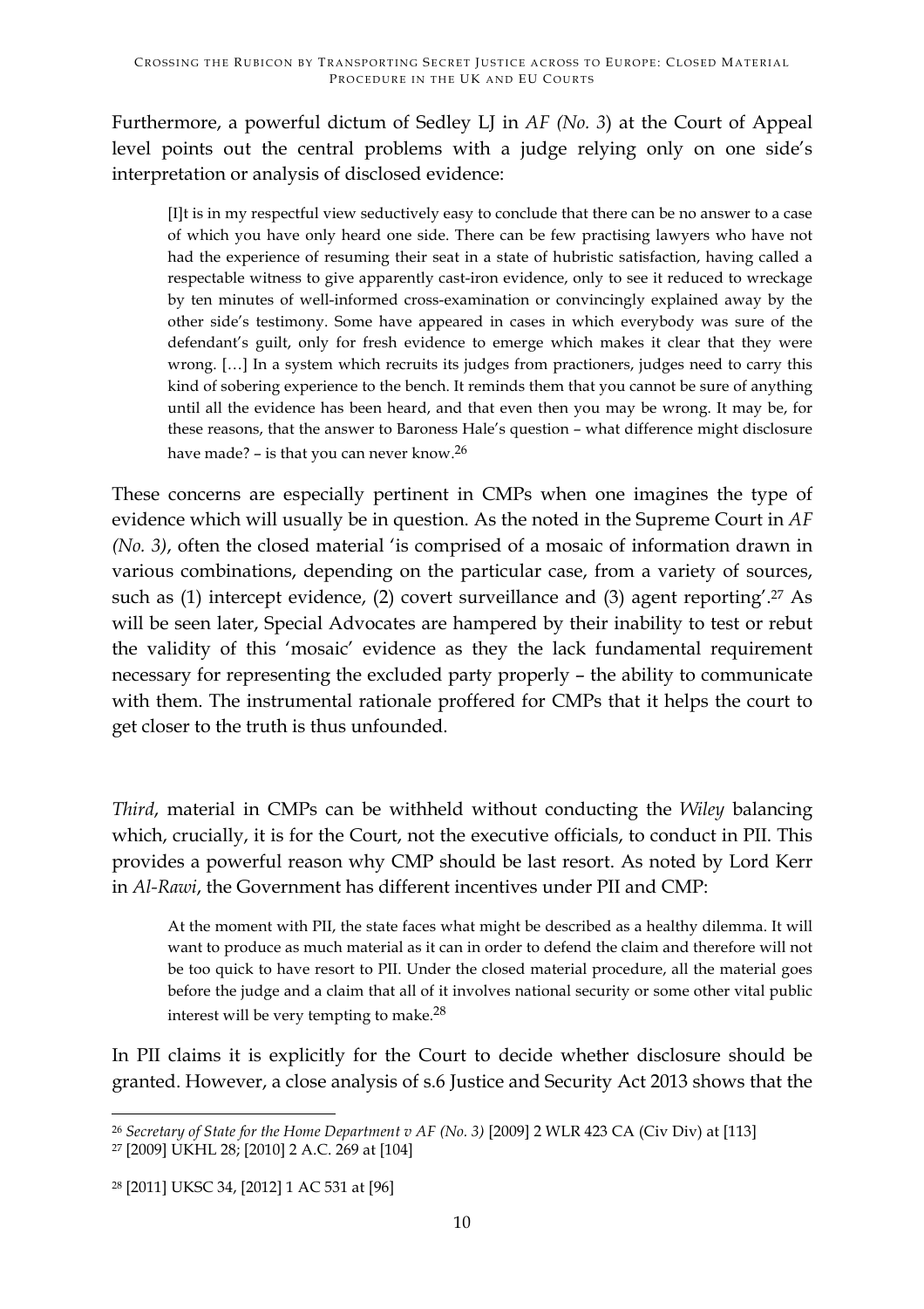Furthermore, a powerful dictum of Sedley LJ in *AF (No. 3*) at the Court of Appeal level points out the central problems with a judge relying only on one side's interpretation or analysis of disclosed evidence:

> [I]t is in my respectful view seductively easy to conclude that there can be no answer to a case of which you have only heard one side. There can be few practising lawyers who have not had the experience of resuming their seat in a state of hubristic satisfaction, having called a respectable witness to give apparently cast-iron evidence, only to see it reduced to wreckage by ten minutes of well-informed cross-examination or convincingly explained away by the other side's testimony. Some have appeared in cases in which everybody was sure of the defendant's guilt, only for fresh evidence to emerge which makes it clear that they were wrong. […] In a system which recruits its judges from practioners, judges need to carry this kind of sobering experience to the bench. It reminds them that you cannot be sure of anything until all the evidence has been heard, and that even then you may be wrong. It may be, for these reasons, that the answer to Baroness Hale's question – what difference might disclosure have made? – is that you can never know.[26]

These concerns are especially pertinent in CMPs when one imagines the type of evidence which will usually be in question. As the noted in the Supreme Court in *AF (No. 3)*, often the closed material 'is comprised of a mosaic of information drawn in various combinations, depending on the particular case, from a variety of sources, such as (1) intercept evidence, (2) covert surveillance and (3) agent reporting'.[27] As will be seen later, Special Advocates are hampered by their inability to test or rebut the validity of this 'mosaic' evidence as they the lack fundamental requirement necessary for representing the excluded party properly – the ability to communicate with them. The instrumental rationale proffered for CMPs that it helps the court to get closer to the truth is thus unfounded.

*Third*, material in CMPs can be withheld without conducting the *Wiley* balancing which, crucially, it is for the Court, not the executive officials, to conduct in PII. This provides a powerful reason why CMP should be last resort. As noted by Lord Kerr in *Al-Rawi*, the Government has different incentives under PII and CMP:

> At the moment with PII, the state faces what might be described as a healthy dilemma. It will want to produce as much material as it can in order to defend the claim and therefore will not be too quick to have resort to PII. Under the closed material procedure, all the material goes before the judge and a claim that all of it involves national security or some other vital public interest will be very tempting to make.[28]

In PII claims it is explicitly for the Court to decide whether disclosure should be granted. However, a close analysis of s.6 Justice and Security Act 2013 shows that the

---

[26] *Secretary of State for the Home Department v AF (No. 3)* [2009] 2 WLR 423 CA (Civ Div) at [113]

[27] [2009] UKHL 28; [2010] 2 A.C. 269 at [104]

[28] [2011] UKSC 34, [2012] 1 AC 531 at [96]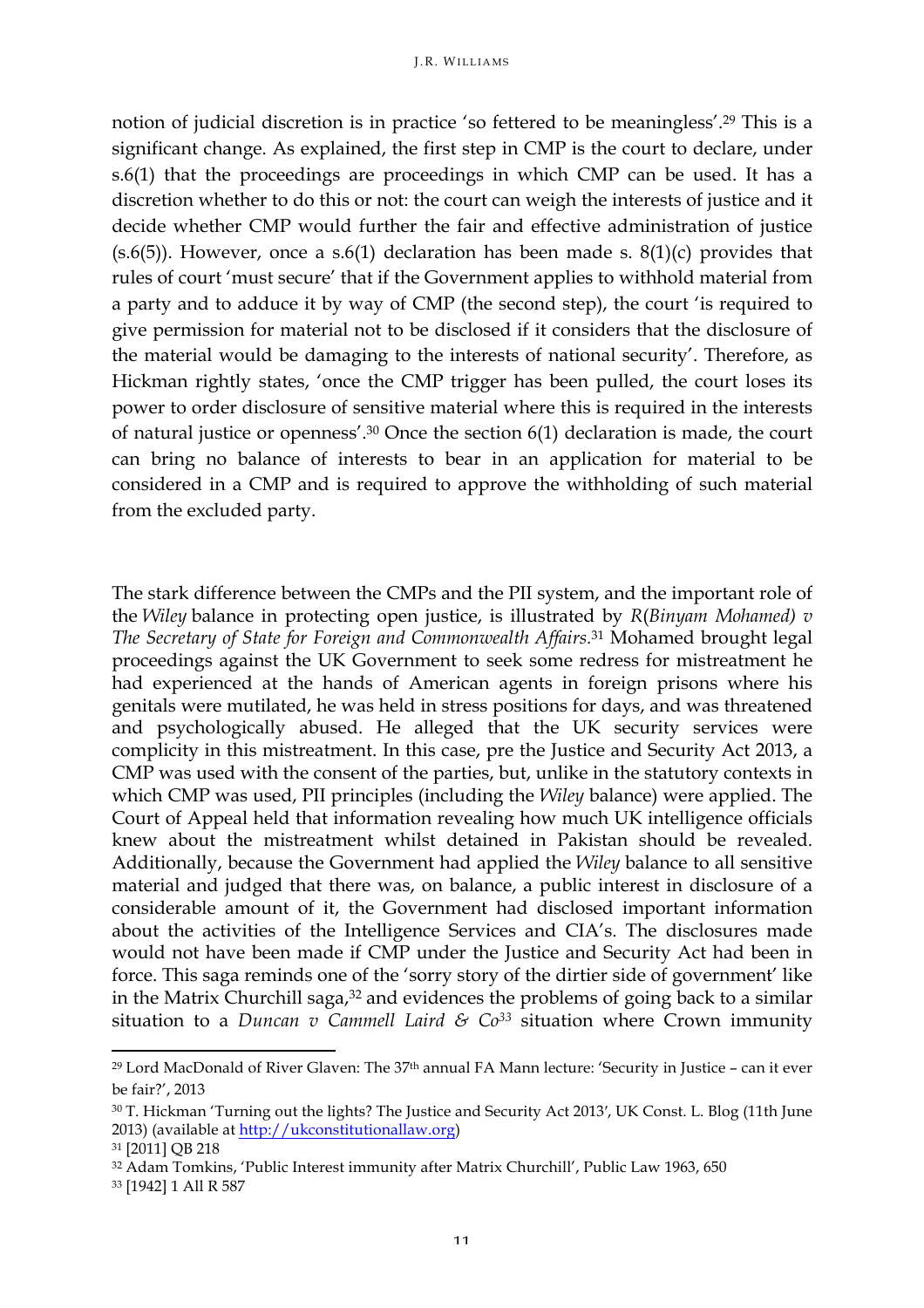notion of judicial discretion is in practice 'so fettered to be meaningless'.[29] This is a significant change. As explained, the first step in CMP is the court to declare, under s.6(1) that the proceedings are proceedings in which CMP can be used. It has a discretion whether to do this or not: the court can weigh the interests of justice and it decide whether CMP would further the fair and effective administration of justice (s.6(5)). However, once a s.6(1) declaration has been made s. 8(1)(c) provides that rules of court 'must secure' that if the Government applies to withhold material from a party and to adduce it by way of CMP (the second step), the court 'is required to give permission for material not to be disclosed if it considers that the disclosure of the material would be damaging to the interests of national security'. Therefore, as Hickman rightly states, 'once the CMP trigger has been pulled, the court loses its power to order disclosure of sensitive material where this is required in the interests of natural justice or openness'.[30] Once the section 6(1) declaration is made, the court can bring no balance of interests to bear in an application for material to be considered in a CMP and is required to approve the withholding of such material from the excluded party.

The stark difference between the CMPs and the PII system, and the important role of the *Wiley* balance in protecting open justice, is illustrated by *R*(*Binyam Mohamed) v The Secretary of State for Foreign and Commonwealth Affairs*.[31] Mohamed brought legal proceedings against the UK Government to seek some redress for mistreatment he had experienced at the hands of American agents in foreign prisons where his genitals were mutilated, he was held in stress positions for days, and was threatened and psychologically abused. He alleged that the UK security services were complicity in this mistreatment. In this case, pre the Justice and Security Act 2013, a CMP was used with the consent of the parties, but, unlike in the statutory contexts in which CMP was used, PII principles (including the *Wiley* balance) were applied. The Court of Appeal held that information revealing how much UK intelligence officials knew about the mistreatment whilst detained in Pakistan should be revealed. Additionally, because the Government had applied the *Wiley* balance to all sensitive material and judged that there was, on balance, a public interest in disclosure of a considerable amount of it, the Government had disclosed important information about the activities of the Intelligence Services and CIA's. The disclosures made would not have been made if CMP under the Justice and Security Act had been in force. This saga reminds one of the 'sorry story of the dirtier side of government' like in the Matrix Churchill saga,[32] and evidences the problems of going back to a similar situation to a *Duncan v Cammell Laird & Co*[33] situation where Crown immunity

---

[29] Lord MacDonald of River Glaven: The 37th annual FA Mann lecture: 'Security in Justice – can it ever be fair?', 2013

[30] T. Hickman 'Turning out the lights? The Justice and Security Act 2013', UK Const. L. Blog (11th June 2013) (available at http://ukconstitutionallaw.org)

[31] [2011] QB 218

[32] Adam Tomkins, 'Public Interest immunity after Matrix Churchill', Public Law 1963, 650

[33] [1942] 1 All R 587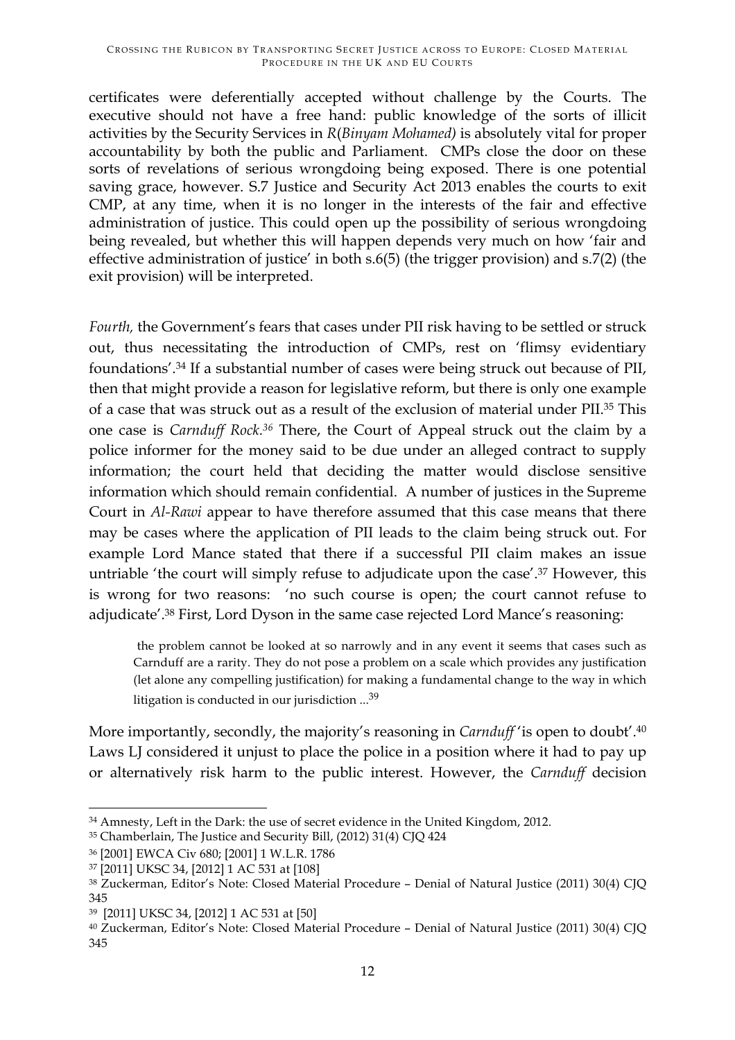certificates were deferentially accepted without challenge by the Courts. The executive should not have a free hand: public knowledge of the sorts of illicit activities by the Security Services in *R(Binyam Mohamed)* is absolutely vital for proper accountability by both the public and Parliament. CMPs close the door on these sorts of revelations of serious wrongdoing being exposed. There is one potential saving grace, however. S.7 Justice and Security Act 2013 enables the courts to exit CMP, at any time, when it is no longer in the interests of the fair and effective administration of justice. This could open up the possibility of serious wrongdoing being revealed, but whether this will happen depends very much on how 'fair and effective administration of justice' in both s.6(5) (the trigger provision) and s.7(2) (the exit provision) will be interpreted.

*Fourth,* the Government's fears that cases under PII risk having to be settled or struck out, thus necessitating the introduction of CMPs, rest on 'flimsy evidentiary foundations'.[34] If a substantial number of cases were being struck out because of PII, then that might provide a reason for legislative reform, but there is only one example of a case that was struck out as a result of the exclusion of material under PII.[35] This one case is *Carnduff Rock.*[36] There, the Court of Appeal struck out the claim by a police informer for the money said to be due under an alleged contract to supply information; the court held that deciding the matter would disclose sensitive information which should remain confidential. A number of justices in the Supreme Court in *Al-Rawi* appear to have therefore assumed that this case means that there may be cases where the application of PII leads to the claim being struck out. For example Lord Mance stated that there if a successful PII claim makes an issue untriable 'the court will simply refuse to adjudicate upon the case'.[37] However, this is wrong for two reasons: 'no such course is open; the court cannot refuse to adjudicate'.[38] First, Lord Dyson in the same case rejected Lord Mance's reasoning:

> the problem cannot be looked at so narrowly and in any event it seems that cases such as Carnduff are a rarity. They do not pose a problem on a scale which provides any justification (let alone any compelling justification) for making a fundamental change to the way in which litigation is conducted in our jurisdiction ...[39]

More importantly, secondly, the majority's reasoning in *Carnduff* 'is open to doubt'.[40] Laws LJ considered it unjust to place the police in a position where it had to pay up or alternatively risk harm to the public interest. However, the *Carnduff* decision

---

[34] Amnesty, Left in the Dark: the use of secret evidence in the United Kingdom, 2012.

[35] Chamberlain, The Justice and Security Bill, (2012) 31(4) CJQ 424

[36] [2001] EWCA Civ 680; [2001] 1 W.L.R. 1786

[37] [2011] UKSC 34, [2012] 1 AC 531 at [108]

[38] Zuckerman, Editor's Note: Closed Material Procedure – Denial of Natural Justice (2011) 30(4) CJQ 345

[39] [2011] UKSC 34, [2012] 1 AC 531 at [50]

[40] Zuckerman, Editor's Note: Closed Material Procedure – Denial of Natural Justice (2011) 30(4) CJQ 345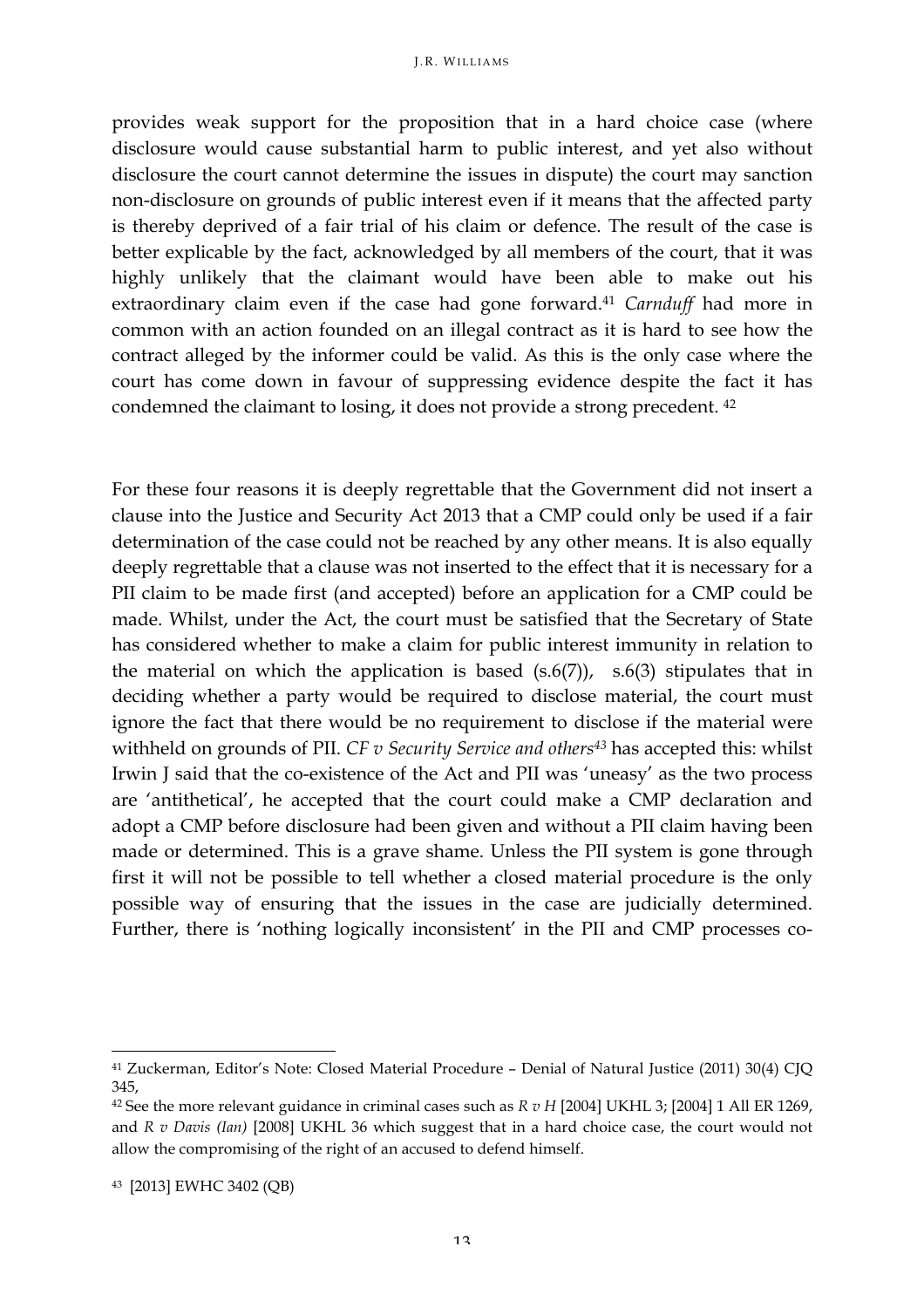provides weak support for the proposition that in a hard choice case (where disclosure would cause substantial harm to public interest, and yet also without disclosure the court cannot determine the issues in dispute) the court may sanction non-disclosure on grounds of public interest even if it means that the affected party is thereby deprived of a fair trial of his claim or defence. The result of the case is better explicable by the fact, acknowledged by all members of the court, that it was highly unlikely that the claimant would have been able to make out his extraordinary claim even if the case had gone forward.[41] *Carnduff* had more in common with an action founded on an illegal contract as it is hard to see how the contract alleged by the informer could be valid. As this is the only case where the court has come down in favour of suppressing evidence despite the fact it has condemned the claimant to losing, it does not provide a strong precedent. [42]

For these four reasons it is deeply regrettable that the Government did not insert a clause into the Justice and Security Act 2013 that a CMP could only be used if a fair determination of the case could not be reached by any other means. It is also equally deeply regrettable that a clause was not inserted to the effect that it is necessary for a PII claim to be made first (and accepted) before an application for a CMP could be made. Whilst, under the Act, the court must be satisfied that the Secretary of State has considered whether to make a claim for public interest immunity in relation to the material on which the application is based (s.6(7)), s.6(3) stipulates that in deciding whether a party would be required to disclose material, the court must ignore the fact that there would be no requirement to disclose if the material were withheld on grounds of PII. *CF v Security Service and others*[43] has accepted this: whilst Irwin J said that the co-existence of the Act and PII was 'uneasy' as the two process are 'antithetical', he accepted that the court could make a CMP declaration and adopt a CMP before disclosure had been given and without a PII claim having been made or determined. This is a grave shame. Unless the PII system is gone through first it will not be possible to tell whether a closed material procedure is the only possible way of ensuring that the issues in the case are judicially determined. Further, there is 'nothing logically inconsistent' in the PII and CMP processes co-

---

[41] Zuckerman, Editor's Note: Closed Material Procedure – Denial of Natural Justice (2011) 30(4) CJQ 345,

[42] See the more relevant guidance in criminal cases such as *R v H* [2004] UKHL 3; [2004] 1 All ER 1269, and *R v Davis (Ian)* [2008] UKHL 36 which suggest that in a hard choice case, the court would not allow the compromising of the right of an accused to defend himself.

[43] [2013] EWHC 3402 (QB)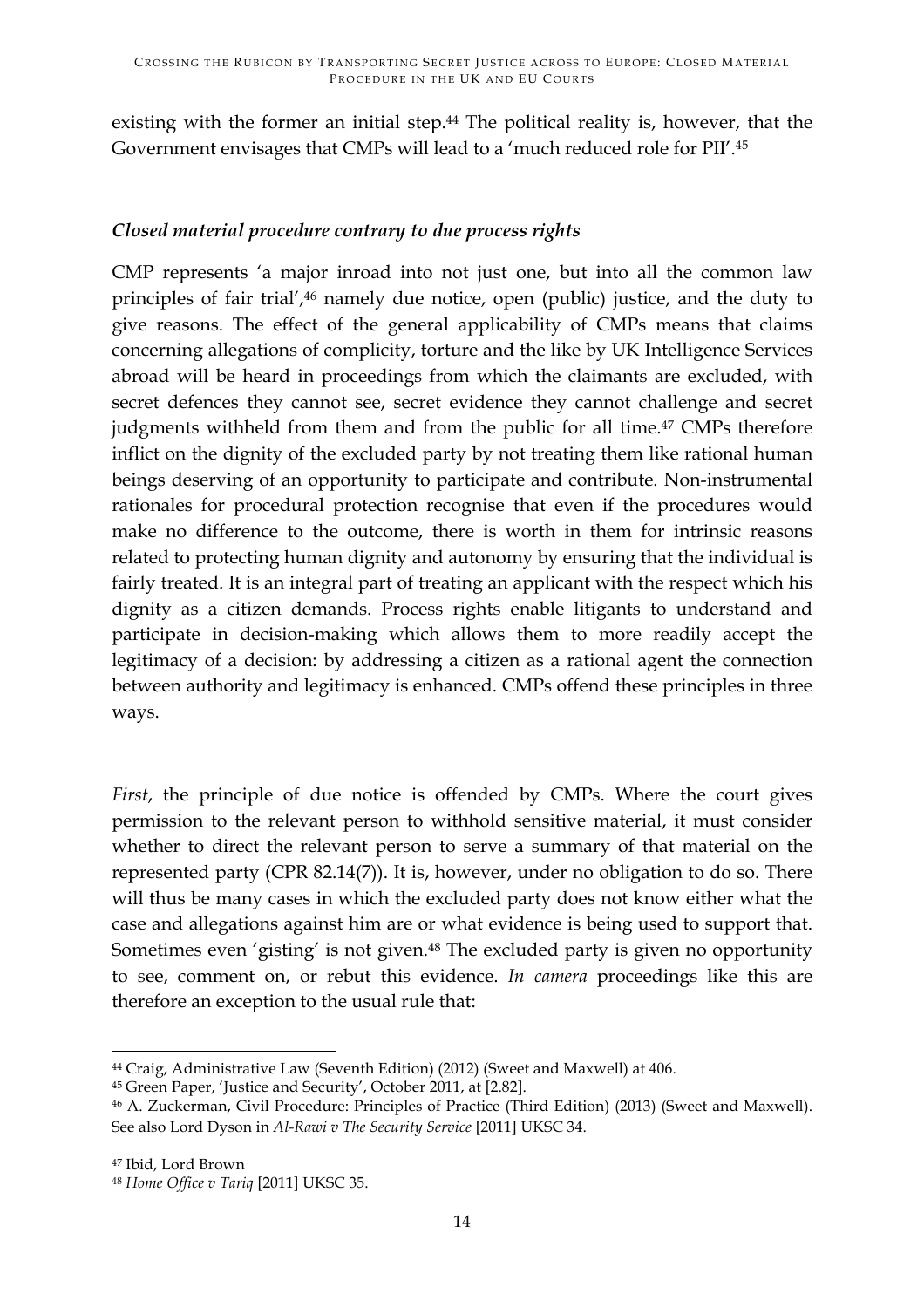existing with the former an initial step.[44] The political reality is, however, that the Government envisages that CMPs will lead to a 'much reduced role for PII'.[45]

### *Closed material procedure contrary to due process rights*

CMP represents 'a major inroad into not just one, but into all the common law principles of fair trial',[46] namely due notice, open (public) justice, and the duty to give reasons. The effect of the general applicability of CMPs means that claims concerning allegations of complicity, torture and the like by UK Intelligence Services abroad will be heard in proceedings from which the claimants are excluded, with secret defences they cannot see, secret evidence they cannot challenge and secret judgments withheld from them and from the public for all time.[47] CMPs therefore inflict on the dignity of the excluded party by not treating them like rational human beings deserving of an opportunity to participate and contribute. Non-instrumental rationales for procedural protection recognise that even if the procedures would make no difference to the outcome, there is worth in them for intrinsic reasons related to protecting human dignity and autonomy by ensuring that the individual is fairly treated. It is an integral part of treating an applicant with the respect which his dignity as a citizen demands. Process rights enable litigants to understand and participate in decision-making which allows them to more readily accept the legitimacy of a decision: by addressing a citizen as a rational agent the connection between authority and legitimacy is enhanced. CMPs offend these principles in three ways.

*First*, the principle of due notice is offended by CMPs. Where the court gives permission to the relevant person to withhold sensitive material, it must consider whether to direct the relevant person to serve a summary of that material on the represented party (CPR 82.14(7)). It is, however, under no obligation to do so. There will thus be many cases in which the excluded party does not know either what the case and allegations against him are or what evidence is being used to support that. Sometimes even 'gisting' is not given.[48] The excluded party is given no opportunity to see, comment on, or rebut this evidence. *In camera* proceedings like this are therefore an exception to the usual rule that:

---

[44] Craig, Administrative Law (Seventh Edition) (2012) (Sweet and Maxwell) at 406.

[45] Green Paper, 'Justice and Security', October 2011, at [2.82].

[46] A. Zuckerman, Civil Procedure: Principles of Practice (Third Edition) (2013) (Sweet and Maxwell). See also Lord Dyson in *Al-Rawi v The Security Service* [2011] UKSC 34.

[47] Ibid, Lord Brown

[48] *Home Office v Tariq* [2011] UKSC 35.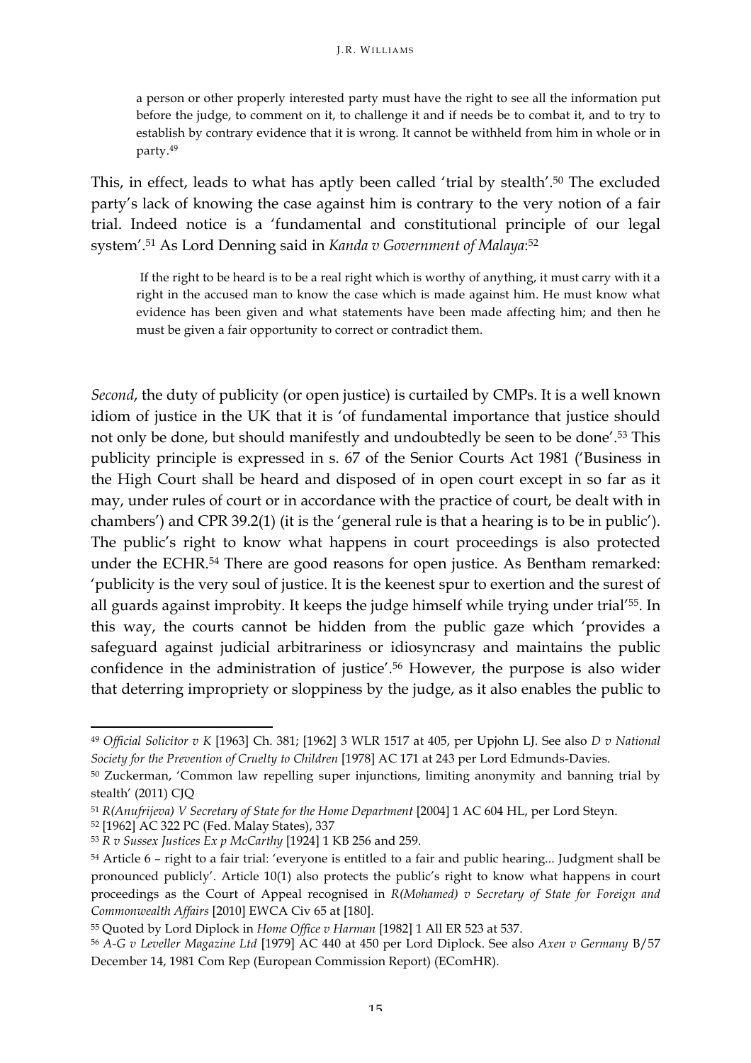> a person or other properly interested party must have the right to see all the information put before the judge, to comment on it, to challenge it and if needs be to combat it, and to try to establish by contrary evidence that it is wrong. It cannot be withheld from him in whole or in party.[49]

This, in effect, leads to what has aptly been called 'trial by stealth'.[50] The excluded party's lack of knowing the case against him is contrary to the very notion of a fair trial. Indeed notice is a 'fundamental and constitutional principle of our legal system'.[51] As Lord Denning said in *Kanda v Government of Malaya*:[52]

> If the right to be heard is to be a real right which is worthy of anything, it must carry with it a right in the accused man to know the case which is made against him. He must know what evidence has been given and what statements have been made affecting him; and then he must be given a fair opportunity to correct or contradict them.

*Second*, the duty of publicity (or open justice) is curtailed by CMPs. It is a well known idiom of justice in the UK that it is 'of fundamental importance that justice should not only be done, but should manifestly and undoubtedly be seen to be done'.[53] This publicity principle is expressed in s. 67 of the Senior Courts Act 1981 ('Business in the High Court shall be heard and disposed of in open court except in so far as it may, under rules of court or in accordance with the practice of court, be dealt with in chambers') and CPR 39.2(1) (it is the 'general rule is that a hearing is to be in public'). The public's right to know what happens in court proceedings is also protected under the ECHR.[54] There are good reasons for open justice. As Bentham remarked: 'publicity is the very soul of justice. It is the keenest spur to exertion and the surest of all guards against improbity. It keeps the judge himself while trying under trial'[55]. In this way, the courts cannot be hidden from the public gaze which 'provides a safeguard against judicial arbitrariness or idiosyncrasy and maintains the public confidence in the administration of justice'.[56] However, the purpose is also wider that deterring impropriety or sloppiness by the judge, as it also enables the public to

---

[49] *Official Solicitor v K* [1963] Ch. 381; [1962] 3 WLR 1517 at 405, per Upjohn LJ. See also *D v National Society for the Prevention of Cruelty to Children* [1978] AC 171 at 243 per Lord Edmunds-Davies.

[50] Zuckerman, 'Common law repelling super injunctions, limiting anonymity and banning trial by stealth' (2011) CJQ

[51] *R(Anufrijeva) V Secretary of State for the Home Department* [2004] 1 AC 604 HL, per Lord Steyn.

[52] [1962] AC 322 PC (Fed. Malay States), 337

[53] *R v Sussex Justices Ex p McCarthy* [1924] 1 KB 256 and 259.

[54] Article 6 – right to a fair trial: 'everyone is entitled to a fair and public hearing... Judgment shall be pronounced publicly'. Article 10(1) also protects the public's right to know what happens in court proceedings as the Court of Appeal recognised in *R(Mohamed) v Secretary of State for Foreign and Commonwealth Affairs* [2010] EWCA Civ 65 at [180].

[55] Quoted by Lord Diplock in *Home Office v Harman* [1982] 1 All ER 523 at 537.

[56] *A-G v Leveller Magazine Ltd* [1979] AC 440 at 450 per Lord Diplock. See also *Axen v Germany* B/57 December 14, 1981 Com Rep (European Commission Report) (EComHR).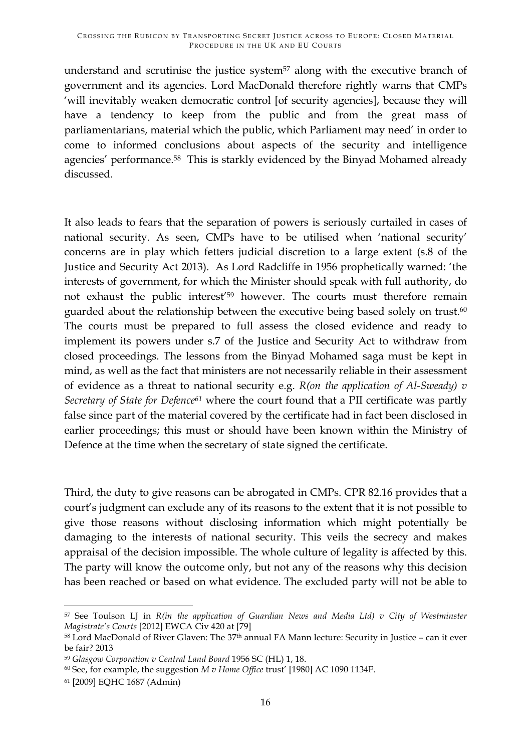understand and scrutinise the justice system[57] along with the executive branch of government and its agencies. Lord MacDonald therefore rightly warns that CMPs 'will inevitably weaken democratic control [of security agencies], because they will have a tendency to keep from the public and from the great mass of parliamentarians, material which the public, which Parliament may need' in order to come to informed conclusions about aspects of the security and intelligence agencies' performance.[58] This is starkly evidenced by the Binyad Mohamed already discussed.

It also leads to fears that the separation of powers is seriously curtailed in cases of national security. As seen, CMPs have to be utilised when 'national security' concerns are in play which fetters judicial discretion to a large extent (s.8 of the Justice and Security Act 2013). As Lord Radcliffe in 1956 prophetically warned: 'the interests of government, for which the Minister should speak with full authority, do not exhaust the public interest'[59] however. The courts must therefore remain guarded about the relationship between the executive being based solely on trust.[60] The courts must be prepared to full assess the closed evidence and ready to implement its powers under s.7 of the Justice and Security Act to withdraw from closed proceedings. The lessons from the Binyad Mohamed saga must be kept in mind, as well as the fact that ministers are not necessarily reliable in their assessment of evidence as a threat to national security e.g. *R(on the application of Al-Sweady) v Secretary of State for Defence*[61] where the court found that a PII certificate was partly false since part of the material covered by the certificate had in fact been disclosed in earlier proceedings; this must or should have been known within the Ministry of Defence at the time when the secretary of state signed the certificate.

Third, the duty to give reasons can be abrogated in CMPs. CPR 82.16 provides that a court's judgment can exclude any of its reasons to the extent that it is not possible to give those reasons without disclosing information which might potentially be damaging to the interests of national security. This veils the secrecy and makes appraisal of the decision impossible. The whole culture of legality is affected by this. The party will know the outcome only, but not any of the reasons why this decision has been reached or based on what evidence. The excluded party will not be able to

---

[57] See Toulson LJ in *R(in the application of Guardian News and Media Ltd) v City of Westminster Magistrate's Courts* [2012] EWCA Civ 420 at [79]

[58] Lord MacDonald of River Glaven: The 37th annual FA Mann lecture: Security in Justice – can it ever be fair? 2013

[59] *Glasgow Corporation v Central Land Board* 1956 SC (HL) 1, 18.

[60] See, for example, the suggestion *M v Home Office* trust' [1980] AC 1090 1134F.

[61] [2009] EQHC 1687 (Admin)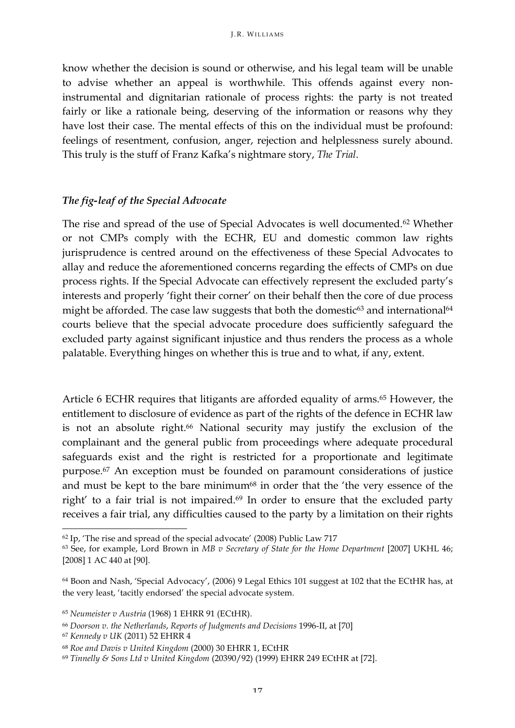know whether the decision is sound or otherwise, and his legal team will be unable to advise whether an appeal is worthwhile. This offends against every non-instrumental and dignitarian rationale of process rights: the party is not treated fairly or like a rationale being, deserving of the information or reasons why they have lost their case. The mental effects of this on the individual must be profound: feelings of resentment, confusion, anger, rejection and helplessness surely abound. This truly is the stuff of Franz Kafka's nightmare story, *The Trial*.

### *The fig-leaf of the Special Advocate*

The rise and spread of the use of Special Advocates is well documented.[62] Whether or not CMPs comply with the ECHR, EU and domestic common law rights jurisprudence is centred around on the effectiveness of these Special Advocates to allay and reduce the aforementioned concerns regarding the effects of CMPs on due process rights. If the Special Advocate can effectively represent the excluded party's interests and properly 'fight their corner' on their behalf then the core of due process might be afforded. The case law suggests that both the domestic[63] and international[64] courts believe that the special advocate procedure does sufficiently safeguard the excluded party against significant injustice and thus renders the process as a whole palatable. Everything hinges on whether this is true and to what, if any, extent.

Article 6 ECHR requires that litigants are afforded equality of arms.[65] However, the entitlement to disclosure of evidence as part of the rights of the defence in ECHR law is not an absolute right.[66] National security may justify the exclusion of the complainant and the general public from proceedings where adequate procedural safeguards exist and the right is restricted for a proportionate and legitimate purpose.[67] An exception must be founded on paramount considerations of justice and must be kept to the bare minimum[68] in order that the 'the very essence of the right' to a fair trial is not impaired.[69] In order to ensure that the excluded party receives a fair trial, any difficulties caused to the party by a limitation on their rights

---

[62] Ip, 'The rise and spread of the special advocate' (2008) Public Law 717

[63] See, for example, Lord Brown in *MB v Secretary of State for the Home Department* [2007] UKHL 46; [2008] 1 AC 440 at [90].

[64] Boon and Nash, 'Special Advocacy', (2006) 9 Legal Ethics 101 suggest at 102 that the ECtHR has, at the very least, 'tacitly endorsed' the special advocate system.

[65] *Neumeister v Austria* (1968) 1 EHRR 91 (ECtHR).

[66] *Doorson v. the Netherlands*, *Reports of Judgments and Decisions* 1996-II, at [70]

[67] *Kennedy v UK* (2011) 52 EHRR 4

[68] *Roe and Davis v United Kingdom* (2000) 30 EHRR 1, ECtHR

[69] *Tinnelly & Sons Ltd v United Kingdom* (20390/92) (1999) EHRR 249 ECtHR at [72].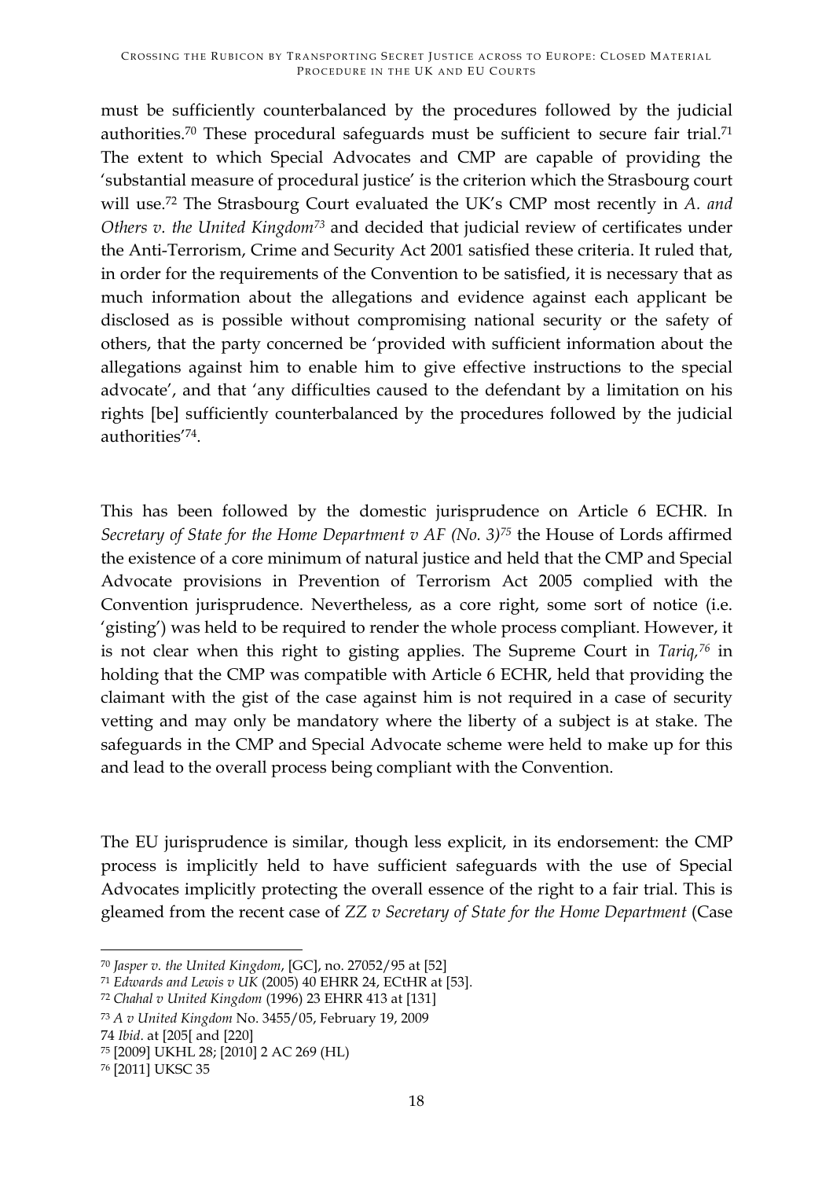must be sufficiently counterbalanced by the procedures followed by the judicial authorities.[70] These procedural safeguards must be sufficient to secure fair trial.[71] The extent to which Special Advocates and CMP are capable of providing the 'substantial measure of procedural justice' is the criterion which the Strasbourg court will use.[72] The Strasbourg Court evaluated the UK's CMP most recently in *A. and Others v. the United Kingdom*[73] and decided that judicial review of certificates under the Anti-Terrorism, Crime and Security Act 2001 satisfied these criteria. It ruled that, in order for the requirements of the Convention to be satisfied, it is necessary that as much information about the allegations and evidence against each applicant be disclosed as is possible without compromising national security or the safety of others, that the party concerned be 'provided with sufficient information about the allegations against him to enable him to give effective instructions to the special advocate', and that 'any difficulties caused to the defendant by a limitation on his rights [be] sufficiently counterbalanced by the procedures followed by the judicial authorities'[74].

This has been followed by the domestic jurisprudence on Article 6 ECHR. In *Secretary of State for the Home Department v AF (No. 3)*[75] the House of Lords affirmed the existence of a core minimum of natural justice and held that the CMP and Special Advocate provisions in Prevention of Terrorism Act 2005 complied with the Convention jurisprudence. Nevertheless, as a core right, some sort of notice (i.e. 'gisting') was held to be required to render the whole process compliant. However, it is not clear when this right to gisting applies. The Supreme Court in *Tariq,*[76] in holding that the CMP was compatible with Article 6 ECHR, held that providing the claimant with the gist of the case against him is not required in a case of security vetting and may only be mandatory where the liberty of a subject is at stake. The safeguards in the CMP and Special Advocate scheme were held to make up for this and lead to the overall process being compliant with the Convention.

The EU jurisprudence is similar, though less explicit, in its endorsement: the CMP process is implicitly held to have sufficient safeguards with the use of Special Advocates implicitly protecting the overall essence of the right to a fair trial. This is gleamed from the recent case of *ZZ v Secretary of State for the Home Department* (Case

---

[70] *Jasper v. the United Kingdom*, [GC], no. 27052/95 at [52]

[71] *Edwards and Lewis v UK* (2005) 40 EHRR 24, ECtHR at [53].

[72] *Chahal v United Kingdom* (1996) 23 EHRR 413 at [131]

[73] *A v United Kingdom* No. 3455/05, February 19, 2009

74 *Ibid*. at [205[ and [220]

[75] [2009] UKHL 28; [2010] 2 AC 269 (HL)

[76] [2011] UKSC 35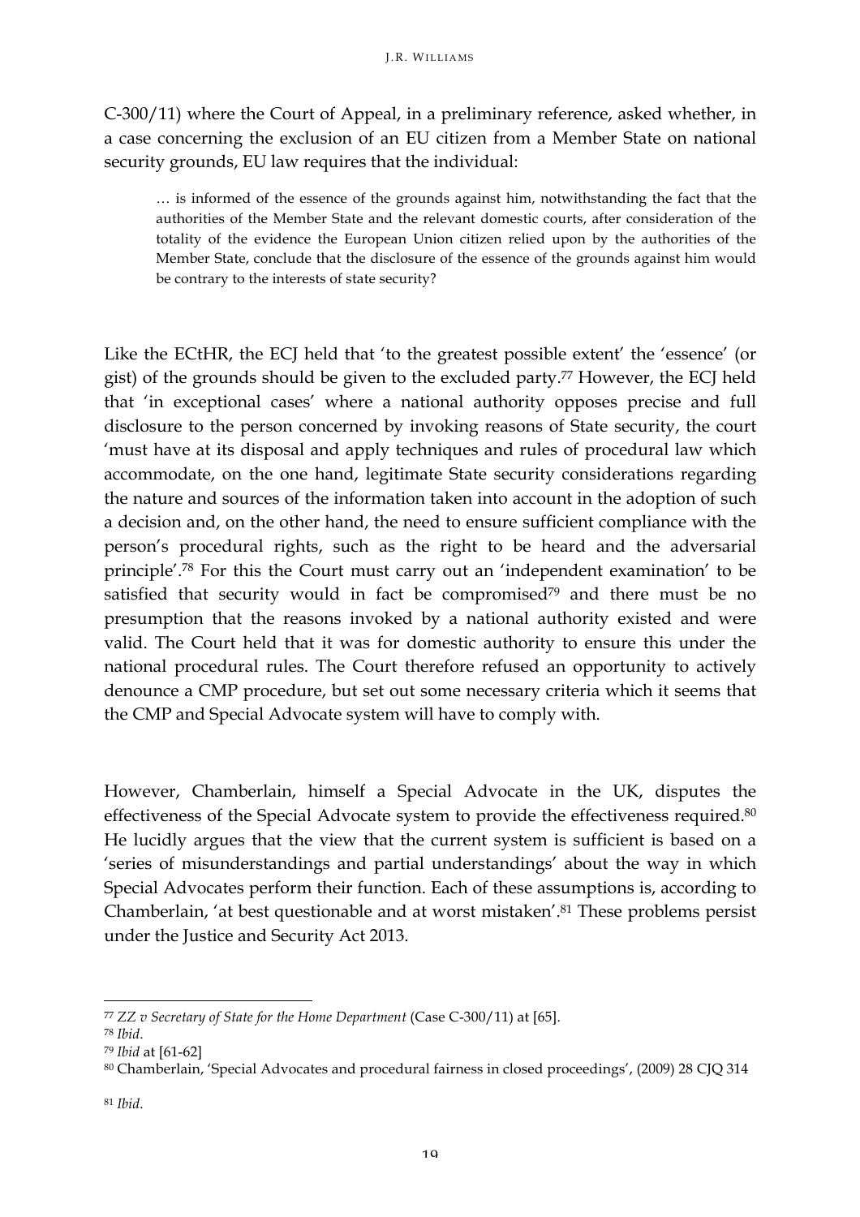C-300/11) where the Court of Appeal, in a preliminary reference, asked whether, in a case concerning the exclusion of an EU citizen from a Member State on national security grounds, EU law requires that the individual:

> … is informed of the essence of the grounds against him, notwithstanding the fact that the authorities of the Member State and the relevant domestic courts, after consideration of the totality of the evidence the European Union citizen relied upon by the authorities of the Member State, conclude that the disclosure of the essence of the grounds against him would be contrary to the interests of state security?

Like the ECtHR, the ECJ held that 'to the greatest possible extent' the 'essence' (or gist) of the grounds should be given to the excluded party.[77] However, the ECJ held that 'in exceptional cases' where a national authority opposes precise and full disclosure to the person concerned by invoking reasons of State security, the court 'must have at its disposal and apply techniques and rules of procedural law which accommodate, on the one hand, legitimate State security considerations regarding the nature and sources of the information taken into account in the adoption of such a decision and, on the other hand, the need to ensure sufficient compliance with the person's procedural rights, such as the right to be heard and the adversarial principle'.[78] For this the Court must carry out an 'independent examination' to be satisfied that security would in fact be compromised[79] and there must be no presumption that the reasons invoked by a national authority existed and were valid. The Court held that it was for domestic authority to ensure this under the national procedural rules. The Court therefore refused an opportunity to actively denounce a CMP procedure, but set out some necessary criteria which it seems that the CMP and Special Advocate system will have to comply with.

However, Chamberlain, himself a Special Advocate in the UK, disputes the effectiveness of the Special Advocate system to provide the effectiveness required.[80] He lucidly argues that the view that the current system is sufficient is based on a 'series of misunderstandings and partial understandings' about the way in which Special Advocates perform their function. Each of these assumptions is, according to Chamberlain, 'at best questionable and at worst mistaken'.[81] These problems persist under the Justice and Security Act 2013.

---

[77] *ZZ v Secretary of State for the Home Department* (Case C-300/11) at [65].

[78] *Ibid*.

[79] *Ibid* at [61-62]

[80] Chamberlain, 'Special Advocates and procedural fairness in closed proceedings', (2009) 28 CJQ 314

[81] *Ibid*.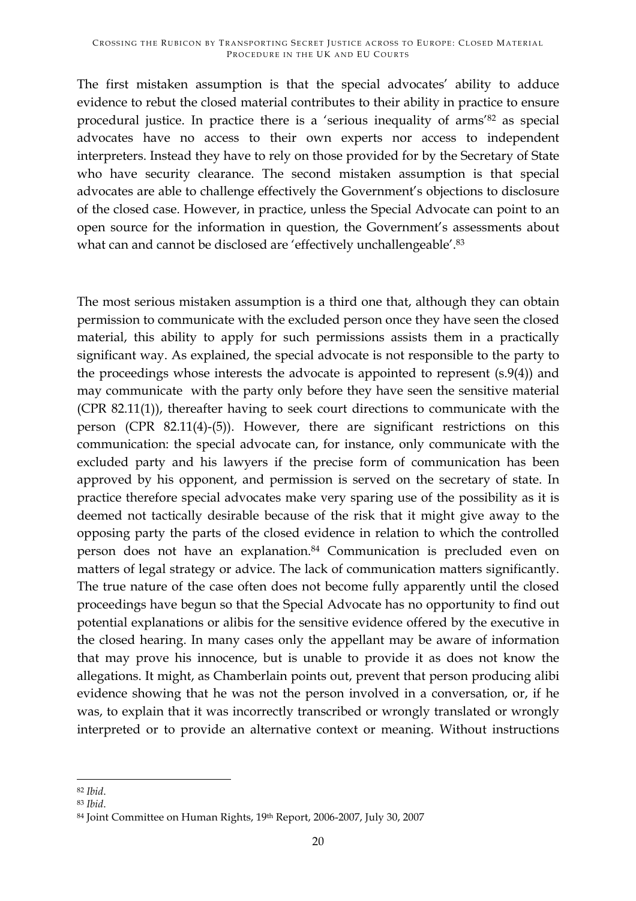The first mistaken assumption is that the special advocates' ability to adduce evidence to rebut the closed material contributes to their ability in practice to ensure procedural justice. In practice there is a 'serious inequality of arms'[82] as special advocates have no access to their own experts nor access to independent interpreters. Instead they have to rely on those provided for by the Secretary of State who have security clearance. The second mistaken assumption is that special advocates are able to challenge effectively the Government's objections to disclosure of the closed case. However, in practice, unless the Special Advocate can point to an open source for the information in question, the Government's assessments about what can and cannot be disclosed are 'effectively unchallengeable'.[83]

The most serious mistaken assumption is a third one that, although they can obtain permission to communicate with the excluded person once they have seen the closed material, this ability to apply for such permissions assists them in a practically significant way. As explained, the special advocate is not responsible to the party to the proceedings whose interests the advocate is appointed to represent (s.9(4)) and may communicate with the party only before they have seen the sensitive material (CPR 82.11(1)), thereafter having to seek court directions to communicate with the person (CPR 82.11(4)-(5)). However, there are significant restrictions on this communication: the special advocate can, for instance, only communicate with the excluded party and his lawyers if the precise form of communication has been approved by his opponent, and permission is served on the secretary of state. In practice therefore special advocates make very sparing use of the possibility as it is deemed not tactically desirable because of the risk that it might give away to the opposing party the parts of the closed evidence in relation to which the controlled person does not have an explanation.[84] Communication is precluded even on matters of legal strategy or advice. The lack of communication matters significantly. The true nature of the case often does not become fully apparently until the closed proceedings have begun so that the Special Advocate has no opportunity to find out potential explanations or alibis for the sensitive evidence offered by the executive in the closed hearing. In many cases only the appellant may be aware of information that may prove his innocence, but is unable to provide it as does not know the allegations. It might, as Chamberlain points out, prevent that person producing alibi evidence showing that he was not the person involved in a conversation, or, if he was, to explain that it was incorrectly transcribed or wrongly translated or wrongly interpreted or to provide an alternative context or meaning. Without instructions

---

[82] *Ibid*.

[83] *Ibid*.

[84] Joint Committee on Human Rights, 19th Report, 2006-2007, July 30, 2007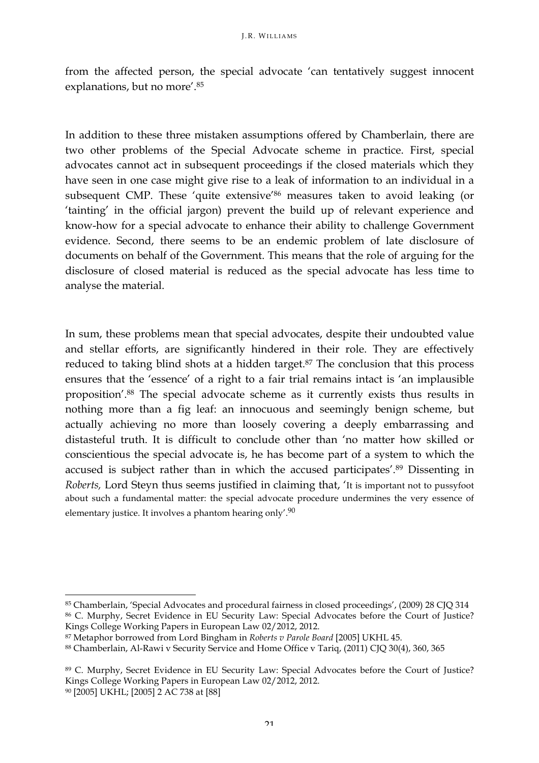from the affected person, the special advocate 'can tentatively suggest innocent explanations, but no more'.[85]

In addition to these three mistaken assumptions offered by Chamberlain, there are two other problems of the Special Advocate scheme in practice. First, special advocates cannot act in subsequent proceedings if the closed materials which they have seen in one case might give rise to a leak of information to an individual in a subsequent CMP. These 'quite extensive'[86] measures taken to avoid leaking (or 'tainting' in the official jargon) prevent the build up of relevant experience and know-how for a special advocate to enhance their ability to challenge Government evidence. Second, there seems to be an endemic problem of late disclosure of documents on behalf of the Government. This means that the role of arguing for the disclosure of closed material is reduced as the special advocate has less time to analyse the material.

In sum, these problems mean that special advocates, despite their undoubted value and stellar efforts, are significantly hindered in their role. They are effectively reduced to taking blind shots at a hidden target.[87] The conclusion that this process ensures that the 'essence' of a right to a fair trial remains intact is 'an implausible proposition'.[88] The special advocate scheme as it currently exists thus results in nothing more than a fig leaf: an innocuous and seemingly benign scheme, but actually achieving no more than loosely covering a deeply embarrassing and distasteful truth. It is difficult to conclude other than 'no matter how skilled or conscientious the special advocate is, he has become part of a system to which the accused is subject rather than in which the accused participates'.[89] Dissenting in *Roberts,* Lord Steyn thus seems justified in claiming that, 'It is important not to pussyfoot about such a fundamental matter: the special advocate procedure undermines the very essence of elementary justice. It involves a phantom hearing only'.[90]

---

[85] Chamberlain, 'Special Advocates and procedural fairness in closed proceedings', (2009) 28 CJQ 314

[86] C. Murphy, Secret Evidence in EU Security Law: Special Advocates before the Court of Justice? Kings College Working Papers in European Law 02/2012, 2012.

[87] Metaphor borrowed from Lord Bingham in *Roberts v Parole Board* [2005] UKHL 45.

[88] Chamberlain, Al-Rawi v Security Service and Home Office v Tariq, (2011) CJQ 30(4), 360, 365

[89] C. Murphy, Secret Evidence in EU Security Law: Special Advocates before the Court of Justice? Kings College Working Papers in European Law 02/2012, 2012.

[90] [2005] UKHL; [2005] 2 AC 738 at [88]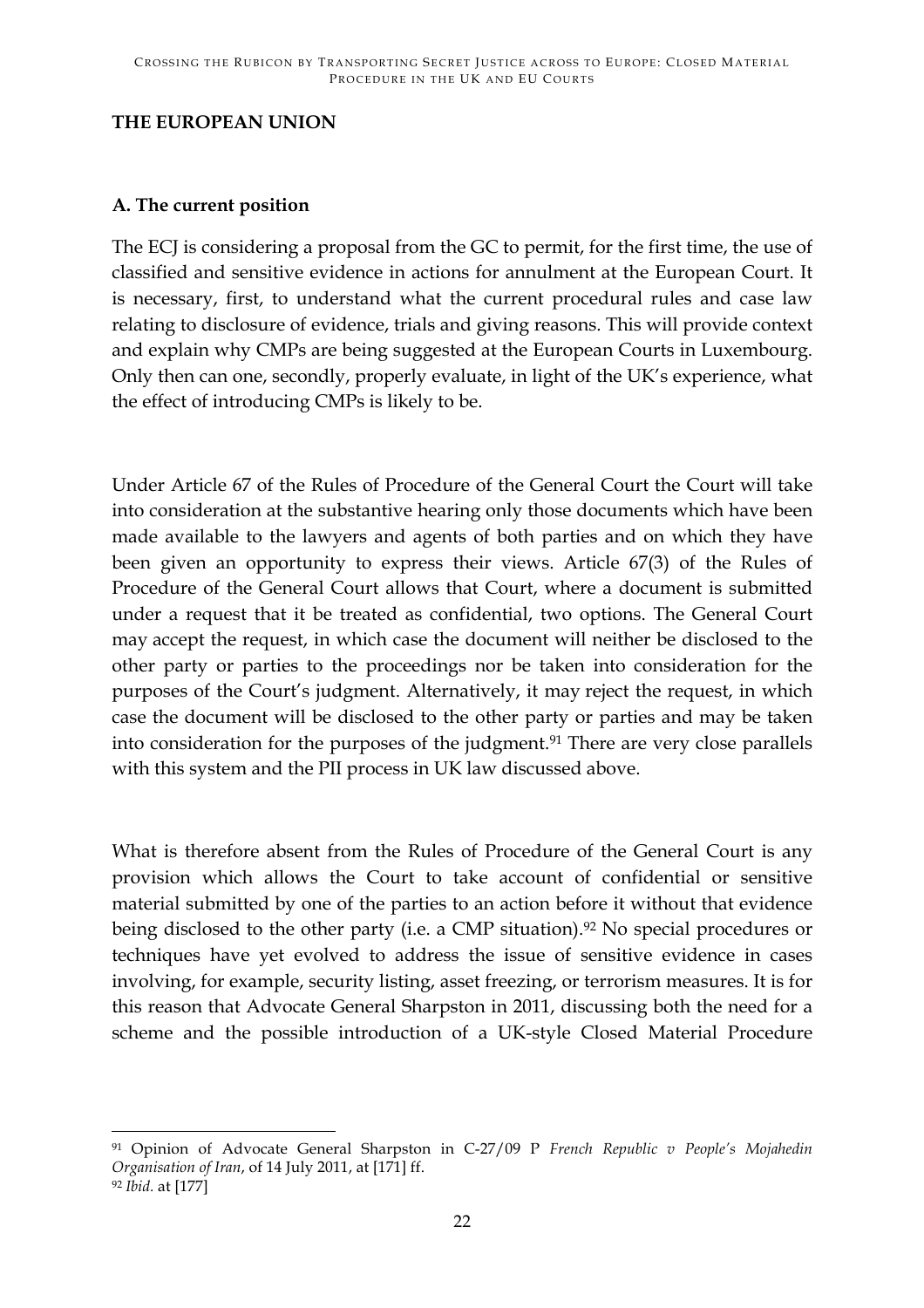## THE EUROPEAN UNION

### A. The current position

The ECJ is considering a proposal from the GC to permit, for the first time, the use of classified and sensitive evidence in actions for annulment at the European Court. It is necessary, first, to understand what the current procedural rules and case law relating to disclosure of evidence, trials and giving reasons. This will provide context and explain why CMPs are being suggested at the European Courts in Luxembourg. Only then can one, secondly, properly evaluate, in light of the UK's experience, what the effect of introducing CMPs is likely to be.

Under Article 67 of the Rules of Procedure of the General Court the Court will take into consideration at the substantive hearing only those documents which have been made available to the lawyers and agents of both parties and on which they have been given an opportunity to express their views. Article 67(3) of the Rules of Procedure of the General Court allows that Court, where a document is submitted under a request that it be treated as confidential, two options. The General Court may accept the request, in which case the document will neither be disclosed to the other party or parties to the proceedings nor be taken into consideration for the purposes of the Court's judgment. Alternatively, it may reject the request, in which case the document will be disclosed to the other party or parties and may be taken into consideration for the purposes of the judgment.[91] There are very close parallels with this system and the PII process in UK law discussed above.

What is therefore absent from the Rules of Procedure of the General Court is any provision which allows the Court to take account of confidential or sensitive material submitted by one of the parties to an action before it without that evidence being disclosed to the other party (i.e. a CMP situation).[92] No special procedures or techniques have yet evolved to address the issue of sensitive evidence in cases involving, for example, security listing, asset freezing, or terrorism measures. It is for this reason that Advocate General Sharpston in 2011, discussing both the need for a scheme and the possible introduction of a UK-style Closed Material Procedure

---

[91] Opinion of Advocate General Sharpston in C-27/09 P *French Republic v People's Mojahedin Organisation of Iran*, of 14 July 2011, at [171] ff.

[92] *Ibid.* at [177]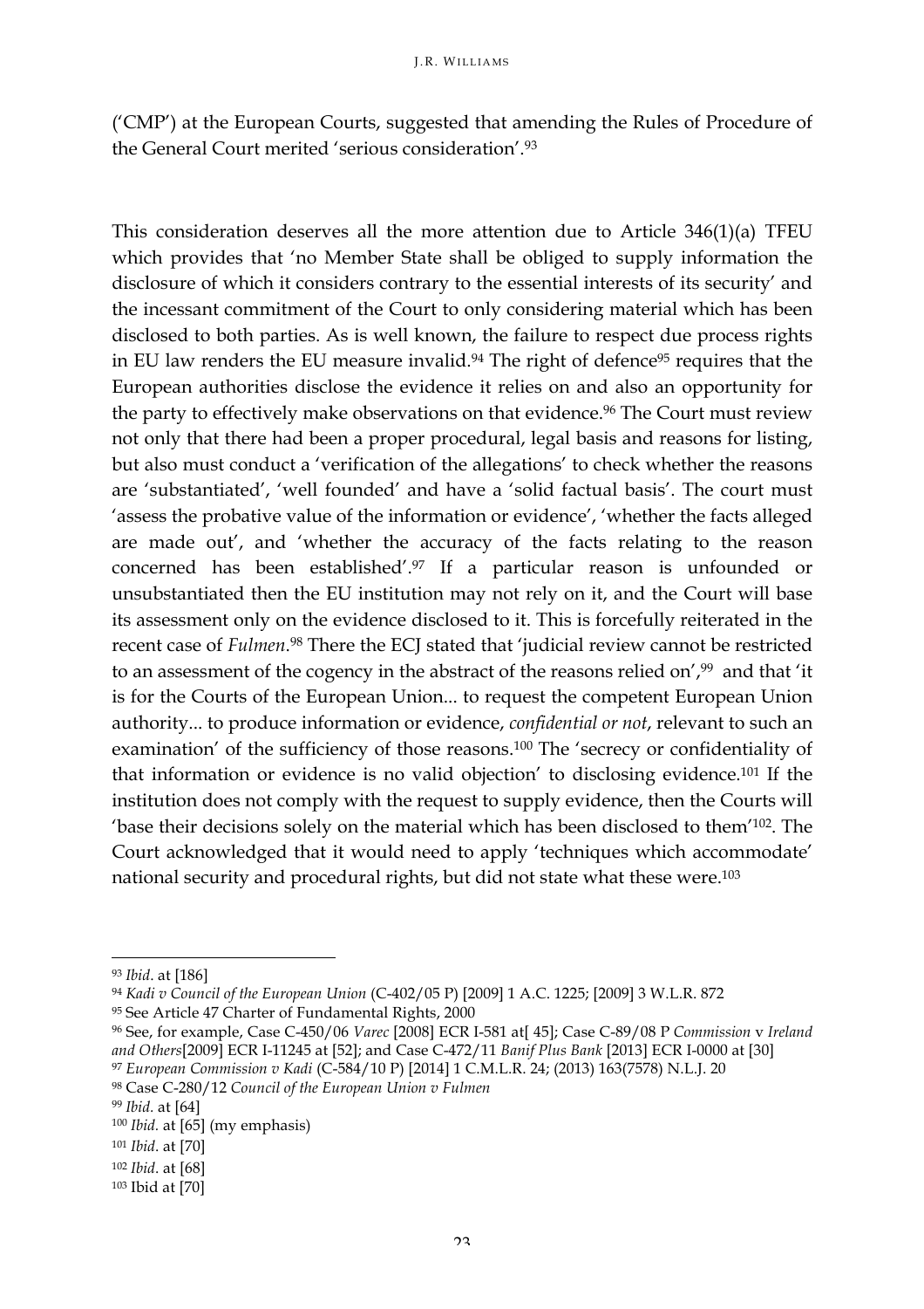('CMP') at the European Courts, suggested that amending the Rules of Procedure of the General Court merited 'serious consideration'.[93]

This consideration deserves all the more attention due to Article 346(1)(a) TFEU which provides that 'no Member State shall be obliged to supply information the disclosure of which it considers contrary to the essential interests of its security' and the incessant commitment of the Court to only considering material which has been disclosed to both parties. As is well known, the failure to respect due process rights in EU law renders the EU measure invalid.[94] The right of defence[95] requires that the European authorities disclose the evidence it relies on and also an opportunity for the party to effectively make observations on that evidence.[96] The Court must review not only that there had been a proper procedural, legal basis and reasons for listing, but also must conduct a 'verification of the allegations' to check whether the reasons are 'substantiated', 'well founded' and have a 'solid factual basis'. The court must 'assess the probative value of the information or evidence', 'whether the facts alleged are made out', and 'whether the accuracy of the facts relating to the reason concerned has been established'.[97] If a particular reason is unfounded or unsubstantiated then the EU institution may not rely on it, and the Court will base its assessment only on the evidence disclosed to it. This is forcefully reiterated in the recent case of *Fulmen*.[98] There the ECJ stated that 'judicial review cannot be restricted to an assessment of the cogency in the abstract of the reasons relied on',[99] and that 'it is for the Courts of the European Union... to request the competent European Union authority... to produce information or evidence, *confidential or not*, relevant to such an examination' of the sufficiency of those reasons.[100] The 'secrecy or confidentiality of that information or evidence is no valid objection' to disclosing evidence.[101] If the institution does not comply with the request to supply evidence, then the Courts will 'base their decisions solely on the material which has been disclosed to them'[102]. The Court acknowledged that it would need to apply 'techniques which accommodate' national security and procedural rights, but did not state what these were.[103]

---

[93] *Ibid*. at [186]

[94] *Kadi v Council of the European Union* (C-402/05 P) [2009] 1 A.C. 1225; [2009] 3 W.L.R. 872

[95] See Article 47 Charter of Fundamental Rights, 2000

[96] See, for example, Case C-450/06 *Varec* [2008] ECR I-581 at[ 45]; Case C-89/08 P *Commission* v *Ireland and Others*[2009] ECR I-11245 at [52]; and Case C-472/11 *Banif Plus Bank* [2013] ECR I-0000 at [30]

[97] *European Commission v Kadi* (C-584/10 P) [2014] 1 C.M.L.R. 24; (2013) 163(7578) N.L.J. 20

[98] Case C-280/12 *Council of the European Union v Fulmen*

[99] *Ibid.* at [64]

[100] *Ibid.* at [65] (my emphasis)

[101] *Ibid*. at [70]

[102] *Ibid*. at [68]

[103] Ibid at [70]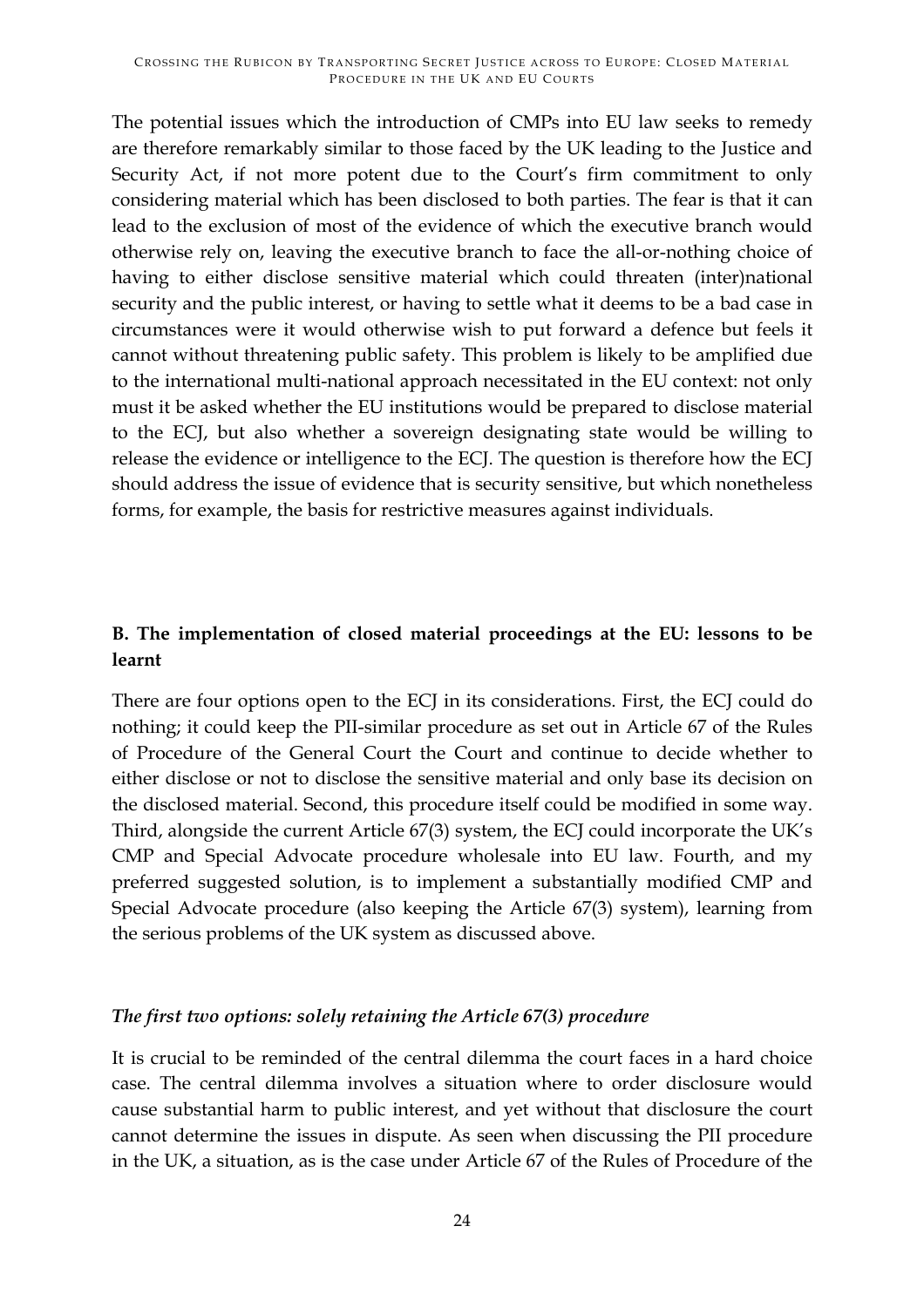The potential issues which the introduction of CMPs into EU law seeks to remedy are therefore remarkably similar to those faced by the UK leading to the Justice and Security Act, if not more potent due to the Court's firm commitment to only considering material which has been disclosed to both parties. The fear is that it can lead to the exclusion of most of the evidence of which the executive branch would otherwise rely on, leaving the executive branch to face the all-or-nothing choice of having to either disclose sensitive material which could threaten (inter)national security and the public interest, or having to settle what it deems to be a bad case in circumstances were it would otherwise wish to put forward a defence but feels it cannot without threatening public safety. This problem is likely to be amplified due to the international multi-national approach necessitated in the EU context: not only must it be asked whether the EU institutions would be prepared to disclose material to the ECJ, but also whether a sovereign designating state would be willing to release the evidence or intelligence to the ECJ. The question is therefore how the ECJ should address the issue of evidence that is security sensitive, but which nonetheless forms, for example, the basis for restrictive measures against individuals.

## B. The implementation of closed material proceedings at the EU: lessons to be learnt

There are four options open to the ECJ in its considerations. First, the ECJ could do nothing; it could keep the PII-similar procedure as set out in Article 67 of the Rules of Procedure of the General Court the Court and continue to decide whether to either disclose or not to disclose the sensitive material and only base its decision on the disclosed material. Second, this procedure itself could be modified in some way. Third, alongside the current Article 67(3) system, the ECJ could incorporate the UK's CMP and Special Advocate procedure wholesale into EU law. Fourth, and my preferred suggested solution, is to implement a substantially modified CMP and Special Advocate procedure (also keeping the Article 67(3) system), learning from the serious problems of the UK system as discussed above.

### *The first two options: solely retaining the Article 67(3) procedure*

It is crucial to be reminded of the central dilemma the court faces in a hard choice case. The central dilemma involves a situation where to order disclosure would cause substantial harm to public interest, and yet without that disclosure the court cannot determine the issues in dispute. As seen when discussing the PII procedure in the UK, a situation, as is the case under Article 67 of the Rules of Procedure of the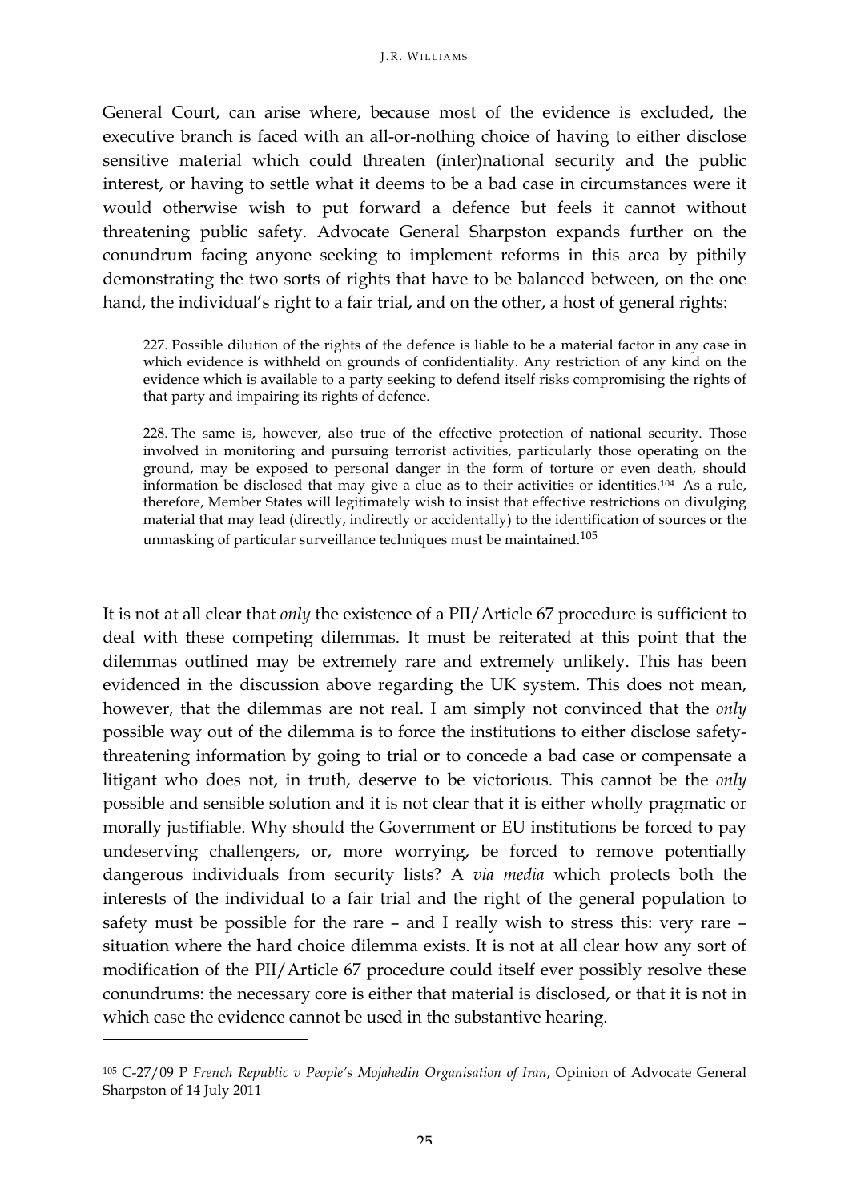General Court, can arise where, because most of the evidence is excluded, the executive branch is faced with an all-or-nothing choice of having to either disclose sensitive material which could threaten (inter)national security and the public interest, or having to settle what it deems to be a bad case in circumstances were it would otherwise wish to put forward a defence but feels it cannot without threatening public safety. Advocate General Sharpston expands further on the conundrum facing anyone seeking to implement reforms in this area by pithily demonstrating the two sorts of rights that have to be balanced between, on the one hand, the individual's right to a fair trial, and on the other, a host of general rights:

> 227. Possible dilution of the rights of the defence is liable to be a material factor in any case in which evidence is withheld on grounds of confidentiality. Any restriction of any kind on the evidence which is available to a party seeking to defend itself risks compromising the rights of that party and impairing its rights of defence.
>
> 228. The same is, however, also true of the effective protection of national security. Those involved in monitoring and pursuing terrorist activities, particularly those operating on the ground, may be exposed to personal danger in the form of torture or even death, should information be disclosed that may give a clue as to their activities or identities.[104] As a rule, therefore, Member States will legitimately wish to insist that effective restrictions on divulging material that may lead (directly, indirectly or accidentally) to the identification of sources or the unmasking of particular surveillance techniques must be maintained.[105]

It is not at all clear that *only* the existence of a PII/Article 67 procedure is sufficient to deal with these competing dilemmas. It must be reiterated at this point that the dilemmas outlined may be extremely rare and extremely unlikely. This has been evidenced in the discussion above regarding the UK system. This does not mean, however, that the dilemmas are not real. I am simply not convinced that the *only* possible way out of the dilemma is to force the institutions to either disclose safety-threatening information by going to trial or to concede a bad case or compensate a litigant who does not, in truth, deserve to be victorious. This cannot be the *only* possible and sensible solution and it is not clear that it is either wholly pragmatic or morally justifiable. Why should the Government or EU institutions be forced to pay undeserving challengers, or, more worrying, be forced to remove potentially dangerous individuals from security lists? A *via media* which protects both the interests of the individual to a fair trial and the right of the general population to safety must be possible for the rare – and I really wish to stress this: very rare – situation where the hard choice dilemma exists. It is not at all clear how any sort of modification of the PII/Article 67 procedure could itself ever possibly resolve these conundrums: the necessary core is either that material is disclosed, or that it is not in which case the evidence cannot be used in the substantive hearing.

---

[105] C-27/09 P *French Republic v People's Mojahedin Organisation of Iran*, Opinion of Advocate General Sharpston of 14 July 2011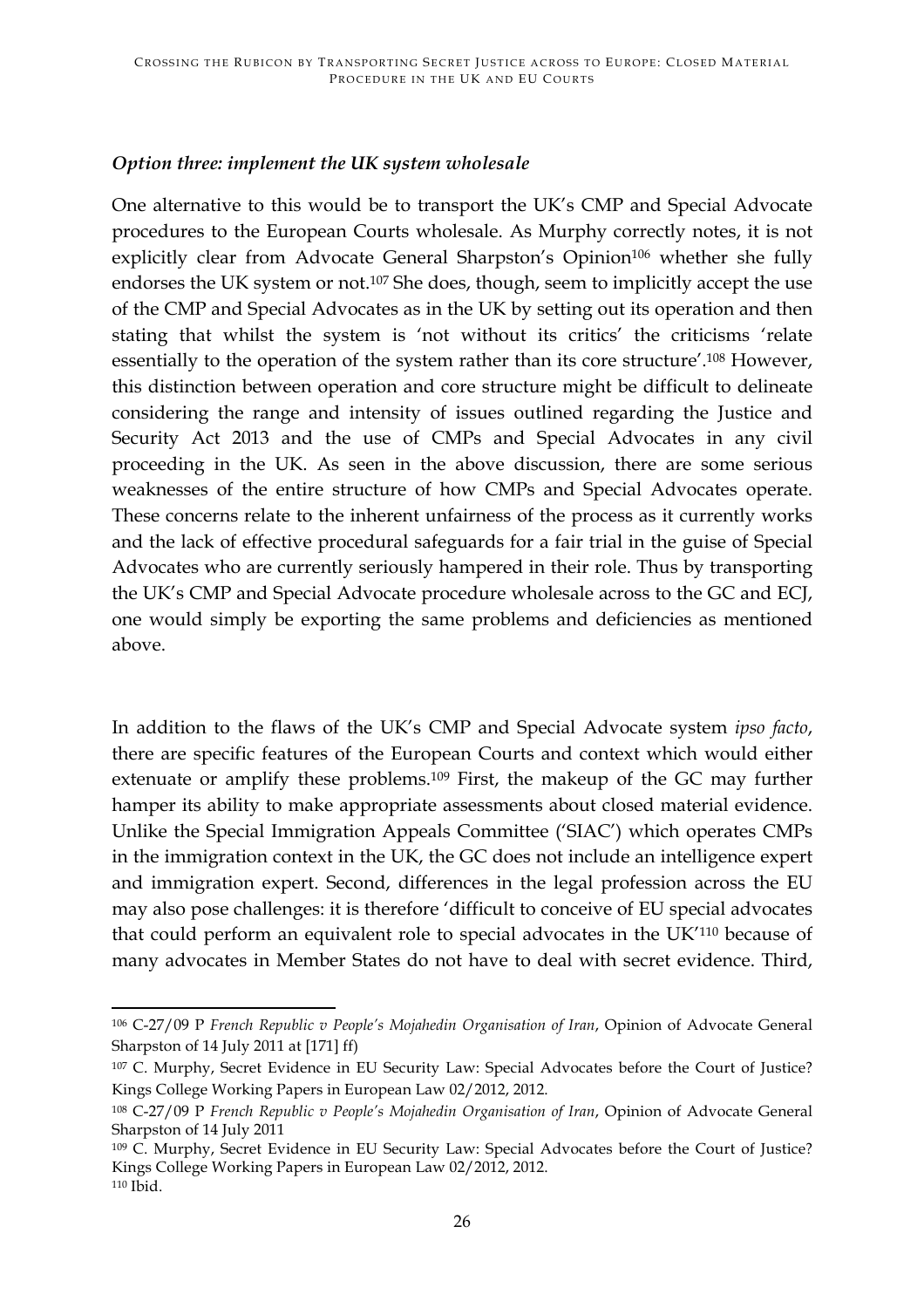### *Option three: implement the UK system wholesale*

One alternative to this would be to transport the UK's CMP and Special Advocate procedures to the European Courts wholesale. As Murphy correctly notes, it is not explicitly clear from Advocate General Sharpston's Opinion[106] whether she fully endorses the UK system or not.[107] She does, though, seem to implicitly accept the use of the CMP and Special Advocates as in the UK by setting out its operation and then stating that whilst the system is 'not without its critics' the criticisms 'relate essentially to the operation of the system rather than its core structure'.[108] However, this distinction between operation and core structure might be difficult to delineate considering the range and intensity of issues outlined regarding the Justice and Security Act 2013 and the use of CMPs and Special Advocates in any civil proceeding in the UK. As seen in the above discussion, there are some serious weaknesses of the entire structure of how CMPs and Special Advocates operate. These concerns relate to the inherent unfairness of the process as it currently works and the lack of effective procedural safeguards for a fair trial in the guise of Special Advocates who are currently seriously hampered in their role. Thus by transporting the UK's CMP and Special Advocate procedure wholesale across to the GC and ECJ, one would simply be exporting the same problems and deficiencies as mentioned above.

In addition to the flaws of the UK's CMP and Special Advocate system *ipso facto*, there are specific features of the European Courts and context which would either extenuate or amplify these problems.[109] First, the makeup of the GC may further hamper its ability to make appropriate assessments about closed material evidence. Unlike the Special Immigration Appeals Committee ('SIAC') which operates CMPs in the immigration context in the UK, the GC does not include an intelligence expert and immigration expert. Second, differences in the legal profession across the EU may also pose challenges: it is therefore 'difficult to conceive of EU special advocates that could perform an equivalent role to special advocates in the UK'[110] because of many advocates in Member States do not have to deal with secret evidence. Third,

---

[106] C-27/09 P *French Republic v People's Mojahedin Organisation of Iran*, Opinion of Advocate General Sharpston of 14 July 2011 at [171] ff)

[107] C. Murphy, Secret Evidence in EU Security Law: Special Advocates before the Court of Justice? Kings College Working Papers in European Law 02/2012, 2012.

[108] C-27/09 P *French Republic v People's Mojahedin Organisation of Iran*, Opinion of Advocate General Sharpston of 14 July 2011

[109] C. Murphy, Secret Evidence in EU Security Law: Special Advocates before the Court of Justice? Kings College Working Papers in European Law 02/2012, 2012.

[110] Ibid.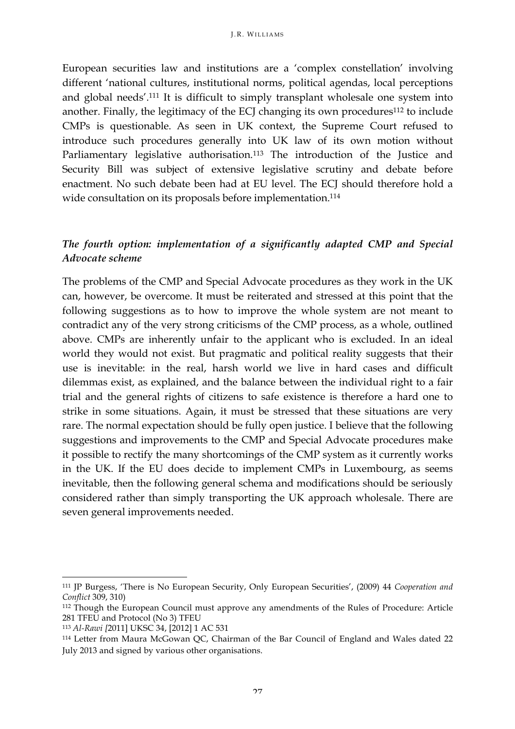European securities law and institutions are a 'complex constellation' involving different 'national cultures, institutional norms, political agendas, local perceptions and global needs'.[111] It is difficult to simply transplant wholesale one system into another. Finally, the legitimacy of the ECJ changing its own procedures[112] to include CMPs is questionable. As seen in UK context, the Supreme Court refused to introduce such procedures generally into UK law of its own motion without Parliamentary legislative authorisation.[113] The introduction of the Justice and Security Bill was subject of extensive legislative scrutiny and debate before enactment. No such debate been had at EU level. The ECJ should therefore hold a wide consultation on its proposals before implementation.[114]

### *The fourth option: implementation of a significantly adapted CMP and Special Advocate scheme*

The problems of the CMP and Special Advocate procedures as they work in the UK can, however, be overcome. It must be reiterated and stressed at this point that the following suggestions as to how to improve the whole system are not meant to contradict any of the very strong criticisms of the CMP process, as a whole, outlined above. CMPs are inherently unfair to the applicant who is excluded. In an ideal world they would not exist. But pragmatic and political reality suggests that their use is inevitable: in the real, harsh world we live in hard cases and difficult dilemmas exist, as explained, and the balance between the individual right to a fair trial and the general rights of citizens to safe existence is therefore a hard one to strike in some situations. Again, it must be stressed that these situations are very rare. The normal expectation should be fully open justice. I believe that the following suggestions and improvements to the CMP and Special Advocate procedures make it possible to rectify the many shortcomings of the CMP system as it currently works in the UK. If the EU does decide to implement CMPs in Luxembourg, as seems inevitable, then the following general schema and modifications should be seriously considered rather than simply transporting the UK approach wholesale. There are seven general improvements needed.

---

[111] JP Burgess, 'There is No European Security, Only European Securities', (2009) 44 *Cooperation and Conflict* 309, 310)

[112] Though the European Council must approve any amendments of the Rules of Procedure: Article 281 TFEU and Protocol (No 3) TFEU

[113] *Al-Rawi [*2011] UKSC 34, [2012] 1 AC 531

[114] Letter from Maura McGowan QC, Chairman of the Bar Council of England and Wales dated 22 July 2013 and signed by various other organisations.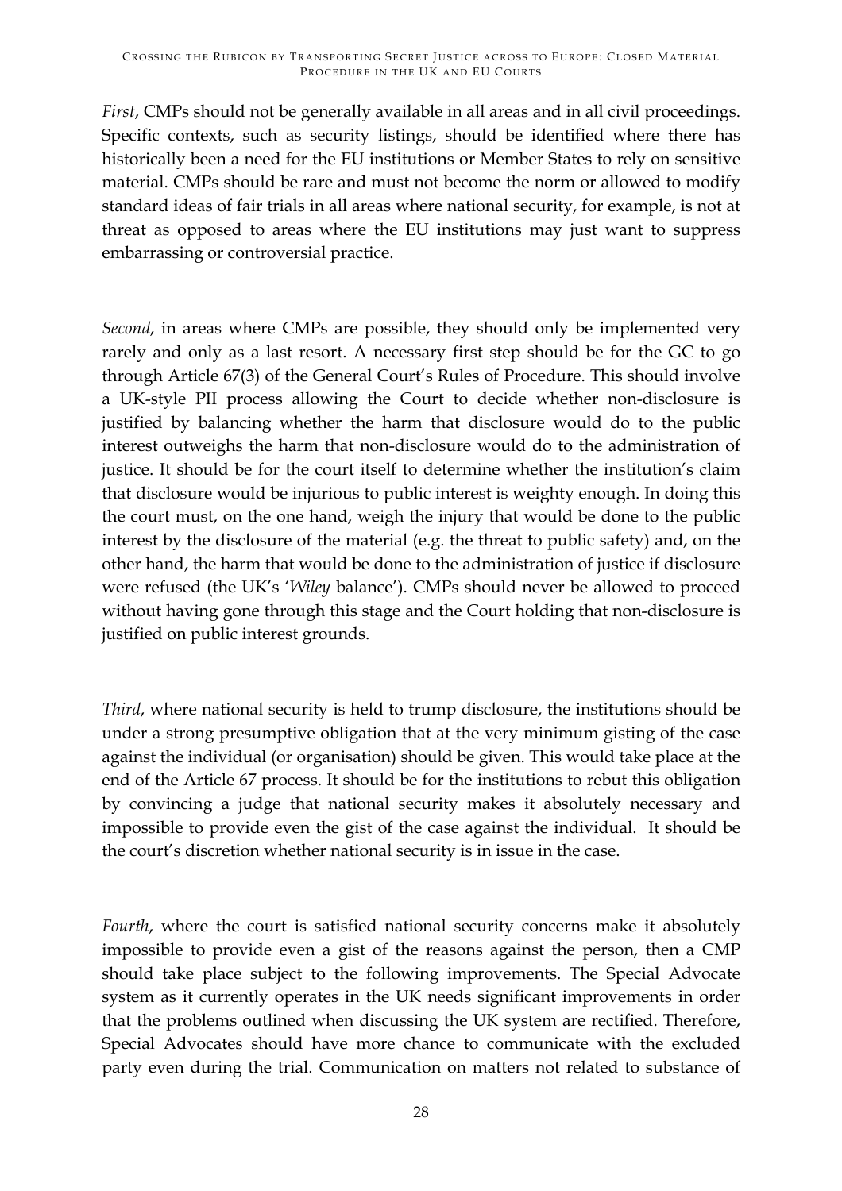*First*, CMPs should not be generally available in all areas and in all civil proceedings. Specific contexts, such as security listings, should be identified where there has historically been a need for the EU institutions or Member States to rely on sensitive material. CMPs should be rare and must not become the norm or allowed to modify standard ideas of fair trials in all areas where national security, for example, is not at threat as opposed to areas where the EU institutions may just want to suppress embarrassing or controversial practice.

*Second*, in areas where CMPs are possible, they should only be implemented very rarely and only as a last resort. A necessary first step should be for the GC to go through Article 67(3) of the General Court's Rules of Procedure. This should involve a UK-style PII process allowing the Court to decide whether non-disclosure is justified by balancing whether the harm that disclosure would do to the public interest outweighs the harm that non-disclosure would do to the administration of justice. It should be for the court itself to determine whether the institution's claim that disclosure would be injurious to public interest is weighty enough. In doing this the court must, on the one hand, weigh the injury that would be done to the public interest by the disclosure of the material (e.g. the threat to public safety) and, on the other hand, the harm that would be done to the administration of justice if disclosure were refused (the UK's '*Wiley* balance'). CMPs should never be allowed to proceed without having gone through this stage and the Court holding that non-disclosure is justified on public interest grounds.

*Third*, where national security is held to trump disclosure, the institutions should be under a strong presumptive obligation that at the very minimum gisting of the case against the individual (or organisation) should be given. This would take place at the end of the Article 67 process. It should be for the institutions to rebut this obligation by convincing a judge that national security makes it absolutely necessary and impossible to provide even the gist of the case against the individual. It should be the court's discretion whether national security is in issue in the case.

*Fourth*, where the court is satisfied national security concerns make it absolutely impossible to provide even a gist of the reasons against the person, then a CMP should take place subject to the following improvements. The Special Advocate system as it currently operates in the UK needs significant improvements in order that the problems outlined when discussing the UK system are rectified. Therefore, Special Advocates should have more chance to communicate with the excluded party even during the trial. Communication on matters not related to substance of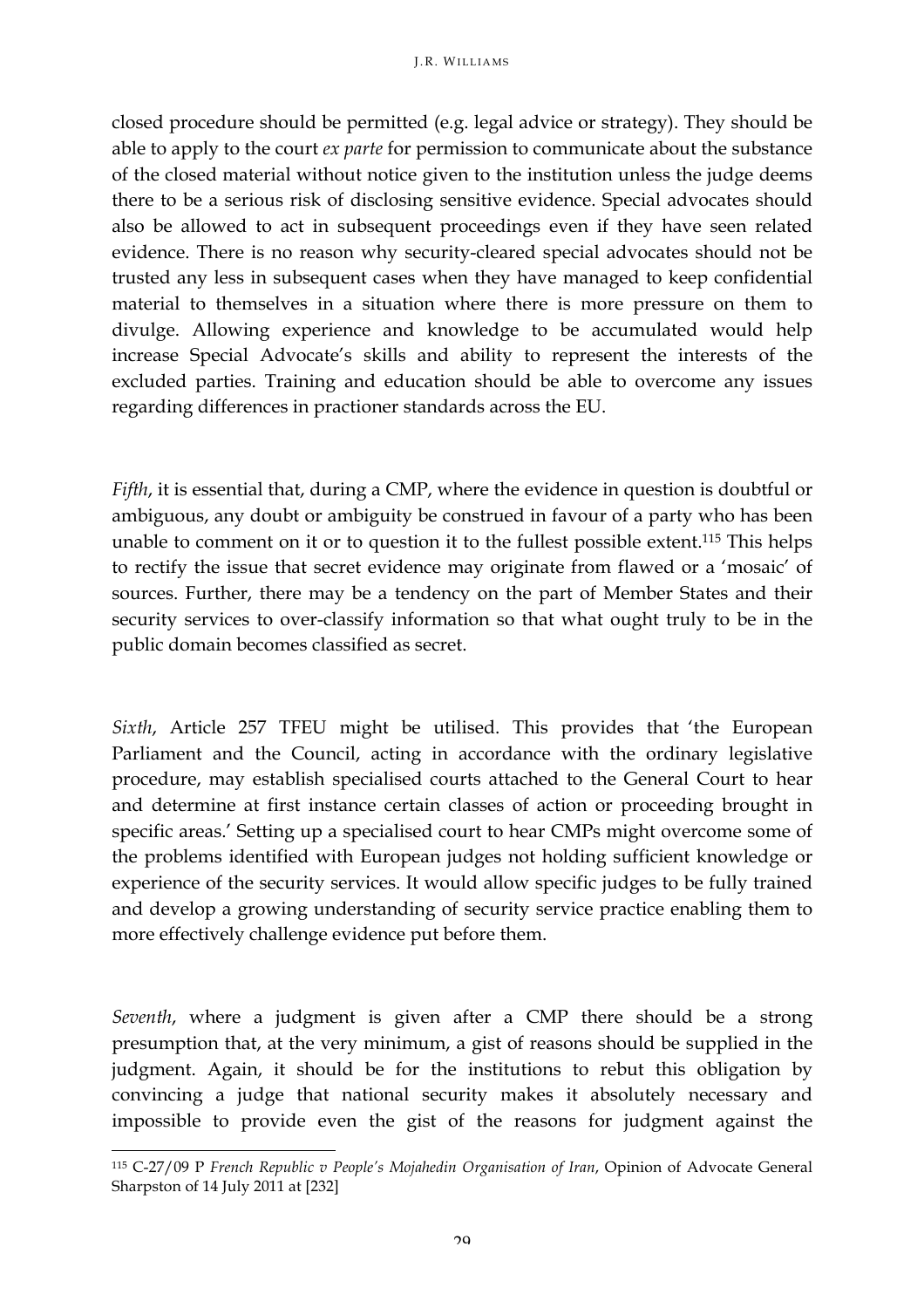closed procedure should be permitted (e.g. legal advice or strategy). They should be able to apply to the court *ex parte* for permission to communicate about the substance of the closed material without notice given to the institution unless the judge deems there to be a serious risk of disclosing sensitive evidence. Special advocates should also be allowed to act in subsequent proceedings even if they have seen related evidence. There is no reason why security-cleared special advocates should not be trusted any less in subsequent cases when they have managed to keep confidential material to themselves in a situation where there is more pressure on them to divulge. Allowing experience and knowledge to be accumulated would help increase Special Advocate's skills and ability to represent the interests of the excluded parties. Training and education should be able to overcome any issues regarding differences in practioner standards across the EU.

*Fifth*, it is essential that, during a CMP, where the evidence in question is doubtful or ambiguous, any doubt or ambiguity be construed in favour of a party who has been unable to comment on it or to question it to the fullest possible extent.[115] This helps to rectify the issue that secret evidence may originate from flawed or a 'mosaic' of sources. Further, there may be a tendency on the part of Member States and their security services to over-classify information so that what ought truly to be in the public domain becomes classified as secret.

*Sixth*, Article 257 TFEU might be utilised. This provides that 'the European Parliament and the Council, acting in accordance with the ordinary legislative procedure, may establish specialised courts attached to the General Court to hear and determine at first instance certain classes of action or proceeding brought in specific areas.' Setting up a specialised court to hear CMPs might overcome some of the problems identified with European judges not holding sufficient knowledge or experience of the security services. It would allow specific judges to be fully trained and develop a growing understanding of security service practice enabling them to more effectively challenge evidence put before them.

*Seventh*, where a judgment is given after a CMP there should be a strong presumption that, at the very minimum, a gist of reasons should be supplied in the judgment. Again, it should be for the institutions to rebut this obligation by convincing a judge that national security makes it absolutely necessary and impossible to provide even the gist of the reasons for judgment against the

---

[115] C-27/09 P *French Republic v People's Mojahedin Organisation of Iran*, Opinion of Advocate General Sharpston of 14 July 2011 at [232]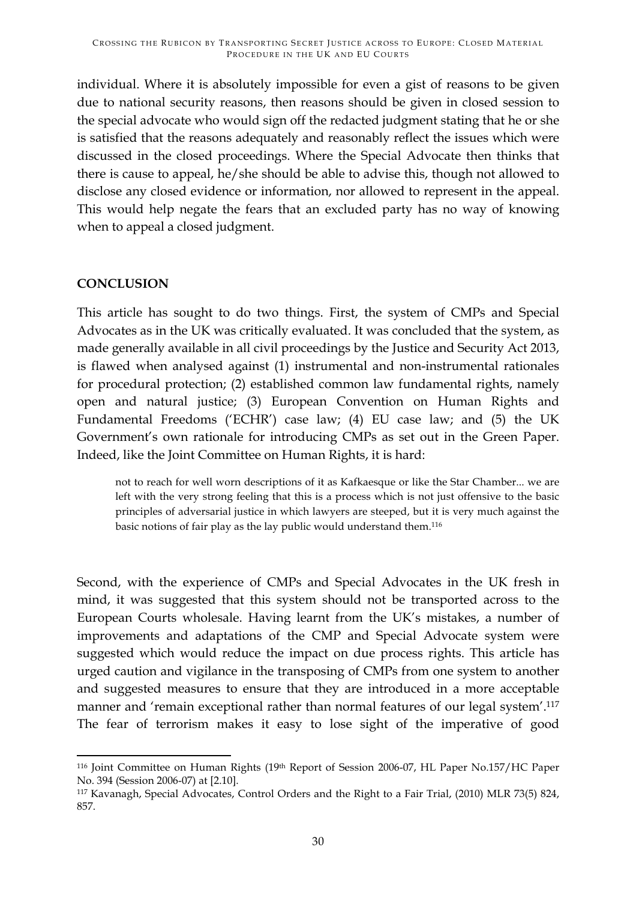individual. Where it is absolutely impossible for even a gist of reasons to be given due to national security reasons, then reasons should be given in closed session to the special advocate who would sign off the redacted judgment stating that he or she is satisfied that the reasons adequately and reasonably reflect the issues which were discussed in the closed proceedings. Where the Special Advocate then thinks that there is cause to appeal, he/she should be able to advise this, though not allowed to disclose any closed evidence or information, nor allowed to represent in the appeal. This would help negate the fears that an excluded party has no way of knowing when to appeal a closed judgment.

## CONCLUSION

This article has sought to do two things. First, the system of CMPs and Special Advocates as in the UK was critically evaluated. It was concluded that the system, as made generally available in all civil proceedings by the Justice and Security Act 2013, is flawed when analysed against (1) instrumental and non-instrumental rationales for procedural protection; (2) established common law fundamental rights, namely open and natural justice; (3) European Convention on Human Rights and Fundamental Freedoms ('ECHR') case law; (4) EU case law; and (5) the UK Government's own rationale for introducing CMPs as set out in the Green Paper. Indeed, like the Joint Committee on Human Rights, it is hard:

> not to reach for well worn descriptions of it as Kafkaesque or like the Star Chamber... we are left with the very strong feeling that this is a process which is not just offensive to the basic principles of adversarial justice in which lawyers are steeped, but it is very much against the basic notions of fair play as the lay public would understand them.[116]

Second, with the experience of CMPs and Special Advocates in the UK fresh in mind, it was suggested that this system should not be transported across to the European Courts wholesale. Having learnt from the UK's mistakes, a number of improvements and adaptations of the CMP and Special Advocate system were suggested which would reduce the impact on due process rights. This article has urged caution and vigilance in the transposing of CMPs from one system to another and suggested measures to ensure that they are introduced in a more acceptable manner and 'remain exceptional rather than normal features of our legal system'.[117] The fear of terrorism makes it easy to lose sight of the imperative of good

---

[116] Joint Committee on Human Rights (19th Report of Session 2006-07, HL Paper No.157/HC Paper No. 394 (Session 2006-07) at [2.10].

[117] Kavanagh, Special Advocates, Control Orders and the Right to a Fair Trial, (2010) MLR 73(5) 824, 857.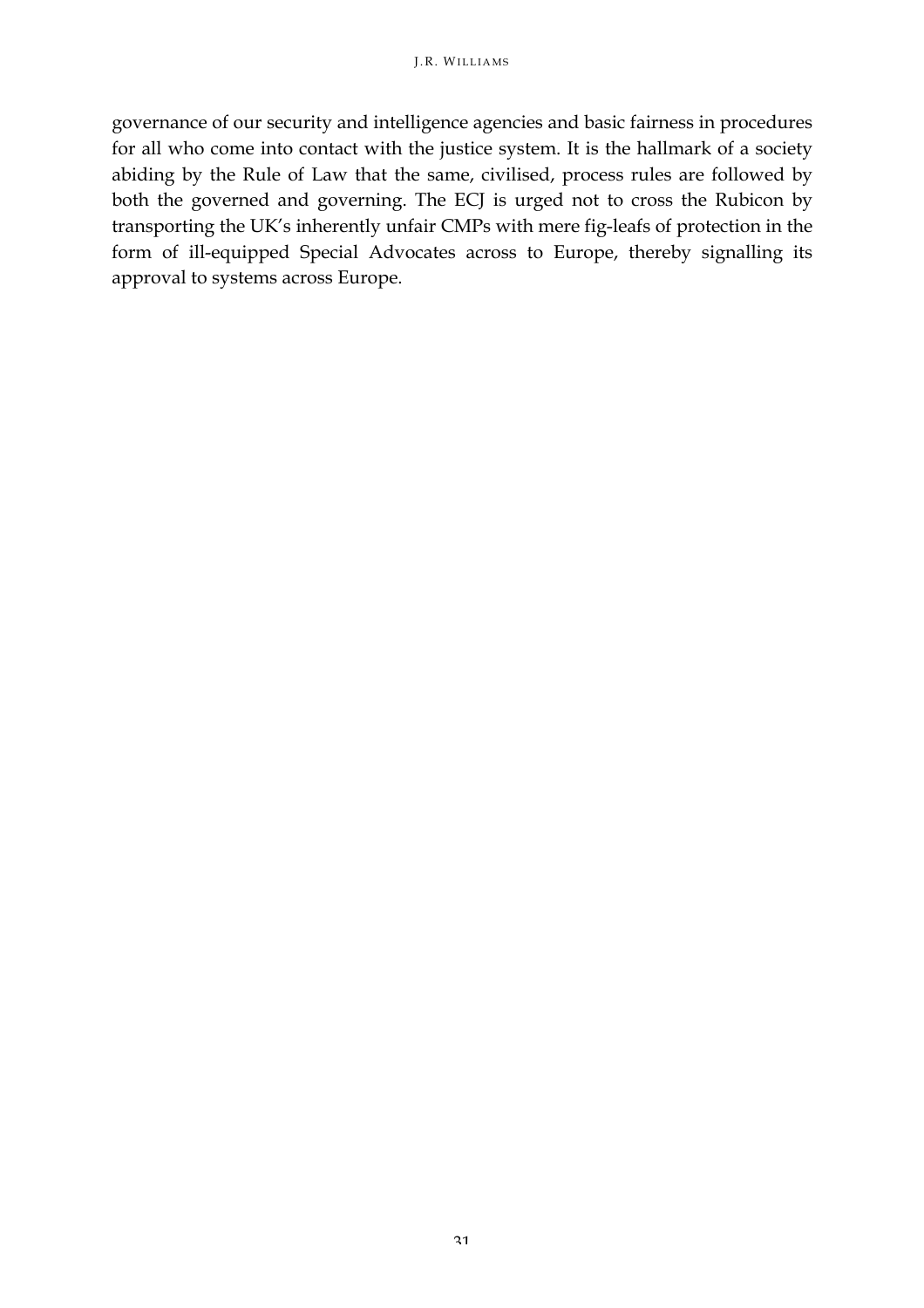governance of our security and intelligence agencies and basic fairness in procedures for all who come into contact with the justice system. It is the hallmark of a society abiding by the Rule of Law that the same, civilised, process rules are followed by both the governed and governing. The ECJ is urged not to cross the Rubicon by transporting the UK's inherently unfair CMPs with mere fig-leafs of protection in the form of ill-equipped Special Advocates across to Europe, thereby signalling its approval to systems across Europe.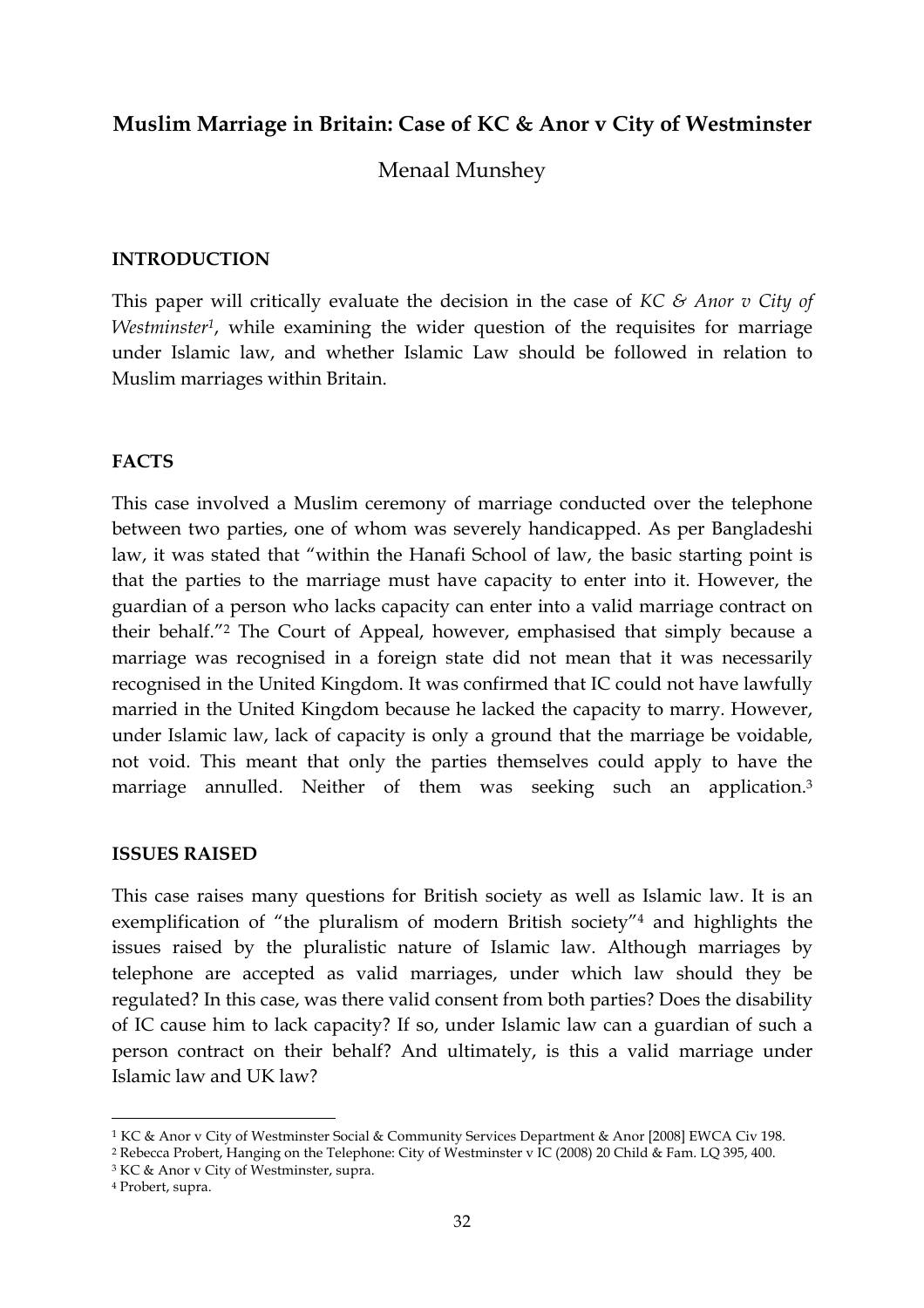## Muslim Marriage in Britain: Case of KC & Anor v City of Westminster

Menaal Munshey

### INTRODUCTION

This paper will critically evaluate the decision in the case of *KC & Anor v City of Westminster*[1], while examining the wider question of the requisites for marriage under Islamic law, and whether Islamic Law should be followed in relation to Muslim marriages within Britain.

### FACTS

This case involved a Muslim ceremony of marriage conducted over the telephone between two parties, one of whom was severely handicapped. As per Bangladeshi law, it was stated that "within the Hanafi School of law, the basic starting point is that the parties to the marriage must have capacity to enter into it. However, the guardian of a person who lacks capacity can enter into a valid marriage contract on their behalf."[2] The Court of Appeal, however, emphasised that simply because a marriage was recognised in a foreign state did not mean that it was necessarily recognised in the United Kingdom. It was confirmed that IC could not have lawfully married in the United Kingdom because he lacked the capacity to marry. However, under Islamic law, lack of capacity is only a ground that the marriage be voidable, not void. This meant that only the parties themselves could apply to have the marriage annulled. Neither of them was seeking such an application.[3]

### ISSUES RAISED

This case raises many questions for British society as well as Islamic law. It is an exemplification of "the pluralism of modern British society"[4] and highlights the issues raised by the pluralistic nature of Islamic law. Although marriages by telephone are accepted as valid marriages, under which law should they be regulated? In this case, was there valid consent from both parties? Does the disability of IC cause him to lack capacity? If so, under Islamic law can a guardian of such a person contract on their behalf? And ultimately, is this a valid marriage under Islamic law and UK law?

---

[1] KC & Anor v City of Westminster Social & Community Services Department & Anor [2008] EWCA Civ 198.

[2] Rebecca Probert, Hanging on the Telephone: City of Westminster v IC (2008) 20 Child & Fam. LQ 395, 400.

[3] KC & Anor v City of Westminster, supra.

[4] Probert, supra.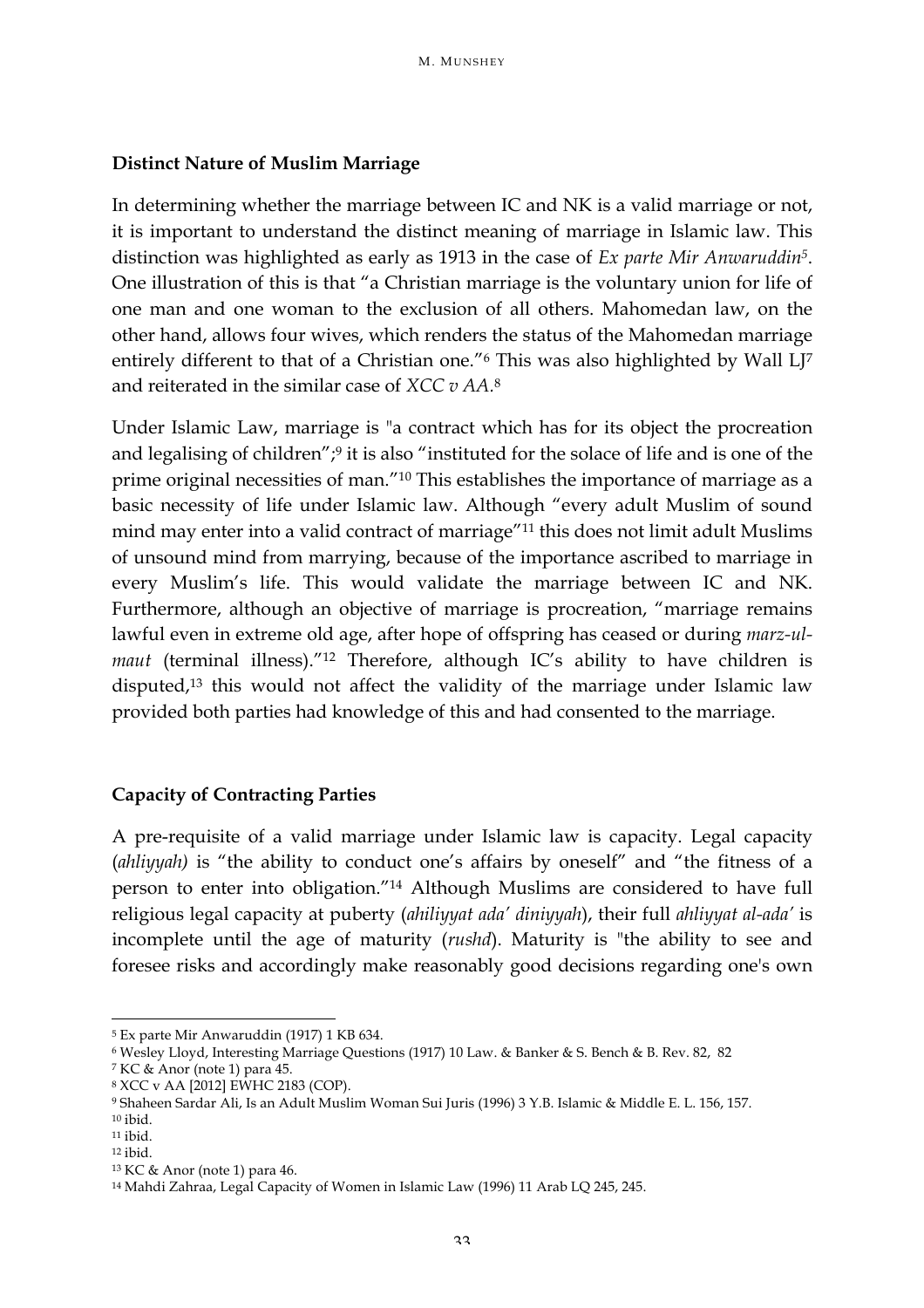**Distinct Nature of Muslim Marriage**

In determining whether the marriage between IC and NK is a valid marriage or not, it is important to understand the distinct meaning of marriage in Islamic law. This distinction was highlighted as early as 1913 in the case of *Ex parte Mir Anwaruddin*[5]. One illustration of this is that "a Christian marriage is the voluntary union for life of one man and one woman to the exclusion of all others. Mahomedan law, on the other hand, allows four wives, which renders the status of the Mahomedan marriage entirely different to that of a Christian one."[6] This was also highlighted by Wall LJ[7] and reiterated in the similar case of *XCC v AA*.[8]

Under Islamic Law, marriage is "a contract which has for its object the procreation and legalising of children";[9] it is also "instituted for the solace of life and is one of the prime original necessities of man."[10] This establishes the importance of marriage as a basic necessity of life under Islamic law. Although "every adult Muslim of sound mind may enter into a valid contract of marriage"[11] this does not limit adult Muslims of unsound mind from marrying, because of the importance ascribed to marriage in every Muslim's life. This would validate the marriage between IC and NK. Furthermore, although an objective of marriage is procreation, "marriage remains lawful even in extreme old age, after hope of offspring has ceased or during *marz-ul-maut* (terminal illness)."[12] Therefore, although IC's ability to have children is disputed,[13] this would not affect the validity of the marriage under Islamic law provided both parties had knowledge of this and had consented to the marriage.

**Capacity of Contracting Parties**

A pre-requisite of a valid marriage under Islamic law is capacity. Legal capacity (*ahliyyah)* is "the ability to conduct one's affairs by oneself" and "the fitness of a person to enter into obligation."[14] Although Muslims are considered to have full religious legal capacity at puberty (*ahiliyyat ada' diniyyah*), their full *ahliyyat al-ada'* is incomplete until the age of maturity (*rushd*). Maturity is "the ability to see and foresee risks and accordingly make reasonably good decisions regarding one's own

---

[5] Ex parte Mir Anwaruddin (1917) 1 KB 634.

[6] Wesley Lloyd, Interesting Marriage Questions (1917) 10 Law. & Banker & S. Bench & B. Rev. 82, 82

[7] KC & Anor (note 1) para 45.

[8] XCC v AA [2012] EWHC 2183 (COP).

[9] Shaheen Sardar Ali, Is an Adult Muslim Woman Sui Juris (1996) 3 Y.B. Islamic & Middle E. L. 156, 157.

[10] ibid.

[11] ibid.

[12] ibid.

[13] KC & Anor (note 1) para 46.

[14] Mahdi Zahraa, Legal Capacity of Women in Islamic Law (1996) 11 Arab LQ 245, 245.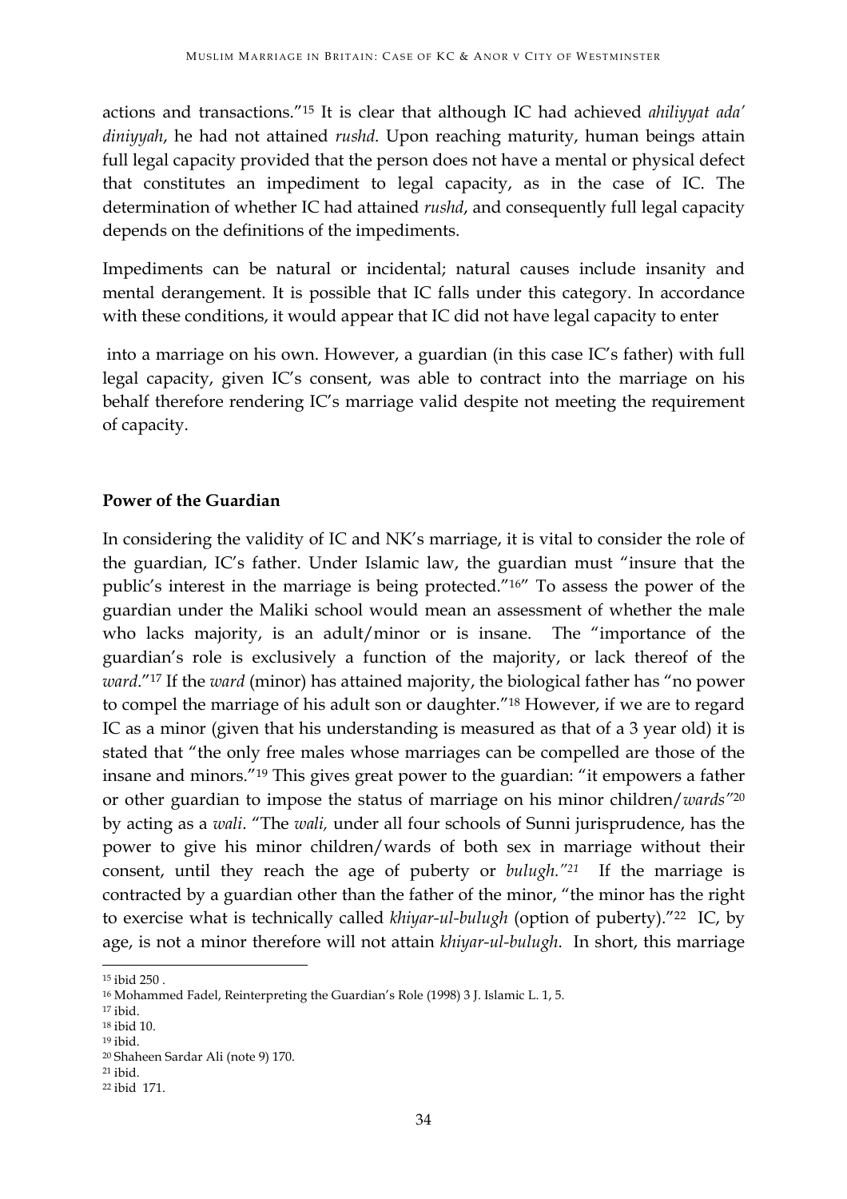actions and transactions."[15] It is clear that although IC had achieved *ahiliyyat ada' diniyyah*, he had not attained *rushd*. Upon reaching maturity, human beings attain full legal capacity provided that the person does not have a mental or physical defect that constitutes an impediment to legal capacity, as in the case of IC. The determination of whether IC had attained *rushd*, and consequently full legal capacity depends on the definitions of the impediments.

Impediments can be natural or incidental; natural causes include insanity and mental derangement. It is possible that IC falls under this category. In accordance with these conditions, it would appear that IC did not have legal capacity to enter into a marriage on his own. However, a guardian (in this case IC's father) with full legal capacity, given IC's consent, was able to contract into the marriage on his behalf therefore rendering IC's marriage valid despite not meeting the requirement of capacity.

**Power of the Guardian**

In considering the validity of IC and NK's marriage, it is vital to consider the role of the guardian, IC's father. Under Islamic law, the guardian must "insure that the public's interest in the marriage is being protected."[16]" To assess the power of the guardian under the Maliki school would mean an assessment of whether the male who lacks majority, is an adult/minor or is insane. The "importance of the guardian's role is exclusively a function of the majority, or lack thereof of the *ward*."[17] If the *ward* (minor) has attained majority, the biological father has "no power to compel the marriage of his adult son or daughter."[18] However, if we are to regard IC as a minor (given that his understanding is measured as that of a 3 year old) it is stated that "the only free males whose marriages can be compelled are those of the insane and minors."[19] This gives great power to the guardian: "it empowers a father or other guardian to impose the status of marriage on his minor children/*wards*"[20] by acting as a *wali*. "The *wali,* under all four schools of Sunni jurisprudence, has the power to give his minor children/wards of both sex in marriage without their consent, until they reach the age of puberty or *bulugh."[21]* If the marriage is contracted by a guardian other than the father of the minor, "the minor has the right to exercise what is technically called *khiyar-ul-bulugh* (option of puberty)."[22] IC, by age, is not a minor therefore will not attain *khiyar-ul-bulugh*. In short, this marriage

[15] ibid 250 .
[16] Mohammed Fadel, Reinterpreting the Guardian's Role (1998) 3 J. Islamic L. 1, 5.
[17] ibid.
[18] ibid 10.
[19] ibid.
[20] Shaheen Sardar Ali (note 9) 170.
[21] ibid.
[22] ibid 171.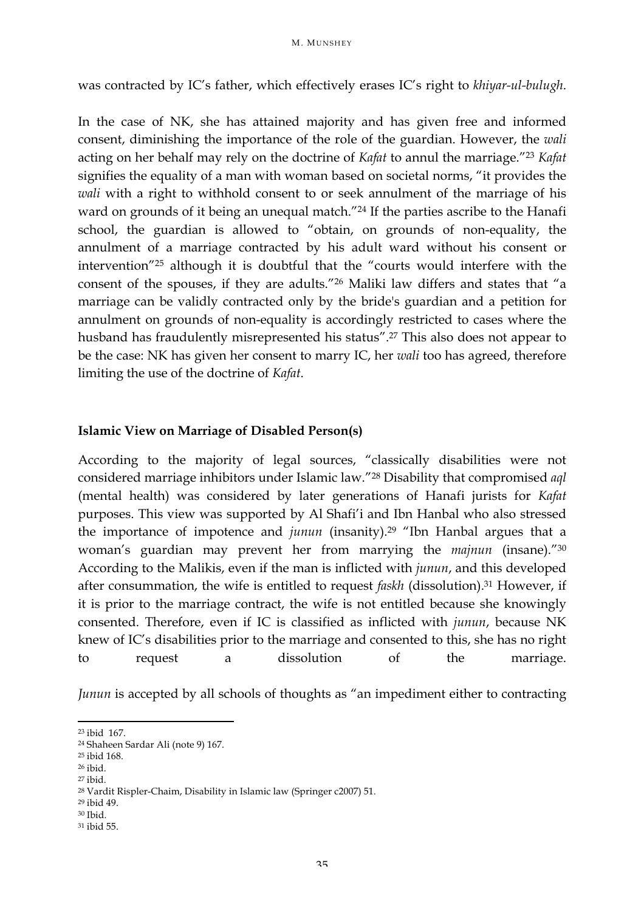was contracted by IC's father, which effectively erases IC's right to *khiyar-ul-bulugh*.

In the case of NK, she has attained majority and has given free and informed consent, diminishing the importance of the role of the guardian. However, the *wali* acting on her behalf may rely on the doctrine of *Kafat* to annul the marriage."[23] *Kafat* signifies the equality of a man with woman based on societal norms, "it provides the *wali* with a right to withhold consent to or seek annulment of the marriage of his ward on grounds of it being an unequal match."[24] If the parties ascribe to the Hanafi school, the guardian is allowed to "obtain, on grounds of non-equality, the annulment of a marriage contracted by his adult ward without his consent or intervention"[25] although it is doubtful that the "courts would interfere with the consent of the spouses, if they are adults."[26] Maliki law differs and states that "a marriage can be validly contracted only by the bride's guardian and a petition for annulment on grounds of non-equality is accordingly restricted to cases where the husband has fraudulently misrepresented his status".[27] This also does not appear to be the case: NK has given her consent to marry IC, her *wali* too has agreed, therefore limiting the use of the doctrine of *Kafat*.

**Islamic View on Marriage of Disabled Person(s)**

According to the majority of legal sources, "classically disabilities were not considered marriage inhibitors under Islamic law."[28] Disability that compromised *aql* (mental health) was considered by later generations of Hanafi jurists for *Kafat* purposes. This view was supported by Al Shafi'i and Ibn Hanbal who also stressed the importance of impotence and *junun* (insanity).[29] "Ibn Hanbal argues that a woman's guardian may prevent her from marrying the *majnun* (insane)."[30] According to the Malikis, even if the man is inflicted with *junun*, and this developed after consummation, the wife is entitled to request *faskh* (dissolution).[31] However, if it is prior to the marriage contract, the wife is not entitled because she knowingly consented. Therefore, even if IC is classified as inflicted with *junun*, because NK knew of IC's disabilities prior to the marriage and consented to this, she has no right to request a dissolution of the marriage.

*Junun* is accepted by all schools of thoughts as "an impediment either to contracting

---

[23] ibid 167.
[24] Shaheen Sardar Ali (note 9) 167.
[25] ibid 168.
[26] ibid.
[27] ibid.
[28] Vardit Rispler-Chaim, Disability in Islamic law (Springer c2007) 51.
[29] ibid 49.
[30] Ibid.
[31] ibid 55.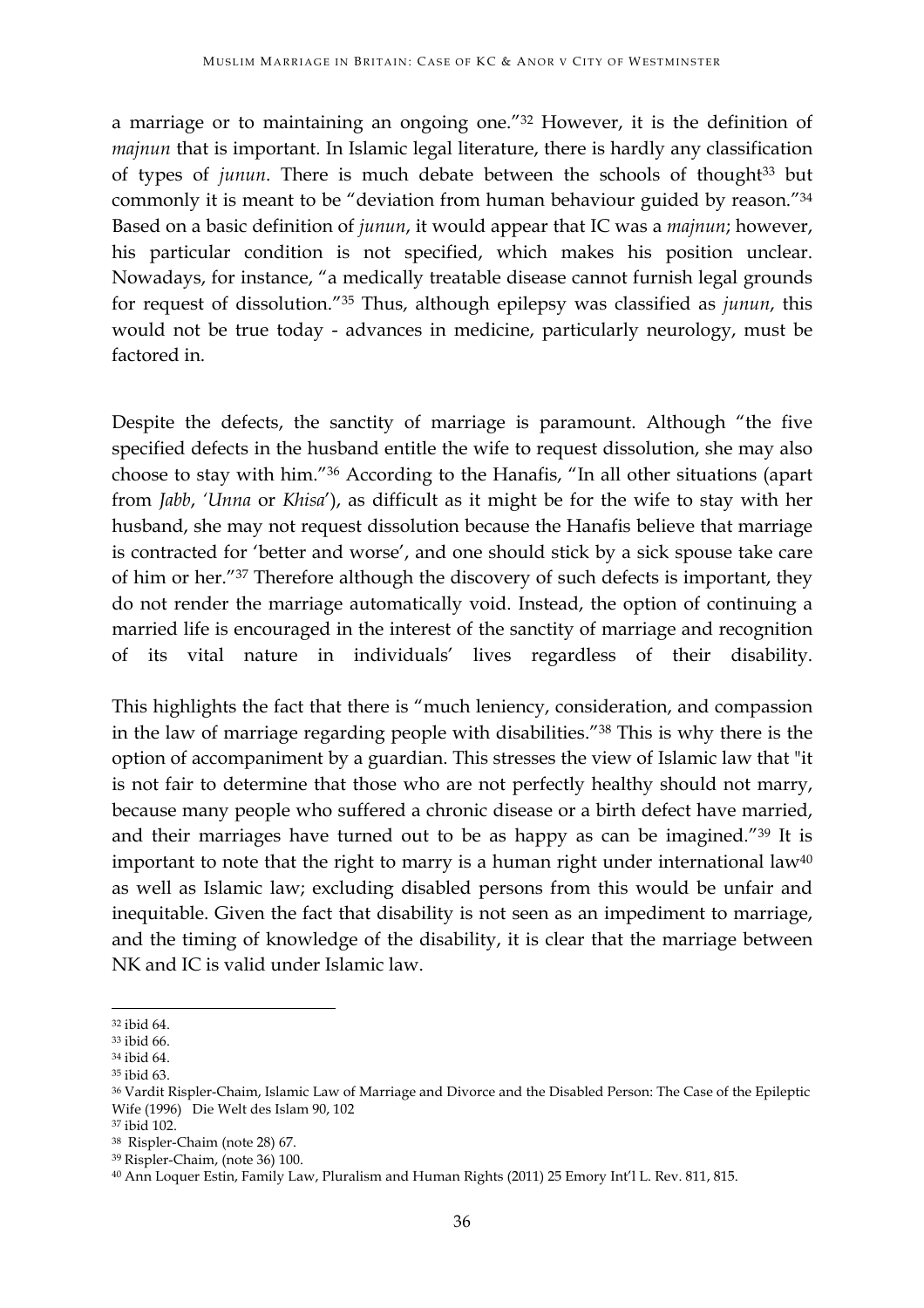a marriage or to maintaining an ongoing one."[32] However, it is the definition of *majnun* that is important. In Islamic legal literature, there is hardly any classification of types of *junun*. There is much debate between the schools of thought[33] but commonly it is meant to be "deviation from human behaviour guided by reason."[34] Based on a basic definition of *junun*, it would appear that IC was a *majnun*; however, his particular condition is not specified, which makes his position unclear. Nowadays, for instance, "a medically treatable disease cannot furnish legal grounds for request of dissolution."[35] Thus, although epilepsy was classified as *junun*, this would not be true today - advances in medicine, particularly neurology, must be factored in.

Despite the defects, the sanctity of marriage is paramount. Although "the five specified defects in the husband entitle the wife to request dissolution, she may also choose to stay with him."[36] According to the Hanafis, "In all other situations (apart from *Jabb*, *'Unna* or *Khisa*'), as difficult as it might be for the wife to stay with her husband, she may not request dissolution because the Hanafis believe that marriage is contracted for 'better and worse', and one should stick by a sick spouse take care of him or her."[37] Therefore although the discovery of such defects is important, they do not render the marriage automatically void. Instead, the option of continuing a married life is encouraged in the interest of the sanctity of marriage and recognition of its vital nature in individuals' lives regardless of their disability.

This highlights the fact that there is "much leniency, consideration, and compassion in the law of marriage regarding people with disabilities."[38] This is why there is the option of accompaniment by a guardian. This stresses the view of Islamic law that "it is not fair to determine that those who are not perfectly healthy should not marry, because many people who suffered a chronic disease or a birth defect have married, and their marriages have turned out to be as happy as can be imagined."[39] It is important to note that the right to marry is a human right under international law[40] as well as Islamic law; excluding disabled persons from this would be unfair and inequitable. Given the fact that disability is not seen as an impediment to marriage, and the timing of knowledge of the disability, it is clear that the marriage between NK and IC is valid under Islamic law.

---

[32] ibid 64.
[33] ibid 66.
[34] ibid 64.
[35] ibid 63.
[36] Vardit Rispler-Chaim, Islamic Law of Marriage and Divorce and the Disabled Person: The Case of the Epileptic Wife (1996) Die Welt des Islam 90, 102
[37] ibid 102.
[38] Rispler-Chaim (note 28) 67.
[39] Rispler-Chaim, (note 36) 100.
[40] Ann Loquer Estin, Family Law, Pluralism and Human Rights (2011) 25 Emory Int'l L. Rev. 811, 815.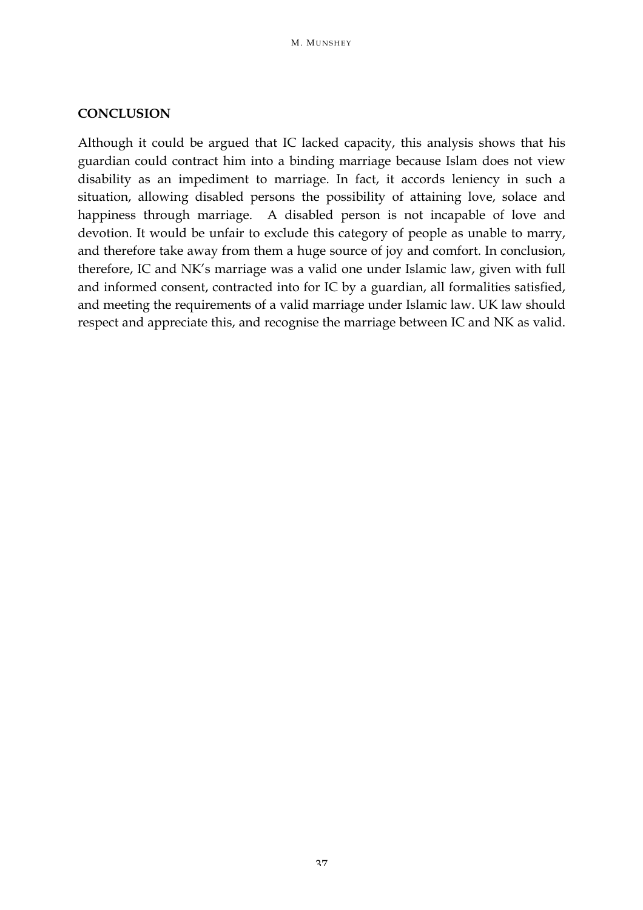## CONCLUSION

Although it could be argued that IC lacked capacity, this analysis shows that his guardian could contract him into a binding marriage because Islam does not view disability as an impediment to marriage. In fact, it accords leniency in such a situation, allowing disabled persons the possibility of attaining love, solace and happiness through marriage. A disabled person is not incapable of love and devotion. It would be unfair to exclude this category of people as unable to marry, and therefore take away from them a huge source of joy and comfort. In conclusion, therefore, IC and NK's marriage was a valid one under Islamic law, given with full and informed consent, contracted into for IC by a guardian, all formalities satisfied, and meeting the requirements of a valid marriage under Islamic law. UK law should respect and appreciate this, and recognise the marriage between IC and NK as valid.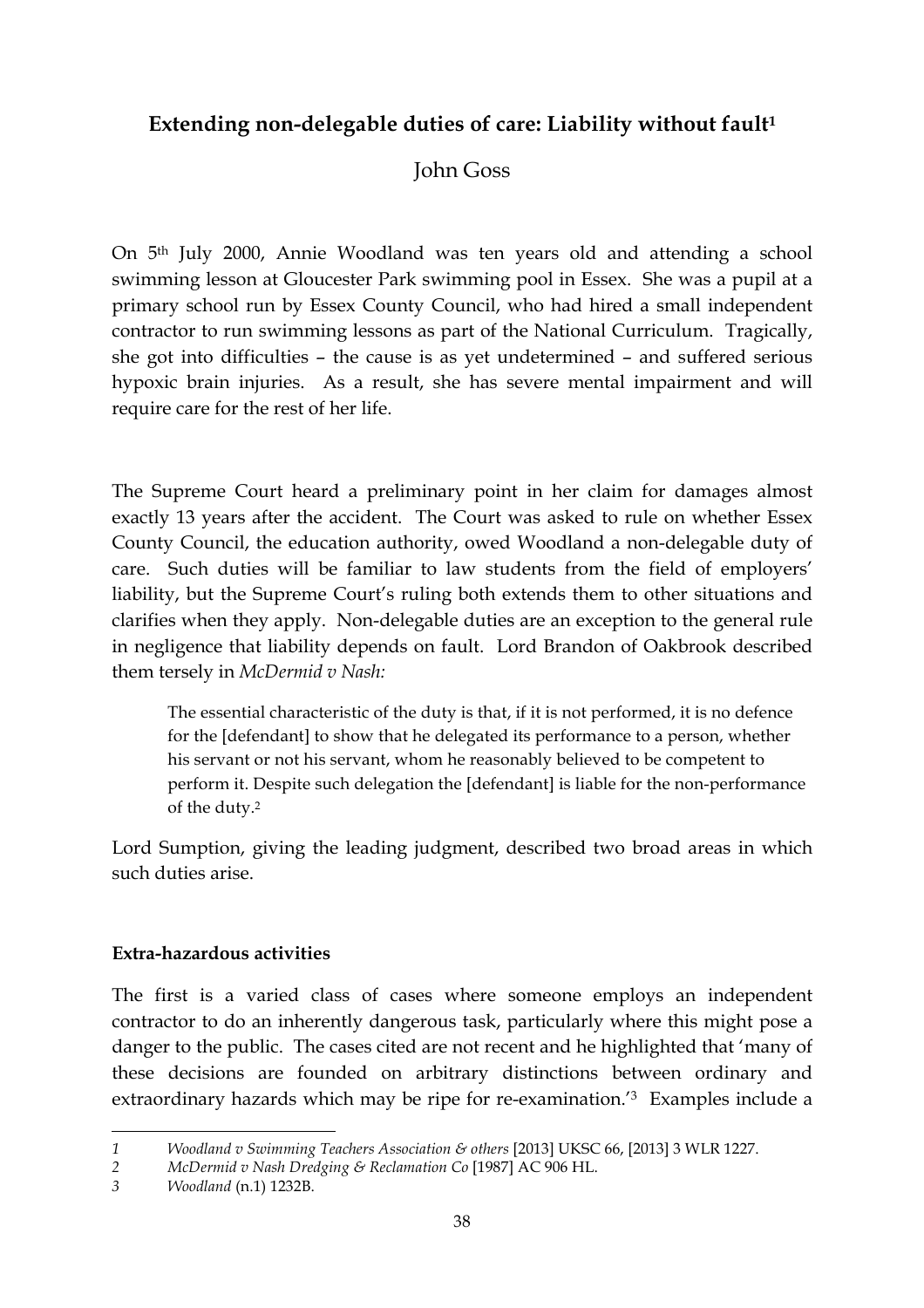## Extending non-delegable duties of care: Liability without fault[1]

John Goss

On 5th July 2000, Annie Woodland was ten years old and attending a school swimming lesson at Gloucester Park swimming pool in Essex. She was a pupil at a primary school run by Essex County Council, who had hired a small independent contractor to run swimming lessons as part of the National Curriculum. Tragically, she got into difficulties – the cause is as yet undetermined – and suffered serious hypoxic brain injuries. As a result, she has severe mental impairment and will require care for the rest of her life.

The Supreme Court heard a preliminary point in her claim for damages almost exactly 13 years after the accident. The Court was asked to rule on whether Essex County Council, the education authority, owed Woodland a non-delegable duty of care. Such duties will be familiar to law students from the field of employers' liability, but the Supreme Court's ruling both extends them to other situations and clarifies when they apply. Non-delegable duties are an exception to the general rule in negligence that liability depends on fault. Lord Brandon of Oakbrook described them tersely in *McDermid v Nash:*

> The essential characteristic of the duty is that, if it is not performed, it is no defence for the [defendant] to show that he delegated its performance to a person, whether his servant or not his servant, whom he reasonably believed to be competent to perform it. Despite such delegation the [defendant] is liable for the non-performance of the duty.[2]

Lord Sumption, giving the leading judgment, described two broad areas in which such duties arise.

### Extra-hazardous activities

The first is a varied class of cases where someone employs an independent contractor to do an inherently dangerous task, particularly where this might pose a danger to the public. The cases cited are not recent and he highlighted that 'many of these decisions are founded on arbitrary distinctions between ordinary and extraordinary hazards which may be ripe for re-examination.'[3] Examples include a

---

1 *Woodland v Swimming Teachers Association & others* [2013] UKSC 66, [2013] 3 WLR 1227.

2 *McDermid v Nash Dredging & Reclamation Co* [1987] AC 906 HL.

3 *Woodland* (n.1) 1232B.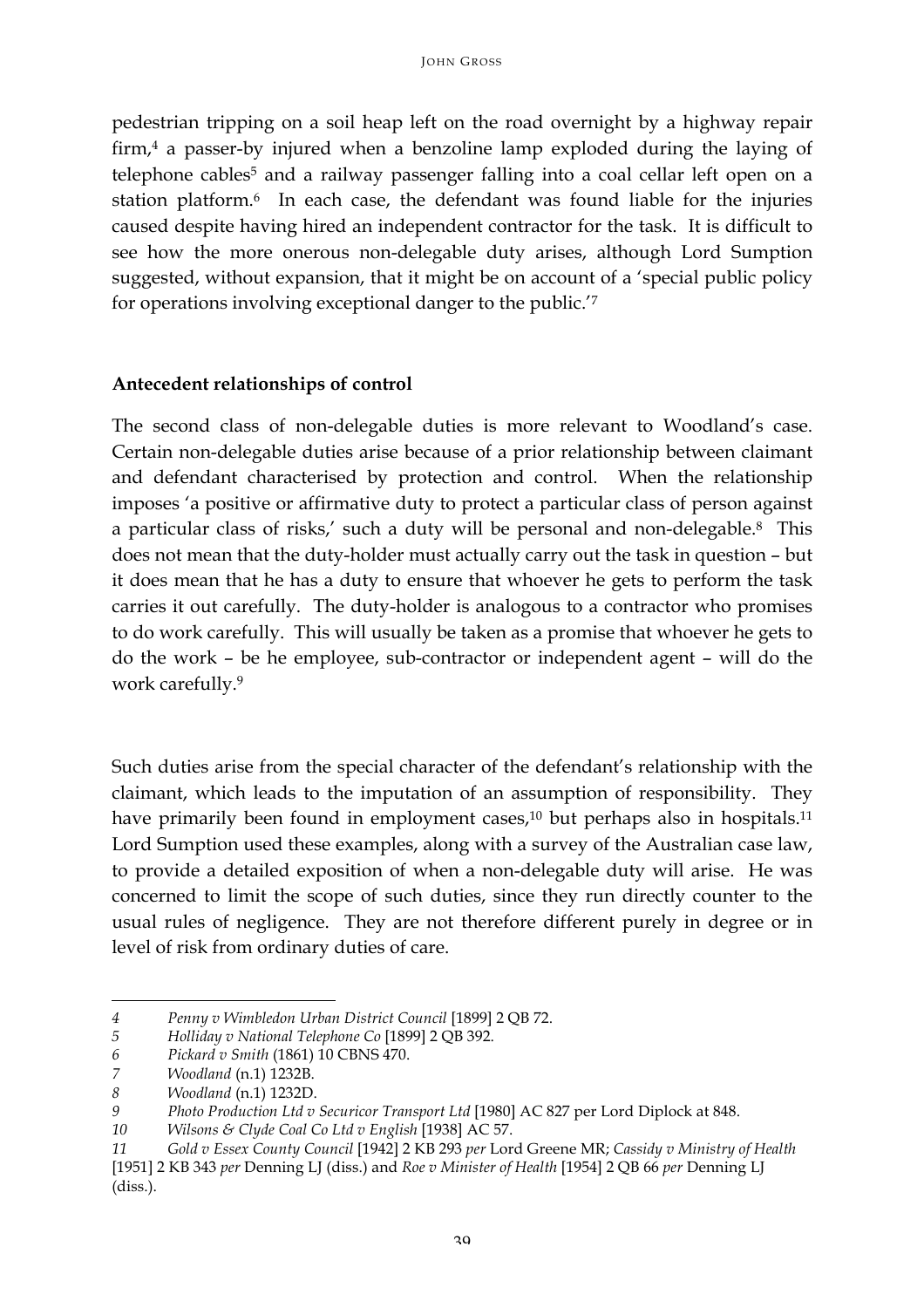pedestrian tripping on a soil heap left on the road overnight by a highway repair firm,[4] a passer-by injured when a benzoline lamp exploded during the laying of telephone cables[5] and a railway passenger falling into a coal cellar left open on a station platform.[6] In each case, the defendant was found liable for the injuries caused despite having hired an independent contractor for the task. It is difficult to see how the more onerous non-delegable duty arises, although Lord Sumption suggested, without expansion, that it might be on account of a 'special public policy for operations involving exceptional danger to the public.'[7]

**Antecedent relationships of control**

The second class of non-delegable duties is more relevant to Woodland's case. Certain non-delegable duties arise because of a prior relationship between claimant and defendant characterised by protection and control. When the relationship imposes 'a positive or affirmative duty to protect a particular class of person against a particular class of risks,' such a duty will be personal and non-delegable.[8] This does not mean that the duty-holder must actually carry out the task in question – but it does mean that he has a duty to ensure that whoever he gets to perform the task carries it out carefully. The duty-holder is analogous to a contractor who promises to do work carefully. This will usually be taken as a promise that whoever he gets to do the work – be he employee, sub-contractor or independent agent – will do the work carefully.[9]

Such duties arise from the special character of the defendant's relationship with the claimant, which leads to the imputation of an assumption of responsibility. They have primarily been found in employment cases,[10] but perhaps also in hospitals.[11] Lord Sumption used these examples, along with a survey of the Australian case law, to provide a detailed exposition of when a non-delegable duty will arise. He was concerned to limit the scope of such duties, since they run directly counter to the usual rules of negligence. They are not therefore different purely in degree or in level of risk from ordinary duties of care.

---

4 *Penny v Wimbledon Urban District Council* [1899] 2 QB 72.

5 *Holliday v National Telephone Co* [1899] 2 QB 392.

6 *Pickard v Smith* (1861) 10 CBNS 470.

7 *Woodland* (n.1) 1232B.

8 *Woodland* (n.1) 1232D.

9 *Photo Production Ltd v Securicor Transport Ltd* [1980] AC 827 per Lord Diplock at 848.

10 *Wilsons & Clyde Coal Co Ltd v English* [1938] AC 57.

11 *Gold v Essex County Council* [1942] 2 KB 293 *per* Lord Greene MR; *Cassidy v Ministry of Health* [1951] 2 KB 343 *per* Denning LJ (diss.) and *Roe v Minister of Health* [1954] 2 QB 66 *per* Denning LJ (diss.).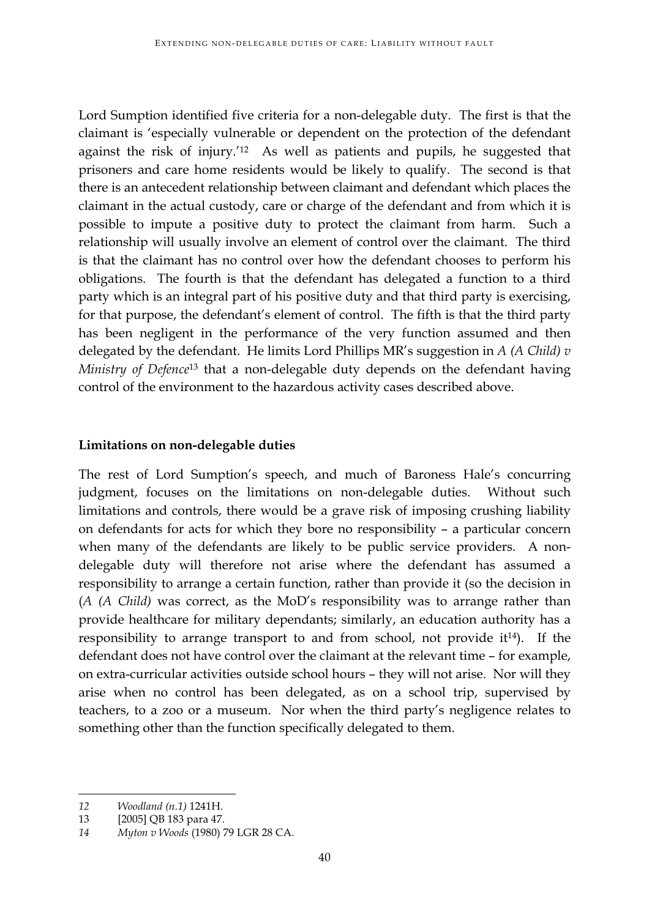Lord Sumption identified five criteria for a non-delegable duty. The first is that the claimant is 'especially vulnerable or dependent on the protection of the defendant against the risk of injury.'[12] As well as patients and pupils, he suggested that prisoners and care home residents would be likely to qualify. The second is that there is an antecedent relationship between claimant and defendant which places the claimant in the actual custody, care or charge of the defendant and from which it is possible to impute a positive duty to protect the claimant from harm. Such a relationship will usually involve an element of control over the claimant. The third is that the claimant has no control over how the defendant chooses to perform his obligations. The fourth is that the defendant has delegated a function to a third party which is an integral part of his positive duty and that third party is exercising, for that purpose, the defendant's element of control. The fifth is that the third party has been negligent in the performance of the very function assumed and then delegated by the defendant. He limits Lord Phillips MR's suggestion in *A (A Child) v Ministry of Defence*[13] that a non-delegable duty depends on the defendant having control of the environment to the hazardous activity cases described above.

**Limitations on non-delegable duties**

The rest of Lord Sumption's speech, and much of Baroness Hale's concurring judgment, focuses on the limitations on non-delegable duties. Without such limitations and controls, there would be a grave risk of imposing crushing liability on defendants for acts for which they bore no responsibility – a particular concern when many of the defendants are likely to be public service providers. A non-delegable duty will therefore not arise where the defendant has assumed a responsibility to arrange a certain function, rather than provide it (so the decision in (*A (A Child)* was correct, as the MoD's responsibility was to arrange rather than provide healthcare for military dependants; similarly, an education authority has a responsibility to arrange transport to and from school, not provide it[14]). If the defendant does not have control over the claimant at the relevant time – for example, on extra-curricular activities outside school hours – they will not arise. Nor will they arise when no control has been delegated, as on a school trip, supervised by teachers, to a zoo or a museum. Nor when the third party's negligence relates to something other than the function specifically delegated to them.

---

*12* *Woodland (n.1)* 1241H.

13 [2005] QB 183 para 47.

*14* *Myton v Woods* (1980) 79 LGR 28 CA.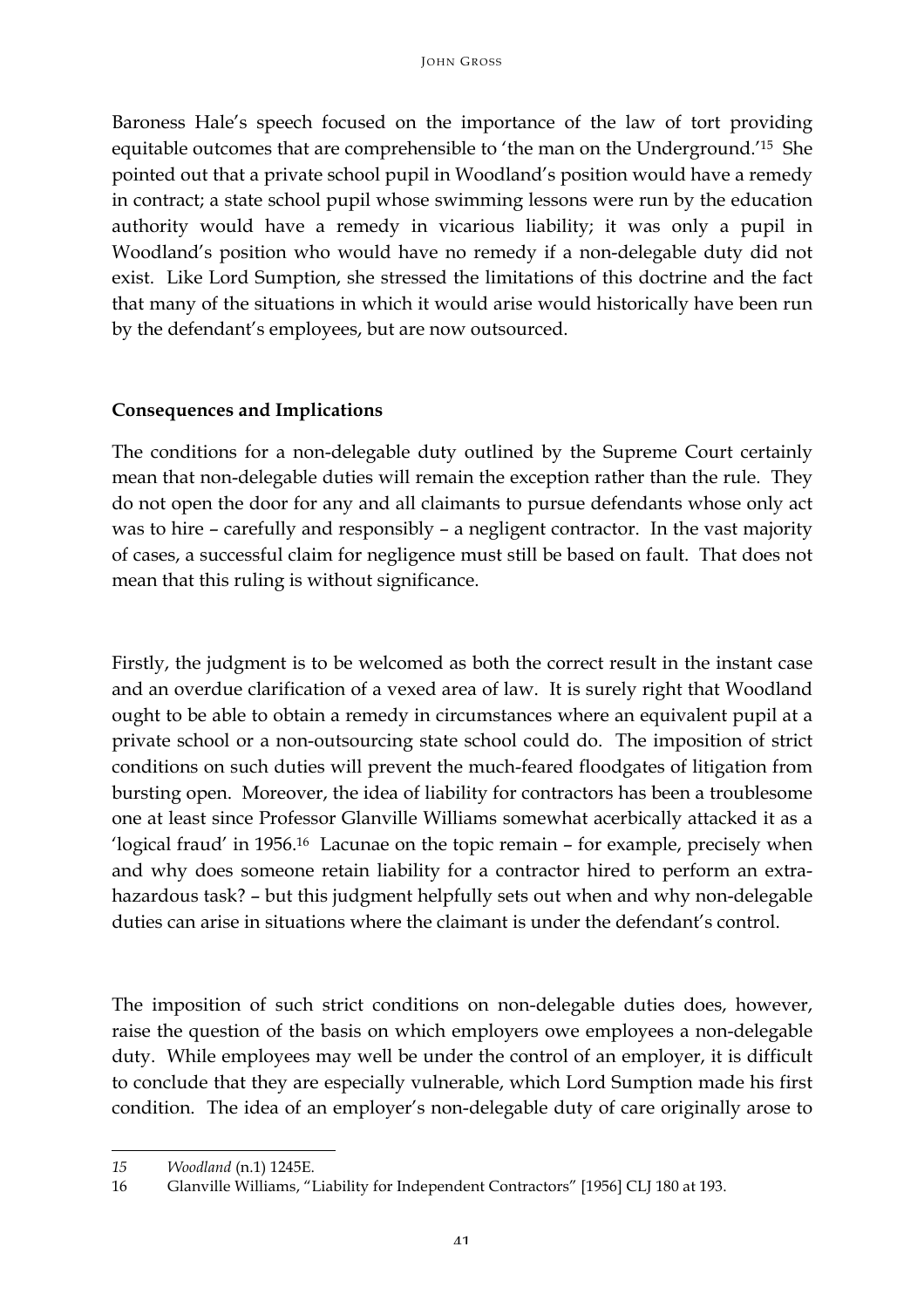Baroness Hale's speech focused on the importance of the law of tort providing equitable outcomes that are comprehensible to 'the man on the Underground.'[15] She pointed out that a private school pupil in Woodland's position would have a remedy in contract; a state school pupil whose swimming lessons were run by the education authority would have a remedy in vicarious liability; it was only a pupil in Woodland's position who would have no remedy if a non-delegable duty did not exist. Like Lord Sumption, she stressed the limitations of this doctrine and the fact that many of the situations in which it would arise would historically have been run by the defendant's employees, but are now outsourced.

**Consequences and Implications**

The conditions for a non-delegable duty outlined by the Supreme Court certainly mean that non-delegable duties will remain the exception rather than the rule. They do not open the door for any and all claimants to pursue defendants whose only act was to hire – carefully and responsibly – a negligent contractor. In the vast majority of cases, a successful claim for negligence must still be based on fault. That does not mean that this ruling is without significance.

Firstly, the judgment is to be welcomed as both the correct result in the instant case and an overdue clarification of a vexed area of law. It is surely right that Woodland ought to be able to obtain a remedy in circumstances where an equivalent pupil at a private school or a non-outsourcing state school could do. The imposition of strict conditions on such duties will prevent the much-feared floodgates of litigation from bursting open. Moreover, the idea of liability for contractors has been a troublesome one at least since Professor Glanville Williams somewhat acerbically attacked it as a 'logical fraud' in 1956.[16] Lacunae on the topic remain – for example, precisely when and why does someone retain liability for a contractor hired to perform an extra-hazardous task? – but this judgment helpfully sets out when and why non-delegable duties can arise in situations where the claimant is under the defendant's control.

The imposition of such strict conditions on non-delegable duties does, however, raise the question of the basis on which employers owe employees a non-delegable duty. While employees may well be under the control of an employer, it is difficult to conclude that they are especially vulnerable, which Lord Sumption made his first condition. The idea of an employer's non-delegable duty of care originally arose to

---

15 *Woodland* (n.1) 1245E.

16 Glanville Williams, "Liability for Independent Contractors" [1956] CLJ 180 at 193.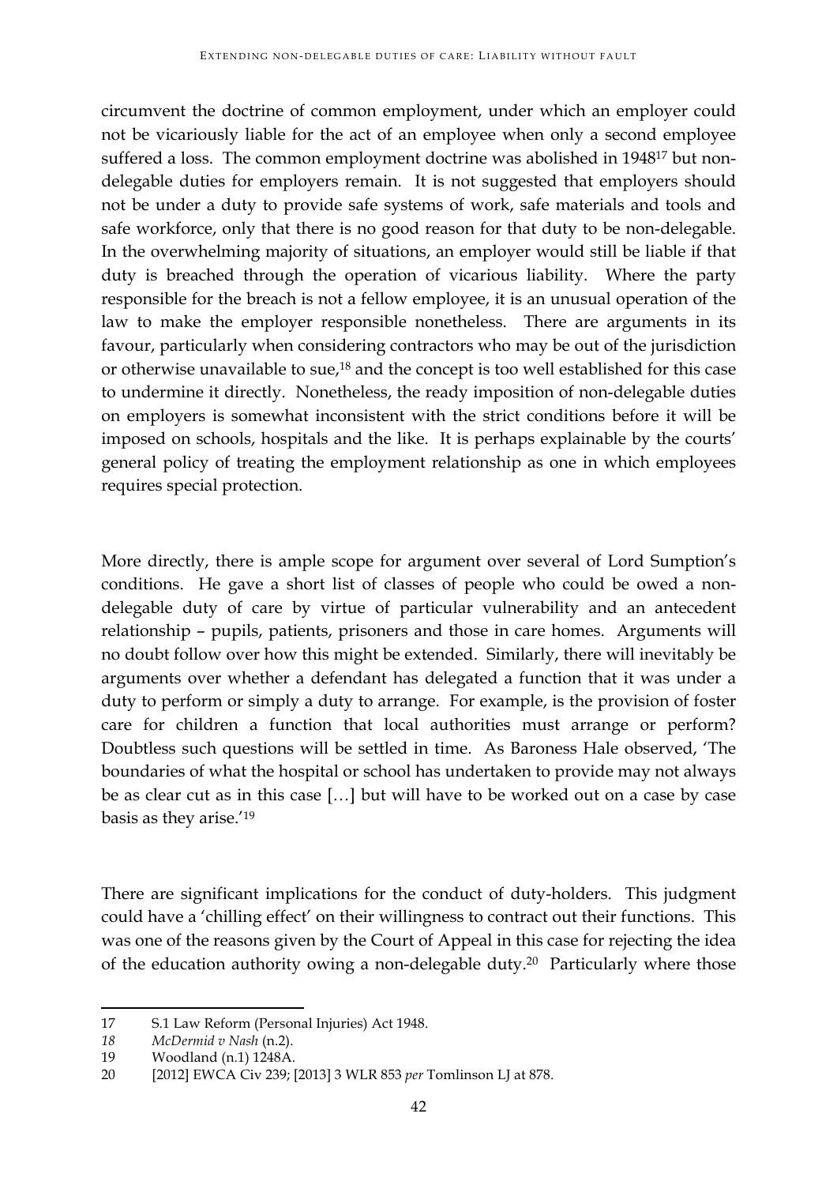circumvent the doctrine of common employment, under which an employer could not be vicariously liable for the act of an employee when only a second employee suffered a loss. The common employment doctrine was abolished in 1948[17] but non-delegable duties for employers remain. It is not suggested that employers should not be under a duty to provide safe systems of work, safe materials and tools and safe workforce, only that there is no good reason for that duty to be non-delegable. In the overwhelming majority of situations, an employer would still be liable if that duty is breached through the operation of vicarious liability. Where the party responsible for the breach is not a fellow employee, it is an unusual operation of the law to make the employer responsible nonetheless. There are arguments in its favour, particularly when considering contractors who may be out of the jurisdiction or otherwise unavailable to sue,[18] and the concept is too well established for this case to undermine it directly. Nonetheless, the ready imposition of non-delegable duties on employers is somewhat inconsistent with the strict conditions before it will be imposed on schools, hospitals and the like. It is perhaps explainable by the courts' general policy of treating the employment relationship as one in which employees requires special protection.

More directly, there is ample scope for argument over several of Lord Sumption's conditions. He gave a short list of classes of people who could be owed a non-delegable duty of care by virtue of particular vulnerability and an antecedent relationship – pupils, patients, prisoners and those in care homes. Arguments will no doubt follow over how this might be extended. Similarly, there will inevitably be arguments over whether a defendant has delegated a function that it was under a duty to perform or simply a duty to arrange. For example, is the provision of foster care for children a function that local authorities must arrange or perform? Doubtless such questions will be settled in time. As Baroness Hale observed, 'The boundaries of what the hospital or school has undertaken to provide may not always be as clear cut as in this case […] but will have to be worked out on a case by case basis as they arise.'[19]

There are significant implications for the conduct of duty-holders. This judgment could have a 'chilling effect' on their willingness to contract out their functions. This was one of the reasons given by the Court of Appeal in this case for rejecting the idea of the education authority owing a non-delegable duty.[20] Particularly where those

---

17 S.1 Law Reform (Personal Injuries) Act 1948.

18 *McDermid v Nash* (n.2).

19 Woodland (n.1) 1248A.

20 [2012] EWCA Civ 239; [2013] 3 WLR 853 *per* Tomlinson LJ at 878.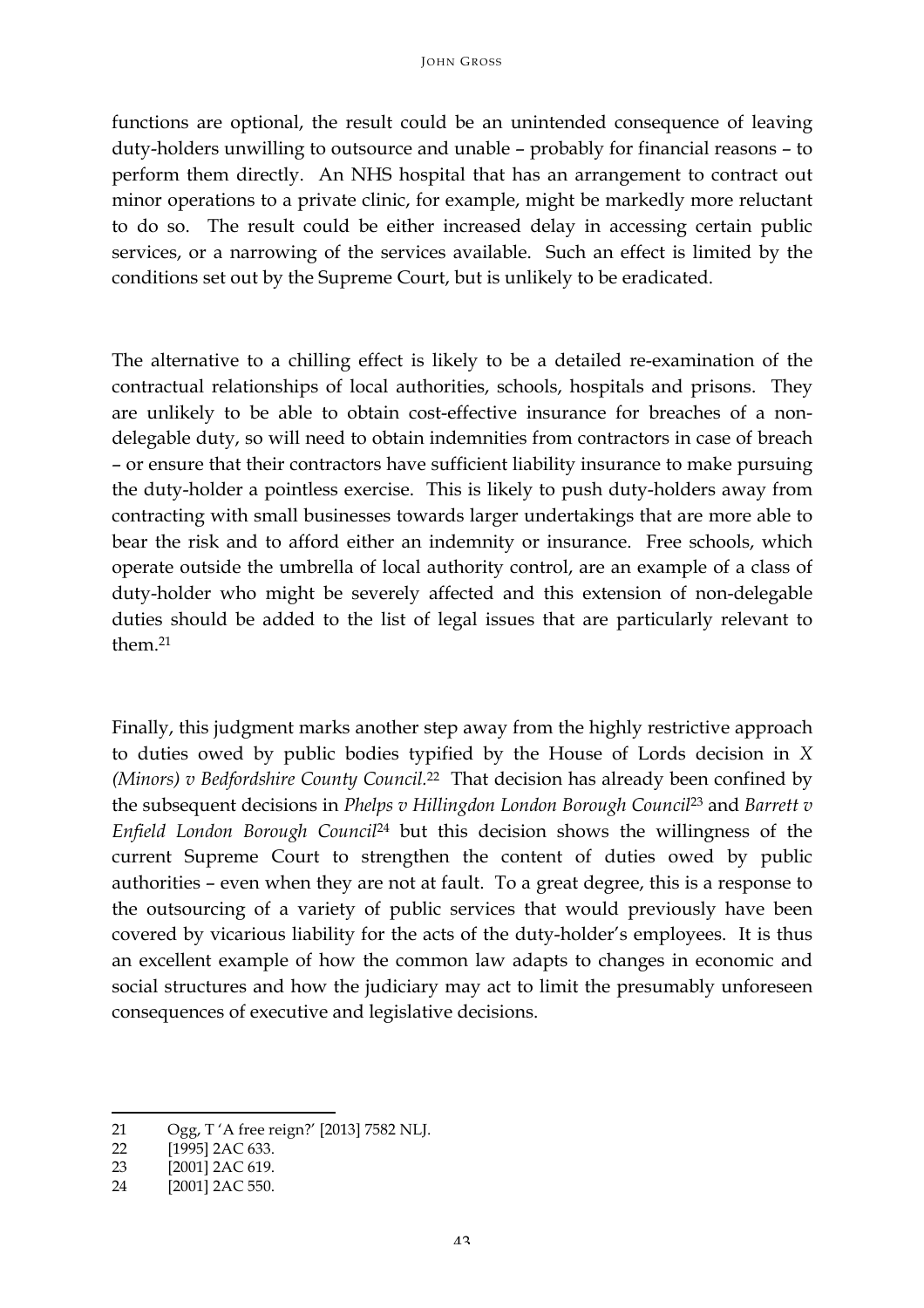functions are optional, the result could be an unintended consequence of leaving duty-holders unwilling to outsource and unable – probably for financial reasons – to perform them directly. An NHS hospital that has an arrangement to contract out minor operations to a private clinic, for example, might be markedly more reluctant to do so. The result could be either increased delay in accessing certain public services, or a narrowing of the services available. Such an effect is limited by the conditions set out by the Supreme Court, but is unlikely to be eradicated.

The alternative to a chilling effect is likely to be a detailed re-examination of the contractual relationships of local authorities, schools, hospitals and prisons. They are unlikely to be able to obtain cost-effective insurance for breaches of a non-delegable duty, so will need to obtain indemnities from contractors in case of breach – or ensure that their contractors have sufficient liability insurance to make pursuing the duty-holder a pointless exercise. This is likely to push duty-holders away from contracting with small businesses towards larger undertakings that are more able to bear the risk and to afford either an indemnity or insurance. Free schools, which operate outside the umbrella of local authority control, are an example of a class of duty-holder who might be severely affected and this extension of non-delegable duties should be added to the list of legal issues that are particularly relevant to them.[21]

Finally, this judgment marks another step away from the highly restrictive approach to duties owed by public bodies typified by the House of Lords decision in *X (Minors) v Bedfordshire County Council.*[22] That decision has already been confined by the subsequent decisions in *Phelps v Hillingdon London Borough Council*[23] and *Barrett v Enfield London Borough Council*[24] but this decision shows the willingness of the current Supreme Court to strengthen the content of duties owed by public authorities – even when they are not at fault. To a great degree, this is a response to the outsourcing of a variety of public services that would previously have been covered by vicarious liability for the acts of the duty-holder's employees. It is thus an excellent example of how the common law adapts to changes in economic and social structures and how the judiciary may act to limit the presumably unforeseen consequences of executive and legislative decisions.

---

21 Ogg, T 'A free reign?' [2013] 7582 NLJ.

22 [1995] 2AC 633.

23 [2001] 2AC 619.

24 [2001] 2AC 550.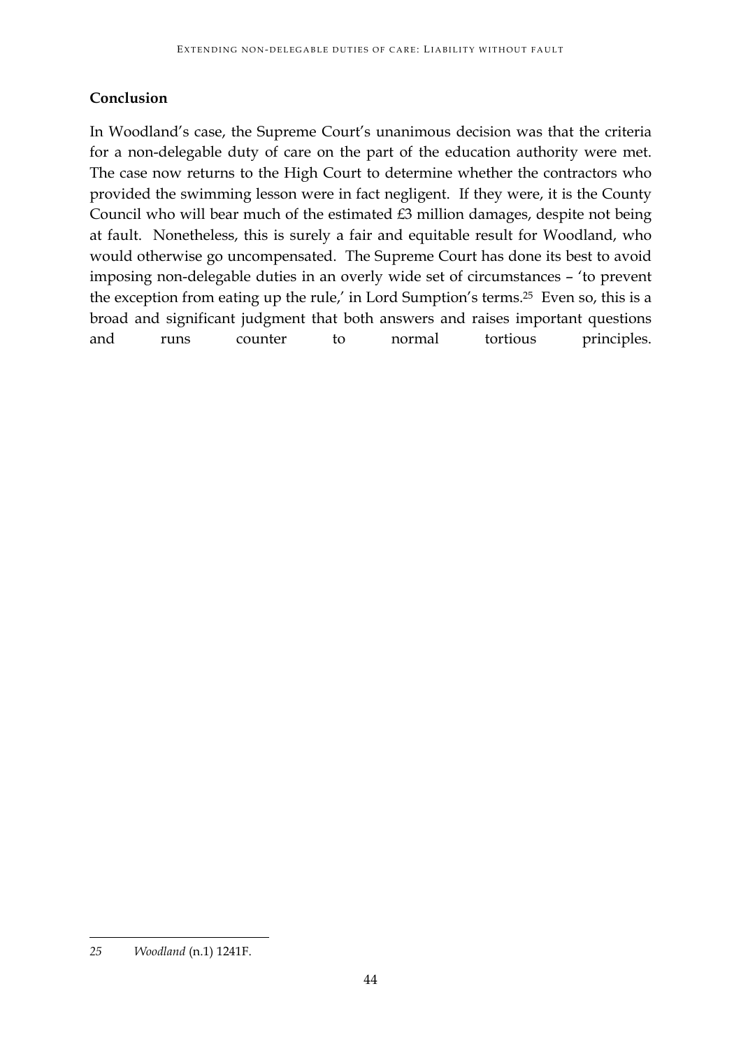**Conclusion**

In Woodland's case, the Supreme Court's unanimous decision was that the criteria for a non-delegable duty of care on the part of the education authority were met. The case now returns to the High Court to determine whether the contractors who provided the swimming lesson were in fact negligent. If they were, it is the County Council who will bear much of the estimated £3 million damages, despite not being at fault. Nonetheless, this is surely a fair and equitable result for Woodland, who would otherwise go uncompensated. The Supreme Court has done its best to avoid imposing non-delegable duties in an overly wide set of circumstances – 'to prevent the exception from eating up the rule,' in Lord Sumption's terms.[25] Even so, this is a broad and significant judgment that both answers and raises important questions and runs counter to normal tortious principles.

---

25 *Woodland* (n.1) 1241F.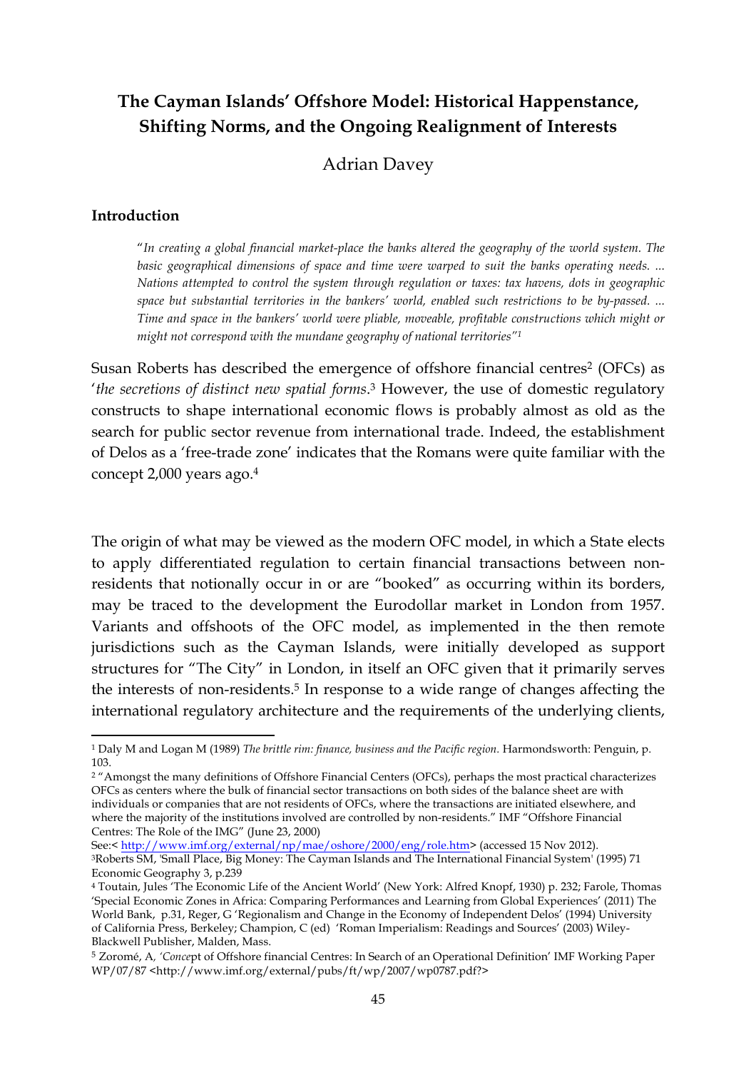# The Cayman Islands' Offshore Model: Historical Happenstance, Shifting Norms, and the Ongoing Realignment of Interests

Adrian Davey

## Introduction

> "*In creating a global financial market-place the banks altered the geography of the world system. The basic geographical dimensions of space and time were warped to suit the banks operating needs. ... Nations attempted to control the system through regulation or taxes: tax havens, dots in geographic space but substantial territories in the bankers' world, enabled such restrictions to be by-passed. ... Time and space in the bankers' world were pliable, moveable, profitable constructions which might or might not correspond with the mundane geography of national territories"*[1]

Susan Roberts has described the emergence of offshore financial centres[2] (OFCs) as '*the secretions of distinct new spatial forms*.[3] However, the use of domestic regulatory constructs to shape international economic flows is probably almost as old as the search for public sector revenue from international trade. Indeed, the establishment of Delos as a 'free-trade zone' indicates that the Romans were quite familiar with the concept 2,000 years ago.[4]

The origin of what may be viewed as the modern OFC model, in which a State elects to apply differentiated regulation to certain financial transactions between non-residents that notionally occur in or are "booked" as occurring within its borders, may be traced to the development the Eurodollar market in London from 1957. Variants and offshoots of the OFC model, as implemented in the then remote jurisdictions such as the Cayman Islands, were initially developed as support structures for "The City" in London, in itself an OFC given that it primarily serves the interests of non-residents.[5] In response to a wide range of changes affecting the international regulatory architecture and the requirements of the underlying clients,

---

[1] Daly M and Logan M (1989) *The brittle rim: finance, business and the Pacific region.* Harmondsworth: Penguin, p. 103.

[2] "Amongst the many definitions of Offshore Financial Centers (OFCs), perhaps the most practical characterizes OFCs as centers where the bulk of financial sector transactions on both sides of the balance sheet are with individuals or companies that are not residents of OFCs, where the transactions are initiated elsewhere, and where the majority of the institutions involved are controlled by non-residents." IMF "Offshore Financial Centres: The Role of the IMG" (June 23, 2000)
See:< http://www.imf.org/external/np/mae/oshore/2000/eng/role.htm> (accessed 15 Nov 2012).

[3] Roberts SM, 'Small Place, Big Money: The Cayman Islands and The International Financial System' (1995) 71 Economic Geography 3, p.239

[4] Toutain, Jules 'The Economic Life of the Ancient World' (New York: Alfred Knopf, 1930) p. 232; Farole, Thomas 'Special Economic Zones in Africa: Comparing Performances and Learning from Global Experiences' (2011) The World Bank, p.31, Reger, G 'Regionalism and Change in the Economy of Independent Delos' (1994) University of California Press, Berkeley; Champion, C (ed) 'Roman Imperialism: Readings and Sources' (2003) Wiley-Blackwell Publisher, Malden, Mass.

[5] Zoromé, A, *'Conce*pt of Offshore financial Centres: In Search of an Operational Definition' IMF Working Paper WP/07/87 <http://www.imf.org/external/pubs/ft/wp/2007/wp0787.pdf?>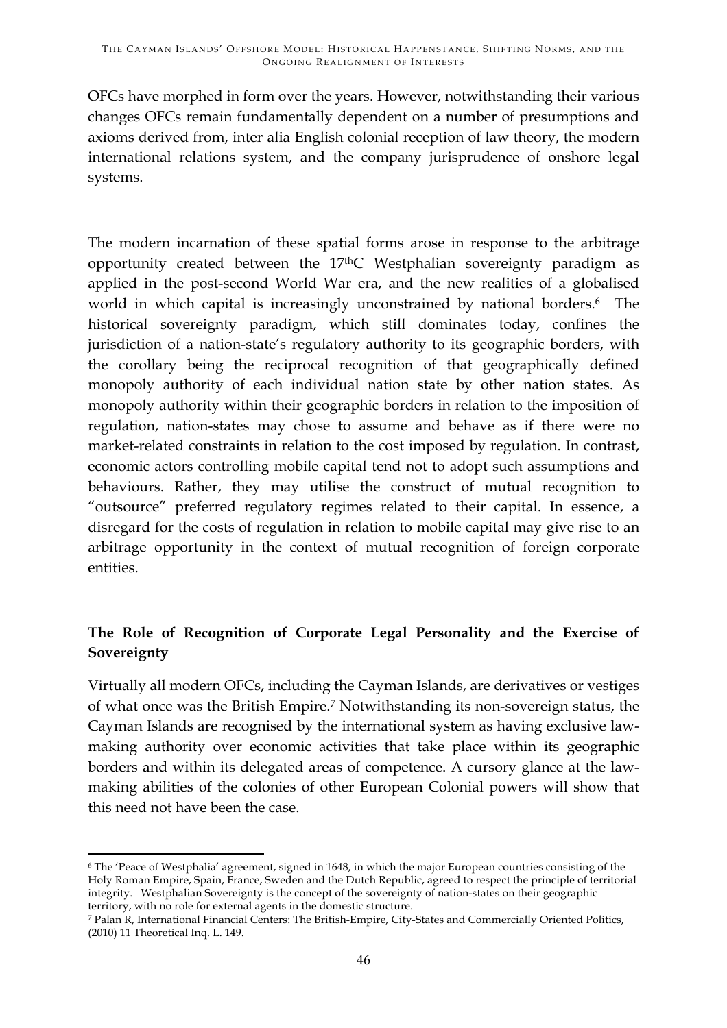OFCs have morphed in form over the years. However, notwithstanding their various changes OFCs remain fundamentally dependent on a number of presumptions and axioms derived from, inter alia English colonial reception of law theory, the modern international relations system, and the company jurisprudence of onshore legal systems.

The modern incarnation of these spatial forms arose in response to the arbitrage opportunity created between the 17thC Westphalian sovereignty paradigm as applied in the post-second World War era, and the new realities of a globalised world in which capital is increasingly unconstrained by national borders.[6] The historical sovereignty paradigm, which still dominates today, confines the jurisdiction of a nation-state's regulatory authority to its geographic borders, with the corollary being the reciprocal recognition of that geographically defined monopoly authority of each individual nation state by other nation states. As monopoly authority within their geographic borders in relation to the imposition of regulation, nation-states may chose to assume and behave as if there were no market-related constraints in relation to the cost imposed by regulation. In contrast, economic actors controlling mobile capital tend not to adopt such assumptions and behaviours. Rather, they may utilise the construct of mutual recognition to "outsource" preferred regulatory regimes related to their capital. In essence, a disregard for the costs of regulation in relation to mobile capital may give rise to an arbitrage opportunity in the context of mutual recognition of foreign corporate entities.

## The Role of Recognition of Corporate Legal Personality and the Exercise of Sovereignty

Virtually all modern OFCs, including the Cayman Islands, are derivatives or vestiges of what once was the British Empire.[7] Notwithstanding its non-sovereign status, the Cayman Islands are recognised by the international system as having exclusive law-making authority over economic activities that take place within its geographic borders and within its delegated areas of competence. A cursory glance at the law-making abilities of the colonies of other European Colonial powers will show that this need not have been the case.

---

[6] The 'Peace of Westphalia' agreement, signed in 1648, in which the major European countries consisting of the Holy Roman Empire, Spain, France, Sweden and the Dutch Republic, agreed to respect the principle of territorial integrity. Westphalian Sovereignty is the concept of the sovereignty of nation-states on their geographic territory, with no role for external agents in the domestic structure.

[7] Palan R, International Financial Centers: The British-Empire, City-States and Commercially Oriented Politics, (2010) 11 Theoretical Inq. L. 149.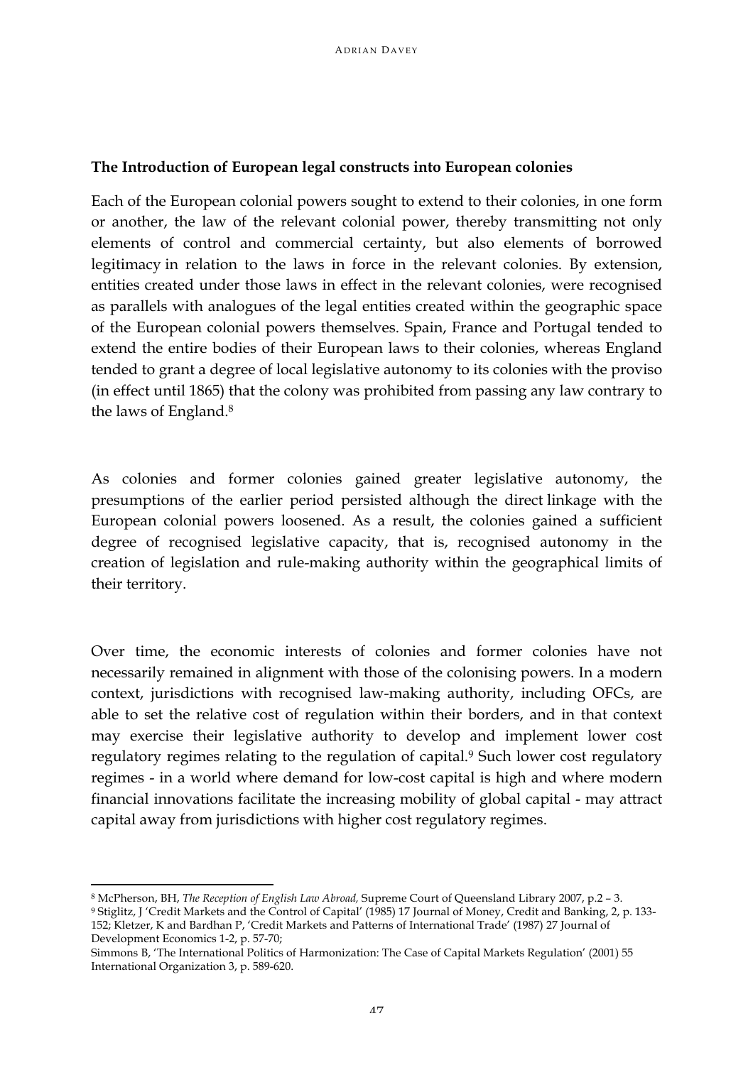**The Introduction of European legal constructs into European colonies**

Each of the European colonial powers sought to extend to their colonies, in one form or another, the law of the relevant colonial power, thereby transmitting not only elements of control and commercial certainty, but also elements of borrowed legitimacy in relation to the laws in force in the relevant colonies. By extension, entities created under those laws in effect in the relevant colonies, were recognised as parallels with analogues of the legal entities created within the geographic space of the European colonial powers themselves. Spain, France and Portugal tended to extend the entire bodies of their European laws to their colonies, whereas England tended to grant a degree of local legislative autonomy to its colonies with the proviso (in effect until 1865) that the colony was prohibited from passing any law contrary to the laws of England.[8]

As colonies and former colonies gained greater legislative autonomy, the presumptions of the earlier period persisted although the direct linkage with the European colonial powers loosened. As a result, the colonies gained a sufficient degree of recognised legislative capacity, that is, recognised autonomy in the creation of legislation and rule-making authority within the geographical limits of their territory.

Over time, the economic interests of colonies and former colonies have not necessarily remained in alignment with those of the colonising powers. In a modern context, jurisdictions with recognised law-making authority, including OFCs, are able to set the relative cost of regulation within their borders, and in that context may exercise their legislative authority to develop and implement lower cost regulatory regimes relating to the regulation of capital.[9] Such lower cost regulatory regimes - in a world where demand for low-cost capital is high and where modern financial innovations facilitate the increasing mobility of global capital - may attract capital away from jurisdictions with higher cost regulatory regimes.

---

[8] McPherson, BH, *The Reception of English Law Abroad,* Supreme Court of Queensland Library 2007, p.2 – 3.

[9] Stiglitz, J 'Credit Markets and the Control of Capital' (1985) 17 Journal of Money, Credit and Banking, 2, p. 133-152; Kletzer, K and Bardhan P, 'Credit Markets and Patterns of International Trade' (1987) 27 Journal of Development Economics 1-2, p. 57-70;

Simmons B, 'The International Politics of Harmonization: The Case of Capital Markets Regulation' (2001) 55 International Organization 3, p. 589-620.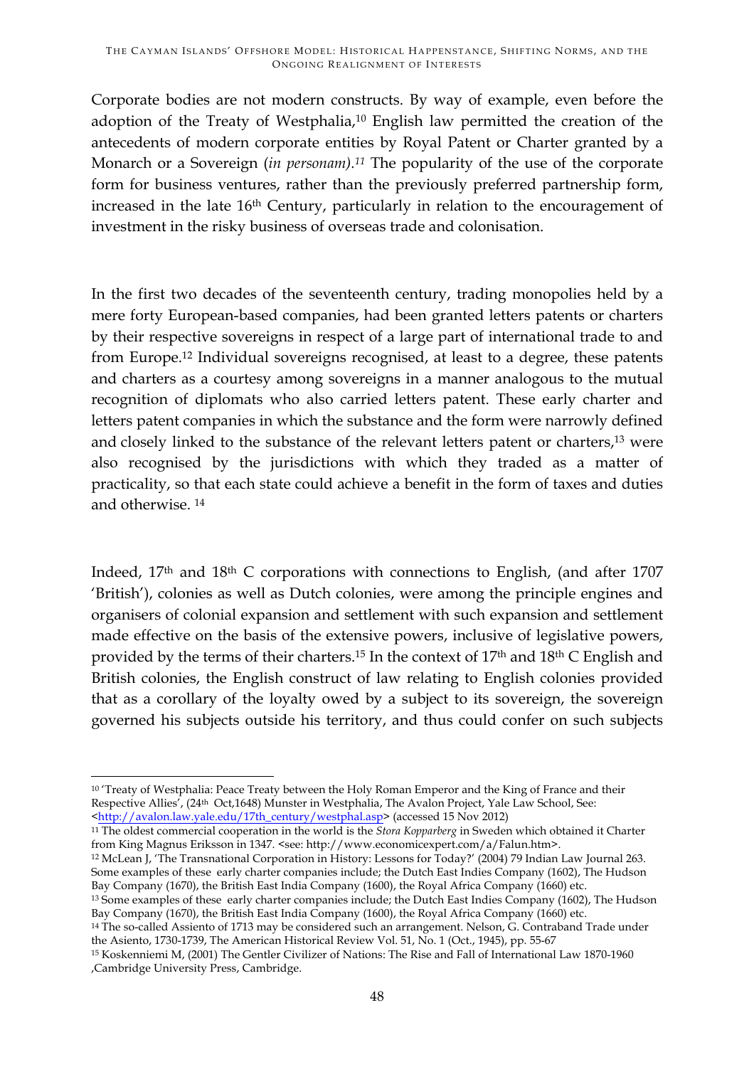Corporate bodies are not modern constructs. By way of example, even before the adoption of the Treaty of Westphalia,[10] English law permitted the creation of the antecedents of modern corporate entities by Royal Patent or Charter granted by a Monarch or a Sovereign (*in personam*).[11] The popularity of the use of the corporate form for business ventures, rather than the previously preferred partnership form, increased in the late 16th Century, particularly in relation to the encouragement of investment in the risky business of overseas trade and colonisation.

In the first two decades of the seventeenth century, trading monopolies held by a mere forty European-based companies, had been granted letters patents or charters by their respective sovereigns in respect of a large part of international trade to and from Europe.[12] Individual sovereigns recognised, at least to a degree, these patents and charters as a courtesy among sovereigns in a manner analogous to the mutual recognition of diplomats who also carried letters patent. These early charter and letters patent companies in which the substance and the form were narrowly defined and closely linked to the substance of the relevant letters patent or charters,[13] were also recognised by the jurisdictions with which they traded as a matter of practicality, so that each state could achieve a benefit in the form of taxes and duties and otherwise.[14]

Indeed, 17th and 18th C corporations with connections to English, (and after 1707 'British'), colonies as well as Dutch colonies, were among the principle engines and organisers of colonial expansion and settlement with such expansion and settlement made effective on the basis of the extensive powers, inclusive of legislative powers, provided by the terms of their charters.[15] In the context of 17th and 18th C English and British colonies, the English construct of law relating to English colonies provided that as a corollary of the loyalty owed by a subject to its sovereign, the sovereign governed his subjects outside his territory, and thus could confer on such subjects

---

[10] 'Treaty of Westphalia: Peace Treaty between the Holy Roman Emperor and the King of France and their Respective Allies', (24th Oct,1648) Munster in Westphalia, The Avalon Project, Yale Law School, See: <http://avalon.law.yale.edu/17th_century/westphal.asp> (accessed 15 Nov 2012)

[11] The oldest commercial cooperation in the world is the *Stora Kopparberg* in Sweden which obtained it Charter from King Magnus Eriksson in 1347. <see: http://www.economicexpert.com/a/Falun.htm>.

[12] McLean J, 'The Transnational Corporation in History: Lessons for Today?' (2004) 79 Indian Law Journal 263. Some examples of these early charter companies include; the Dutch East Indies Company (1602), The Hudson Bay Company (1670), the British East India Company (1600), the Royal Africa Company (1660) etc.

[13] Some examples of these early charter companies include; the Dutch East Indies Company (1602), The Hudson Bay Company (1670), the British East India Company (1600), the Royal Africa Company (1660) etc.

[14] The so-called Assiento of 1713 may be considered such an arrangement. Nelson, G. Contraband Trade under the Asiento, 1730-1739, The American Historical Review Vol. 51, No. 1 (Oct., 1945), pp. 55-67

[15] Koskenniemi M, (2001) The Gentler Civilizer of Nations: The Rise and Fall of International Law 1870-1960 ,Cambridge University Press, Cambridge.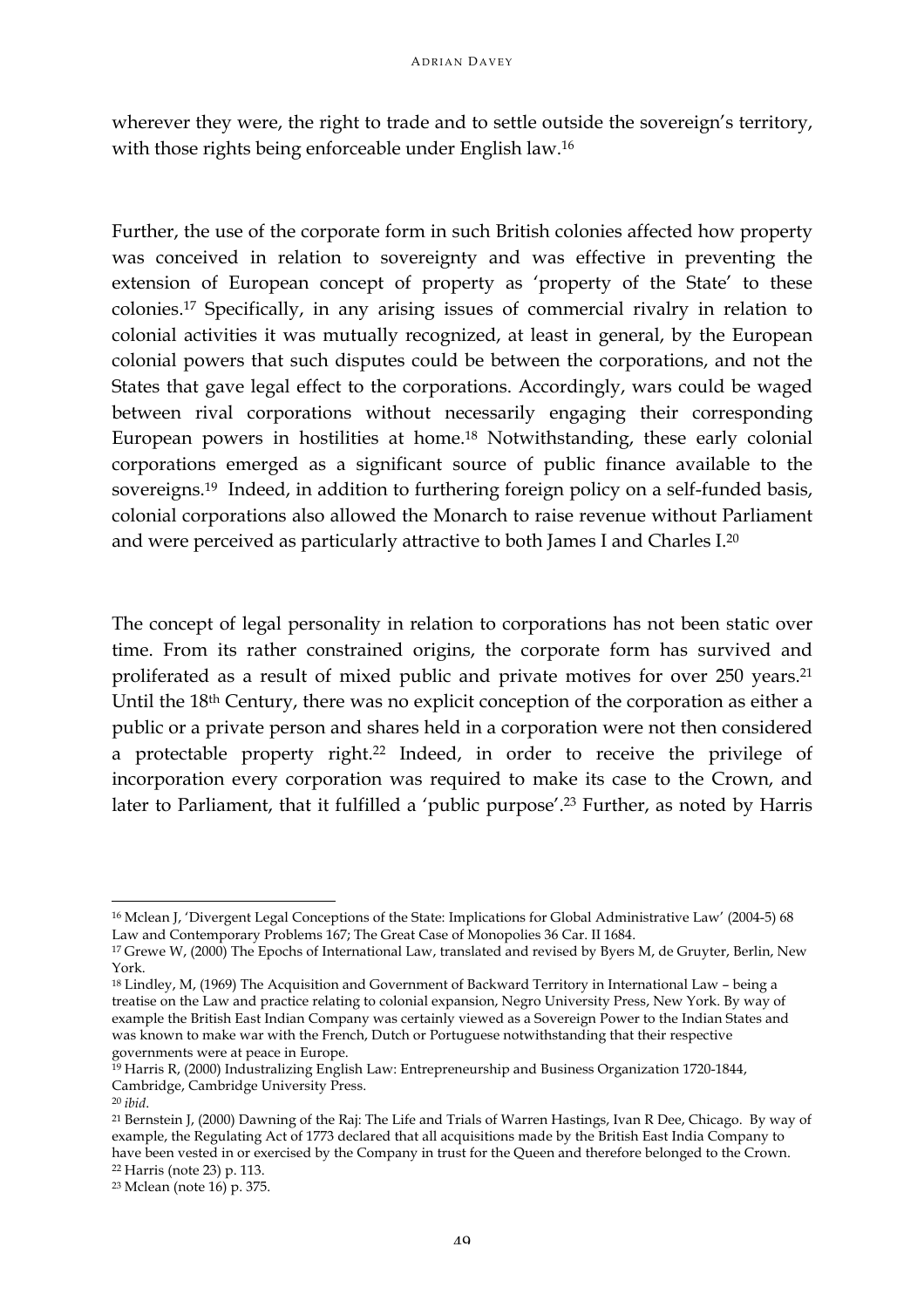wherever they were, the right to trade and to settle outside the sovereign's territory, with those rights being enforceable under English law.[16]

Further, the use of the corporate form in such British colonies affected how property was conceived in relation to sovereignty and was effective in preventing the extension of European concept of property as 'property of the State' to these colonies.[17] Specifically, in any arising issues of commercial rivalry in relation to colonial activities it was mutually recognized, at least in general, by the European colonial powers that such disputes could be between the corporations, and not the States that gave legal effect to the corporations. Accordingly, wars could be waged between rival corporations without necessarily engaging their corresponding European powers in hostilities at home.[18] Notwithstanding, these early colonial corporations emerged as a significant source of public finance available to the sovereigns.[19] Indeed, in addition to furthering foreign policy on a self-funded basis, colonial corporations also allowed the Monarch to raise revenue without Parliament and were perceived as particularly attractive to both James I and Charles I.[20]

The concept of legal personality in relation to corporations has not been static over time. From its rather constrained origins, the corporate form has survived and proliferated as a result of mixed public and private motives for over 250 years.[21] Until the 18th Century, there was no explicit conception of the corporation as either a public or a private person and shares held in a corporation were not then considered a protectable property right.[22] Indeed, in order to receive the privilege of incorporation every corporation was required to make its case to the Crown, and later to Parliament, that it fulfilled a 'public purpose'.[23] Further, as noted by Harris

---

[16] Mclean J, 'Divergent Legal Conceptions of the State: Implications for Global Administrative Law' (2004-5) 68 Law and Contemporary Problems 167; The Great Case of Monopolies 36 Car. II 1684.

[17] Grewe W, (2000) The Epochs of International Law, translated and revised by Byers M, de Gruyter, Berlin, New York.

[18] Lindley, M, (1969) The Acquisition and Government of Backward Territory in International Law – being a treatise on the Law and practice relating to colonial expansion, Negro University Press, New York. By way of example the British East Indian Company was certainly viewed as a Sovereign Power to the Indian States and was known to make war with the French, Dutch or Portuguese notwithstanding that their respective governments were at peace in Europe.

[19] Harris R, (2000) Industralizing English Law: Entrepreneurship and Business Organization 1720-1844, Cambridge, Cambridge University Press.

[20] *ibid*.

[21] Bernstein J, (2000) Dawning of the Raj: The Life and Trials of Warren Hastings, Ivan R Dee, Chicago. By way of example, the Regulating Act of 1773 declared that all acquisitions made by the British East India Company to have been vested in or exercised by the Company in trust for the Queen and therefore belonged to the Crown.

[22] Harris (note 23) p. 113.

[23] Mclean (note 16) p. 375.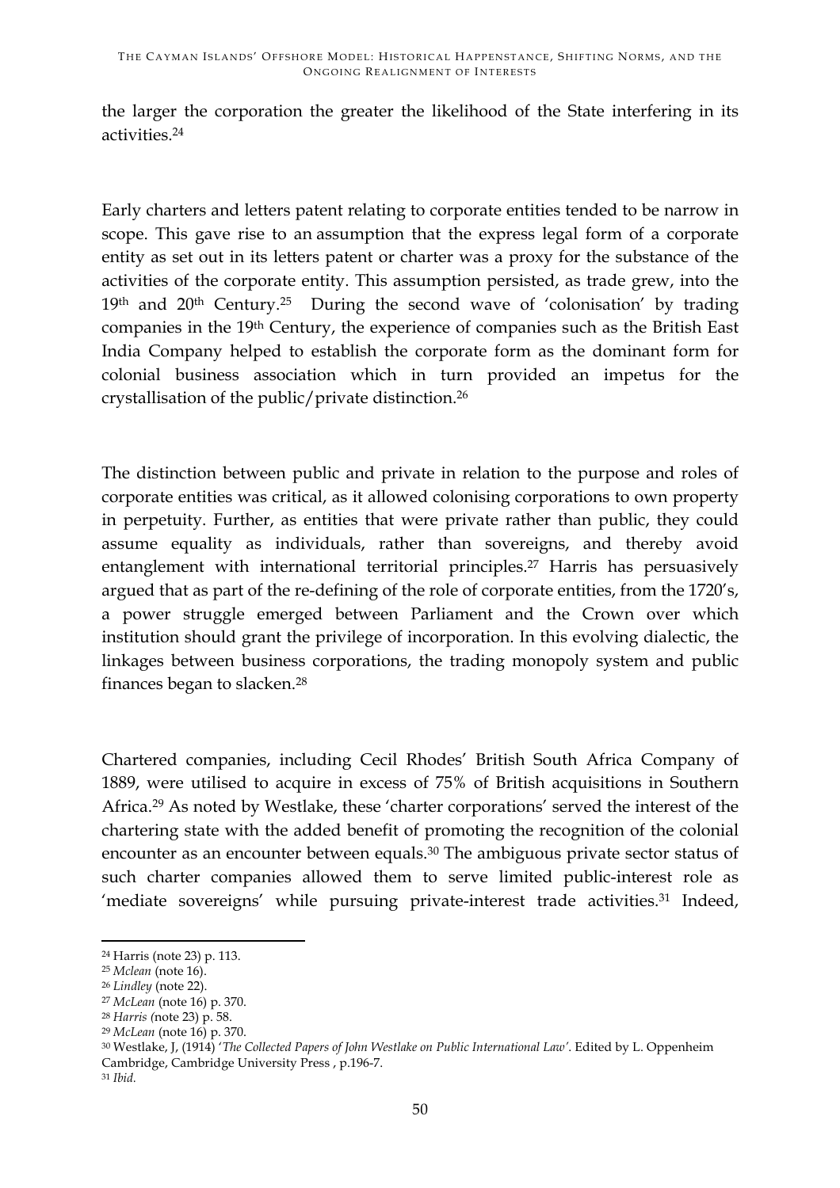the larger the corporation the greater the likelihood of the State interfering in its activities.[24]

Early charters and letters patent relating to corporate entities tended to be narrow in scope. This gave rise to an assumption that the express legal form of a corporate entity as set out in its letters patent or charter was a proxy for the substance of the activities of the corporate entity. This assumption persisted, as trade grew, into the 19th and 20th Century.[25] During the second wave of 'colonisation' by trading companies in the 19th Century, the experience of companies such as the British East India Company helped to establish the corporate form as the dominant form for colonial business association which in turn provided an impetus for the crystallisation of the public/private distinction.[26]

The distinction between public and private in relation to the purpose and roles of corporate entities was critical, as it allowed colonising corporations to own property in perpetuity. Further, as entities that were private rather than public, they could assume equality as individuals, rather than sovereigns, and thereby avoid entanglement with international territorial principles.[27] Harris has persuasively argued that as part of the re-defining of the role of corporate entities, from the 1720's, a power struggle emerged between Parliament and the Crown over which institution should grant the privilege of incorporation. In this evolving dialectic, the linkages between business corporations, the trading monopoly system and public finances began to slacken.[28]

Chartered companies, including Cecil Rhodes' British South Africa Company of 1889, were utilised to acquire in excess of 75% of British acquisitions in Southern Africa.[29] As noted by Westlake, these 'charter corporations' served the interest of the chartering state with the added benefit of promoting the recognition of the colonial encounter as an encounter between equals.[30] The ambiguous private sector status of such charter companies allowed them to serve limited public-interest role as 'mediate sovereigns' while pursuing private-interest trade activities.[31] Indeed,

---

[24] Harris (note 23) p. 113.

[25] *Mclean* (note 16).

[26] *Lindley* (note 22).

[27] *McLean* (note 16) p. 370.

[28] *Harris (*note 23) p. 58.

[29] *McLean* (note 16) p. 370.

[30] Westlake, J, (1914) '*The Collected Papers of John Westlake on Public International Law'*. Edited by L. Oppenheim Cambridge, Cambridge University Press , p.196-7.

[31] *Ibid.*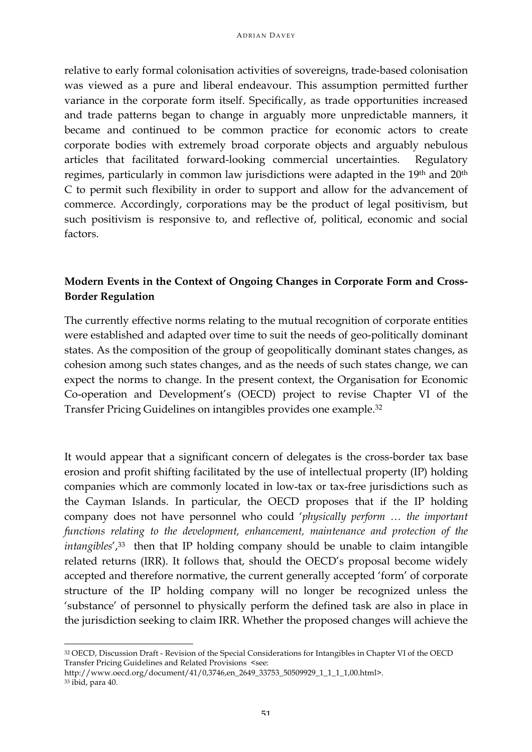relative to early formal colonisation activities of sovereigns, trade-based colonisation was viewed as a pure and liberal endeavour. This assumption permitted further variance in the corporate form itself. Specifically, as trade opportunities increased and trade patterns began to change in arguably more unpredictable manners, it became and continued to be common practice for economic actors to create corporate bodies with extremely broad corporate objects and arguably nebulous articles that facilitated forward-looking commercial uncertainties. Regulatory regimes, particularly in common law jurisdictions were adapted in the 19th and 20th C to permit such flexibility in order to support and allow for the advancement of commerce. Accordingly, corporations may be the product of legal positivism, but such positivism is responsive to, and reflective of, political, economic and social factors.

**Modern Events in the Context of Ongoing Changes in Corporate Form and Cross-Border Regulation**

The currently effective norms relating to the mutual recognition of corporate entities were established and adapted over time to suit the needs of geo-politically dominant states. As the composition of the group of geopolitically dominant states changes, as cohesion among such states changes, and as the needs of such states change, we can expect the norms to change. In the present context, the Organisation for Economic Co-operation and Development's (OECD) project to revise Chapter VI of the Transfer Pricing Guidelines on intangibles provides one example.[32]

It would appear that a significant concern of delegates is the cross-border tax base erosion and profit shifting facilitated by the use of intellectual property (IP) holding companies which are commonly located in low-tax or tax-free jurisdictions such as the Cayman Islands. In particular, the OECD proposes that if the IP holding company does not have personnel who could '*physically perform … the important functions relating to the development, enhancement, maintenance and protection of the intangibles*',[33] then that IP holding company should be unable to claim intangible related returns (IRR). It follows that, should the OECD's proposal become widely accepted and therefore normative, the current generally accepted 'form' of corporate structure of the IP holding company will no longer be recognized unless the 'substance' of personnel to physically perform the defined task are also in place in the jurisdiction seeking to claim IRR. Whether the proposed changes will achieve the

[32] OECD, Discussion Draft - Revision of the Special Considerations for Intangibles in Chapter VI of the OECD Transfer Pricing Guidelines and Related Provisions <see: http://www.oecd.org/document/41/0,3746,en_2649_33753_50509929_1_1_1_1,00.html>.

[33] ibid, para 40.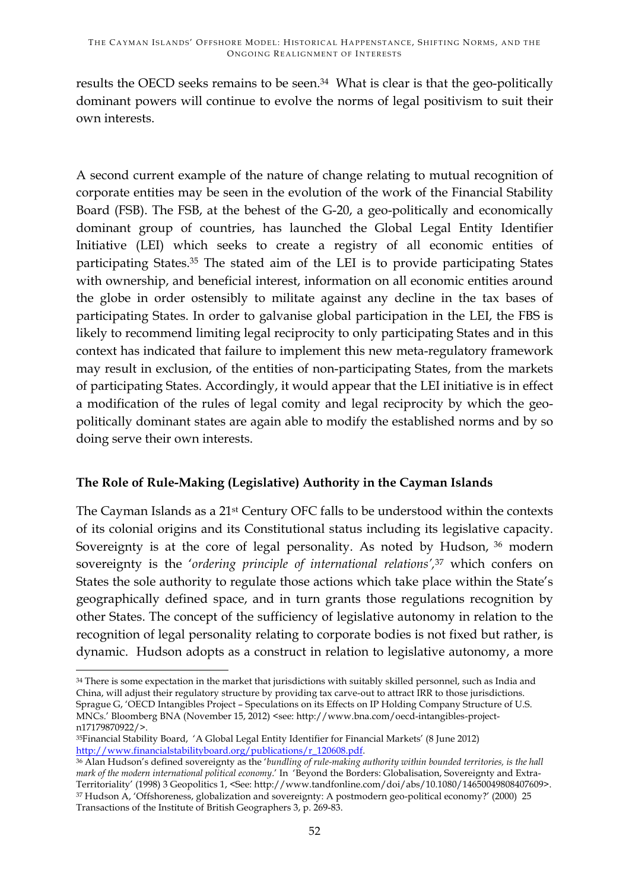results the OECD seeks remains to be seen.[34] What is clear is that the geo-politically dominant powers will continue to evolve the norms of legal positivism to suit their own interests.

A second current example of the nature of change relating to mutual recognition of corporate entities may be seen in the evolution of the work of the Financial Stability Board (FSB). The FSB, at the behest of the G-20, a geo-politically and economically dominant group of countries, has launched the Global Legal Entity Identifier Initiative (LEI) which seeks to create a registry of all economic entities of participating States.[35] The stated aim of the LEI is to provide participating States with ownership, and beneficial interest, information on all economic entities around the globe in order ostensibly to militate against any decline in the tax bases of participating States. In order to galvanise global participation in the LEI, the FBS is likely to recommend limiting legal reciprocity to only participating States and in this context has indicated that failure to implement this new meta-regulatory framework may result in exclusion, of the entities of non-participating States, from the markets of participating States. Accordingly, it would appear that the LEI initiative is in effect a modification of the rules of legal comity and legal reciprocity by which the geo-politically dominant states are again able to modify the established norms and by so doing serve their own interests.

**The Role of Rule-Making (Legislative) Authority in the Cayman Islands**

The Cayman Islands as a 21st Century OFC falls to be understood within the contexts of its colonial origins and its Constitutional status including its legislative capacity. Sovereignty is at the core of legal personality. As noted by Hudson, [36] modern sovereignty is the '*ordering principle of international relations*',[37] which confers on States the sole authority to regulate those actions which take place within the State's geographically defined space, and in turn grants those regulations recognition by other States. The concept of the sufficiency of legislative autonomy in relation to the recognition of legal personality relating to corporate bodies is not fixed but rather, is dynamic. Hudson adopts as a construct in relation to legislative autonomy, a more

---

[34] There is some expectation in the market that jurisdictions with suitably skilled personnel, such as India and China, will adjust their regulatory structure by providing tax carve-out to attract IRR to those jurisdictions. Sprague G, 'OECD Intangibles Project – Speculations on its Effects on IP Holding Company Structure of U.S. MNCs.' Bloomberg BNA (November 15, 2012) <see: http://www.bna.com/oecd-intangibles-project-n17179870922/>.

[35] Financial Stability Board, 'A Global Legal Entity Identifier for Financial Markets' (8 June 2012) http://www.financialstabilityboard.org/publications/r_120608.pdf.

[36] Alan Hudson's defined sovereignty as the '*bundling of rule-making authority within bounded territories, is the hall mark of the modern international political economy*.' In 'Beyond the Borders: Globalisation, Sovereignty and Extra-Territoriality' (1998) 3 Geopolitics 1, <See: http://www.tandfonline.com/doi/abs/10.1080/14650049808407609>.

[37] Hudson A, 'Offshoreness, globalization and sovereignty: A postmodern geo-political economy?' (2000) 25 Transactions of the Institute of British Geographers 3, p. 269-83.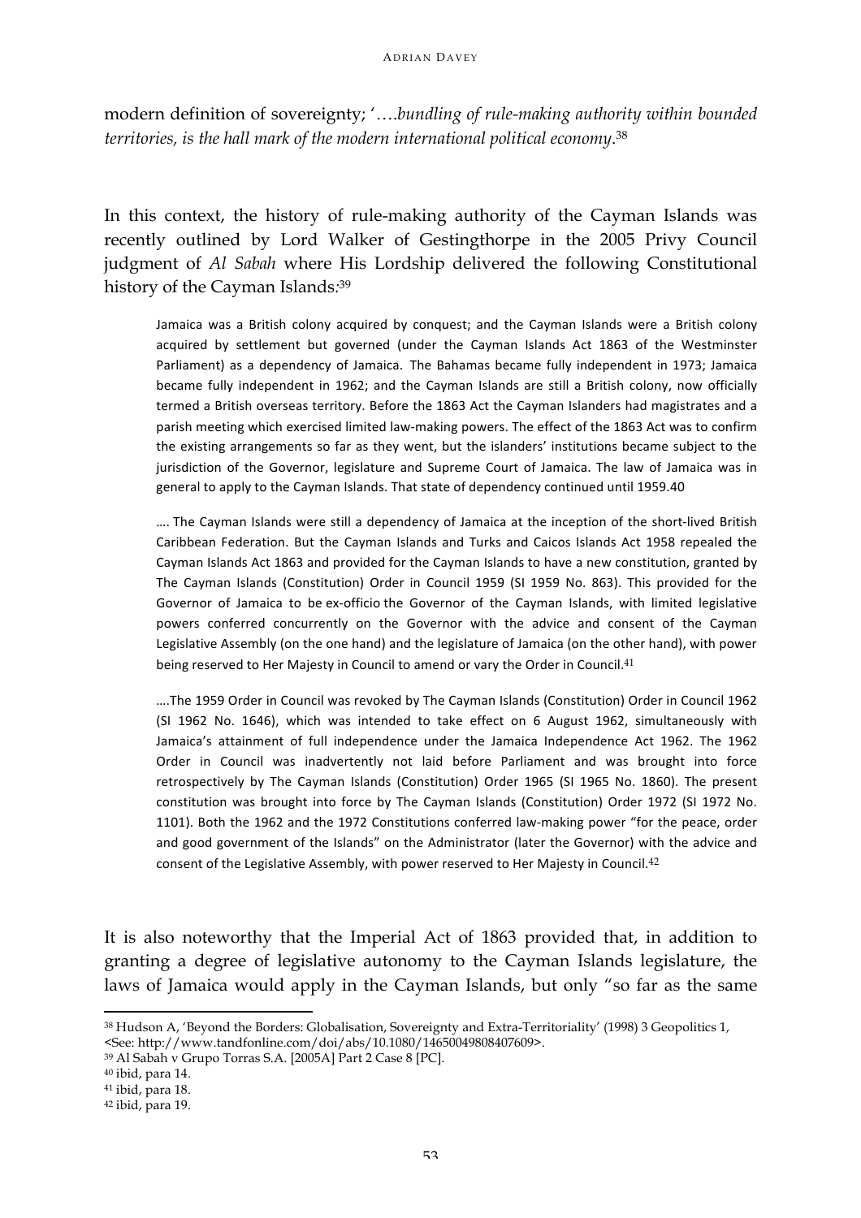modern definition of sovereignty; '….*bundling of rule-making authority within bounded territories, is the hall mark of the modern international political economy*.[38]

In this context, the history of rule-making authority of the Cayman Islands was recently outlined by Lord Walker of Gestingthorpe in the 2005 Privy Council judgment of *Al Sabah* where His Lordship delivered the following Constitutional history of the Cayman Islands:[39]

> Jamaica was a British colony acquired by conquest; and the Cayman Islands were a British colony acquired by settlement but governed (under the Cayman Islands Act 1863 of the Westminster Parliament) as a dependency of Jamaica. The Bahamas became fully independent in 1973; Jamaica became fully independent in 1962; and the Cayman Islands are still a British colony, now officially termed a British overseas territory. Before the 1863 Act the Cayman Islanders had magistrates and a parish meeting which exercised limited law-making powers. The effect of the 1863 Act was to confirm the existing arrangements so far as they went, but the islanders' institutions became subject to the jurisdiction of the Governor, legislature and Supreme Court of Jamaica. The law of Jamaica was in general to apply to the Cayman Islands. That state of dependency continued until 1959.[40]
>
> …. The Cayman Islands were still a dependency of Jamaica at the inception of the short-lived British Caribbean Federation. But the Cayman Islands and Turks and Caicos Islands Act 1958 repealed the Cayman Islands Act 1863 and provided for the Cayman Islands to have a new constitution, granted by The Cayman Islands (Constitution) Order in Council 1959 (SI 1959 No. 863). This provided for the Governor of Jamaica to be ex-officio the Governor of the Cayman Islands, with limited legislative powers conferred concurrently on the Governor with the advice and consent of the Cayman Legislative Assembly (on the one hand) and the legislature of Jamaica (on the other hand), with power being reserved to Her Majesty in Council to amend or vary the Order in Council.[41]
>
> ….The 1959 Order in Council was revoked by The Cayman Islands (Constitution) Order in Council 1962 (SI 1962 No. 1646), which was intended to take effect on 6 August 1962, simultaneously with Jamaica's attainment of full independence under the Jamaica Independence Act 1962. The 1962 Order in Council was inadvertently not laid before Parliament and was brought into force retrospectively by The Cayman Islands (Constitution) Order 1965 (SI 1965 No. 1860). The present constitution was brought into force by The Cayman Islands (Constitution) Order 1972 (SI 1972 No. 1101). Both the 1962 and the 1972 Constitutions conferred law-making power "for the peace, order and good government of the Islands" on the Administrator (later the Governor) with the advice and consent of the Legislative Assembly, with power reserved to Her Majesty in Council.[42]

It is also noteworthy that the Imperial Act of 1863 provided that, in addition to granting a degree of legislative autonomy to the Cayman Islands legislature, the laws of Jamaica would apply in the Cayman Islands, but only "so far as the same

---

[38] Hudson A, 'Beyond the Borders: Globalisation, Sovereignty and Extra-Territoriality' (1998) 3 Geopolitics 1, <See: http://www.tandfonline.com/doi/abs/10.1080/14650049808407609>.

[39] Al Sabah v Grupo Torras S.A. [2005A] Part 2 Case 8 [PC].

[40] ibid, para 14.

[41] ibid, para 18.

[42] ibid, para 19.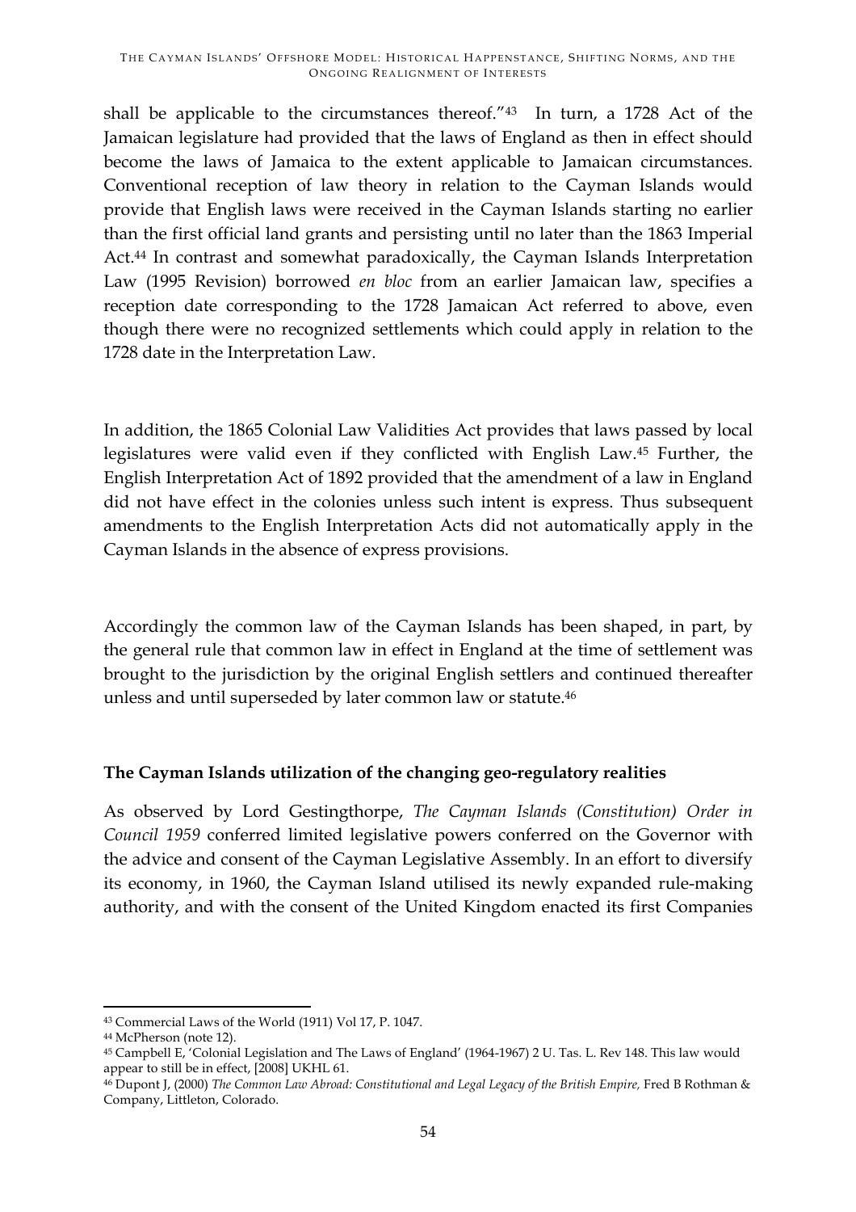shall be applicable to the circumstances thereof."[43] In turn, a 1728 Act of the Jamaican legislature had provided that the laws of England as then in effect should become the laws of Jamaica to the extent applicable to Jamaican circumstances. Conventional reception of law theory in relation to the Cayman Islands would provide that English laws were received in the Cayman Islands starting no earlier than the first official land grants and persisting until no later than the 1863 Imperial Act.[44] In contrast and somewhat paradoxically, the Cayman Islands Interpretation Law (1995 Revision) borrowed *en bloc* from an earlier Jamaican law, specifies a reception date corresponding to the 1728 Jamaican Act referred to above, even though there were no recognized settlements which could apply in relation to the 1728 date in the Interpretation Law.

In addition, the 1865 Colonial Law Validities Act provides that laws passed by local legislatures were valid even if they conflicted with English Law.[45] Further, the English Interpretation Act of 1892 provided that the amendment of a law in England did not have effect in the colonies unless such intent is express. Thus subsequent amendments to the English Interpretation Acts did not automatically apply in the Cayman Islands in the absence of express provisions.

Accordingly the common law of the Cayman Islands has been shaped, in part, by the general rule that common law in effect in England at the time of settlement was brought to the jurisdiction by the original English settlers and continued thereafter unless and until superseded by later common law or statute.[46]

**The Cayman Islands utilization of the changing geo-regulatory realities**

As observed by Lord Gestingthorpe, *The Cayman Islands (Constitution) Order in Council 1959* conferred limited legislative powers conferred on the Governor with the advice and consent of the Cayman Legislative Assembly. In an effort to diversify its economy, in 1960, the Cayman Island utilised its newly expanded rule-making authority, and with the consent of the United Kingdom enacted its first Companies

---

[43] Commercial Laws of the World (1911) Vol 17, P. 1047.

[44] McPherson (note 12).

[45] Campbell E, 'Colonial Legislation and The Laws of England' (1964-1967) 2 U. Tas. L. Rev 148. This law would appear to still be in effect, [2008] UKHL 61.

[46] Dupont J, (2000) *The Common Law Abroad: Constitutional and Legal Legacy of the British Empire,* Fred B Rothman & Company, Littleton, Colorado.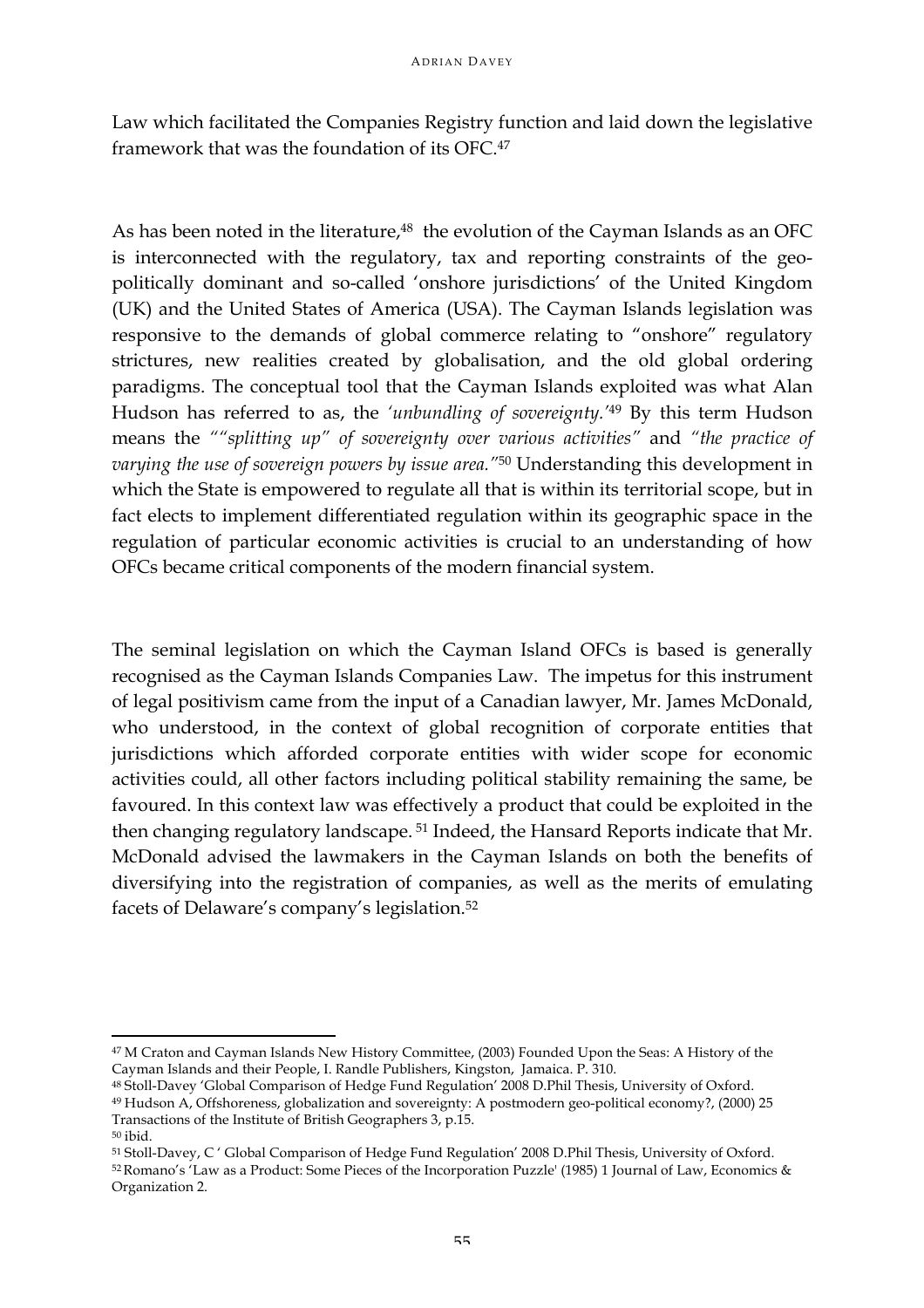Law which facilitated the Companies Registry function and laid down the legislative framework that was the foundation of its OFC.[47]

As has been noted in the literature,[48] the evolution of the Cayman Islands as an OFC is interconnected with the regulatory, tax and reporting constraints of the geo-politically dominant and so-called 'onshore jurisdictions' of the United Kingdom (UK) and the United States of America (USA). The Cayman Islands legislation was responsive to the demands of global commerce relating to "onshore" regulatory strictures, new realities created by globalisation, and the old global ordering paradigms. The conceptual tool that the Cayman Islands exploited was what Alan Hudson has referred to as, the *'unbundling of sovereignty.'*[49] By this term Hudson means the *""splitting up" of sovereignty over various activities"* and *"the practice of varying the use of sovereign powers by issue area."*[50] Understanding this development in which the State is empowered to regulate all that is within its territorial scope, but in fact elects to implement differentiated regulation within its geographic space in the regulation of particular economic activities is crucial to an understanding of how OFCs became critical components of the modern financial system.

The seminal legislation on which the Cayman Island OFCs is based is generally recognised as the Cayman Islands Companies Law. The impetus for this instrument of legal positivism came from the input of a Canadian lawyer, Mr. James McDonald, who understood, in the context of global recognition of corporate entities that jurisdictions which afforded corporate entities with wider scope for economic activities could, all other factors including political stability remaining the same, be favoured. In this context law was effectively a product that could be exploited in the then changing regulatory landscape.[51] Indeed, the Hansard Reports indicate that Mr. McDonald advised the lawmakers in the Cayman Islands on both the benefits of diversifying into the registration of companies, as well as the merits of emulating facets of Delaware's company's legislation.[52]

---

[47] M Craton and Cayman Islands New History Committee, (2003) Founded Upon the Seas: A History of the Cayman Islands and their People, I. Randle Publishers, Kingston, Jamaica. P. 310.

[48] Stoll-Davey 'Global Comparison of Hedge Fund Regulation' 2008 D.Phil Thesis, University of Oxford.

[49] Hudson A, Offshoreness, globalization and sovereignty: A postmodern geo-political economy?, (2000) 25 Transactions of the Institute of British Geographers 3, p.15.

[50] ibid.

[51] Stoll-Davey, C ' Global Comparison of Hedge Fund Regulation' 2008 D.Phil Thesis, University of Oxford.

[52] Romano's 'Law as a Product: Some Pieces of the Incorporation Puzzle' (1985) 1 Journal of Law, Economics & Organization 2.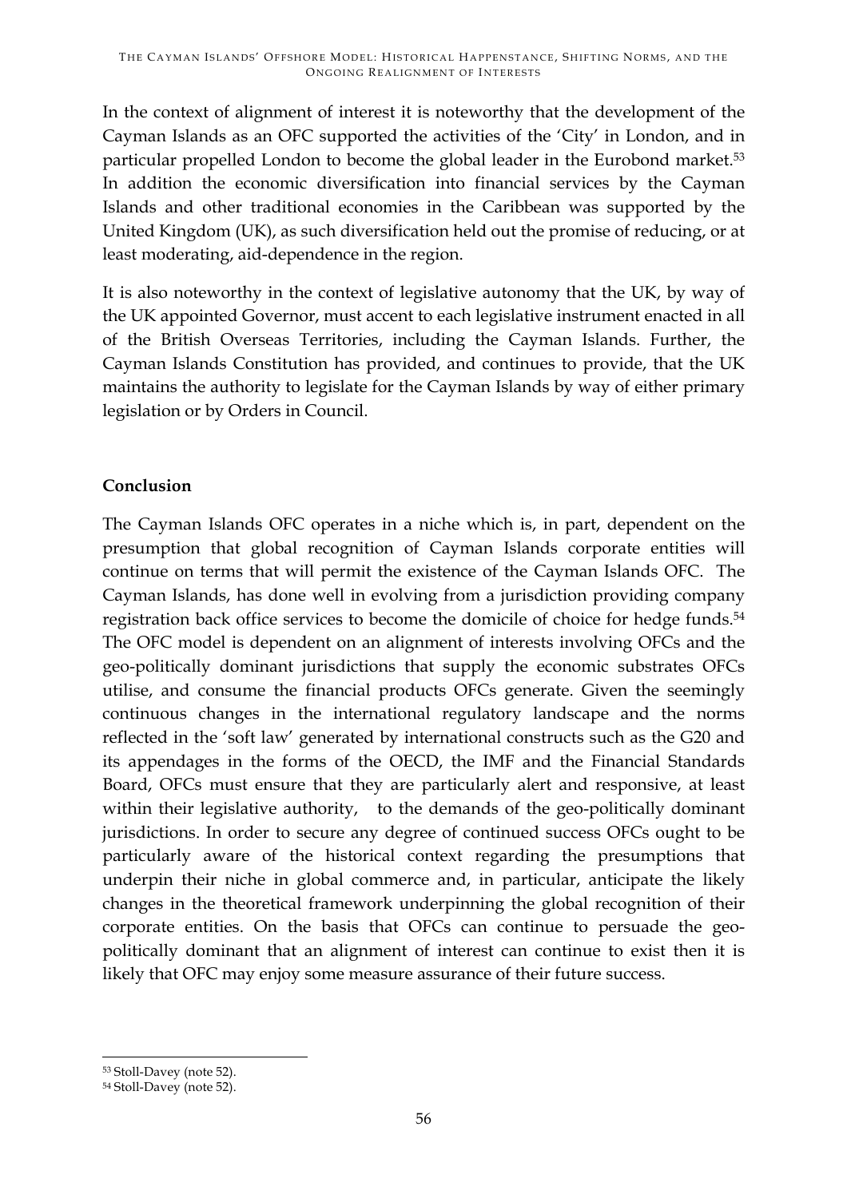In the context of alignment of interest it is noteworthy that the development of the Cayman Islands as an OFC supported the activities of the 'City' in London, and in particular propelled London to become the global leader in the Eurobond market.[53] In addition the economic diversification into financial services by the Cayman Islands and other traditional economies in the Caribbean was supported by the United Kingdom (UK), as such diversification held out the promise of reducing, or at least moderating, aid-dependence in the region.

It is also noteworthy in the context of legislative autonomy that the UK, by way of the UK appointed Governor, must accent to each legislative instrument enacted in all of the British Overseas Territories, including the Cayman Islands. Further, the Cayman Islands Constitution has provided, and continues to provide, that the UK maintains the authority to legislate for the Cayman Islands by way of either primary legislation or by Orders in Council.

**Conclusion**

The Cayman Islands OFC operates in a niche which is, in part, dependent on the presumption that global recognition of Cayman Islands corporate entities will continue on terms that will permit the existence of the Cayman Islands OFC. The Cayman Islands, has done well in evolving from a jurisdiction providing company registration back office services to become the domicile of choice for hedge funds.[54] The OFC model is dependent on an alignment of interests involving OFCs and the geo-politically dominant jurisdictions that supply the economic substrates OFCs utilise, and consume the financial products OFCs generate. Given the seemingly continuous changes in the international regulatory landscape and the norms reflected in the 'soft law' generated by international constructs such as the G20 and its appendages in the forms of the OECD, the IMF and the Financial Standards Board, OFCs must ensure that they are particularly alert and responsive, at least within their legislative authority, to the demands of the geo-politically dominant jurisdictions. In order to secure any degree of continued success OFCs ought to be particularly aware of the historical context regarding the presumptions that underpin their niche in global commerce and, in particular, anticipate the likely changes in the theoretical framework underpinning the global recognition of their corporate entities. On the basis that OFCs can continue to persuade the geo-politically dominant that an alignment of interest can continue to exist then it is likely that OFC may enjoy some measure assurance of their future success.

[53] Stoll-Davey (note 52).
[54] Stoll-Davey (note 52).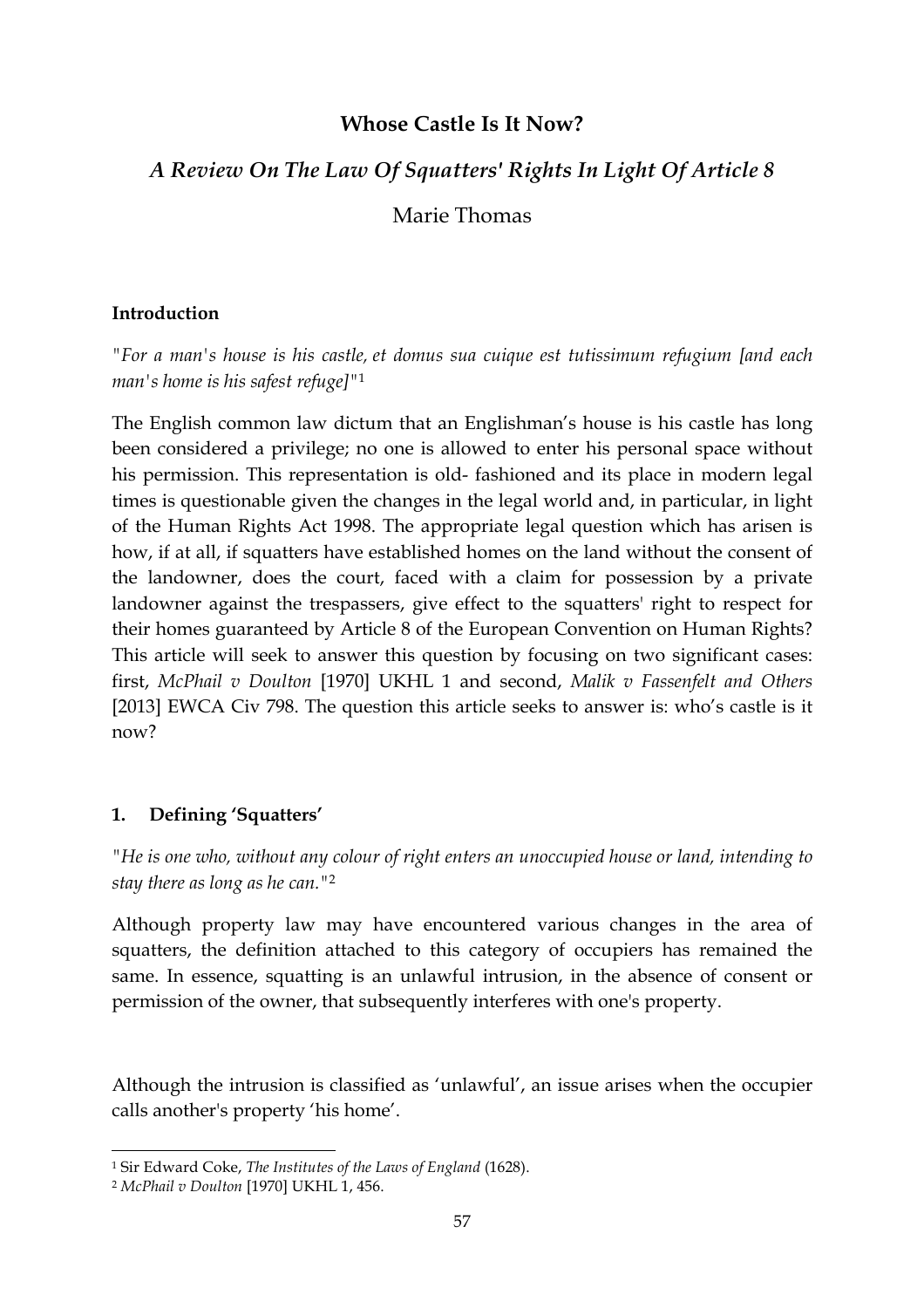## Whose Castle Is It Now?

### *A Review On The Law Of Squatters' Rights In Light Of Article 8*

Marie Thomas

### Introduction

*"For a man's house is his castle, et domus sua cuique est tutissimum refugium [and each man's home is his safest refuge]"*[1]

The English common law dictum that an Englishman's house is his castle has long been considered a privilege; no one is allowed to enter his personal space without his permission. This representation is old- fashioned and its place in modern legal times is questionable given the changes in the legal world and, in particular, in light of the Human Rights Act 1998. The appropriate legal question which has arisen is how, if at all, if squatters have established homes on the land without the consent of the landowner, does the court, faced with a claim for possession by a private landowner against the trespassers, give effect to the squatters' right to respect for their homes guaranteed by Article 8 of the European Convention on Human Rights? This article will seek to answer this question by focusing on two significant cases: first, *McPhail v Doulton* [1970] UKHL 1 and second, *Malik v Fassenfelt and Others* [2013] EWCA Civ 798. The question this article seeks to answer is: who's castle is it now?

### 1. Defining 'Squatters'

*"He is one who, without any colour of right enters an unoccupied house or land, intending to stay there as long as he can."*[2]

Although property law may have encountered various changes in the area of squatters, the definition attached to this category of occupiers has remained the same. In essence, squatting is an unlawful intrusion, in the absence of consent or permission of the owner, that subsequently interferes with one's property.

Although the intrusion is classified as 'unlawful', an issue arises when the occupier calls another's property 'his home'.

[1] Sir Edward Coke, *The Institutes of the Laws of England* (1628).

[2] *McPhail v Doulton* [1970] UKHL 1, 456.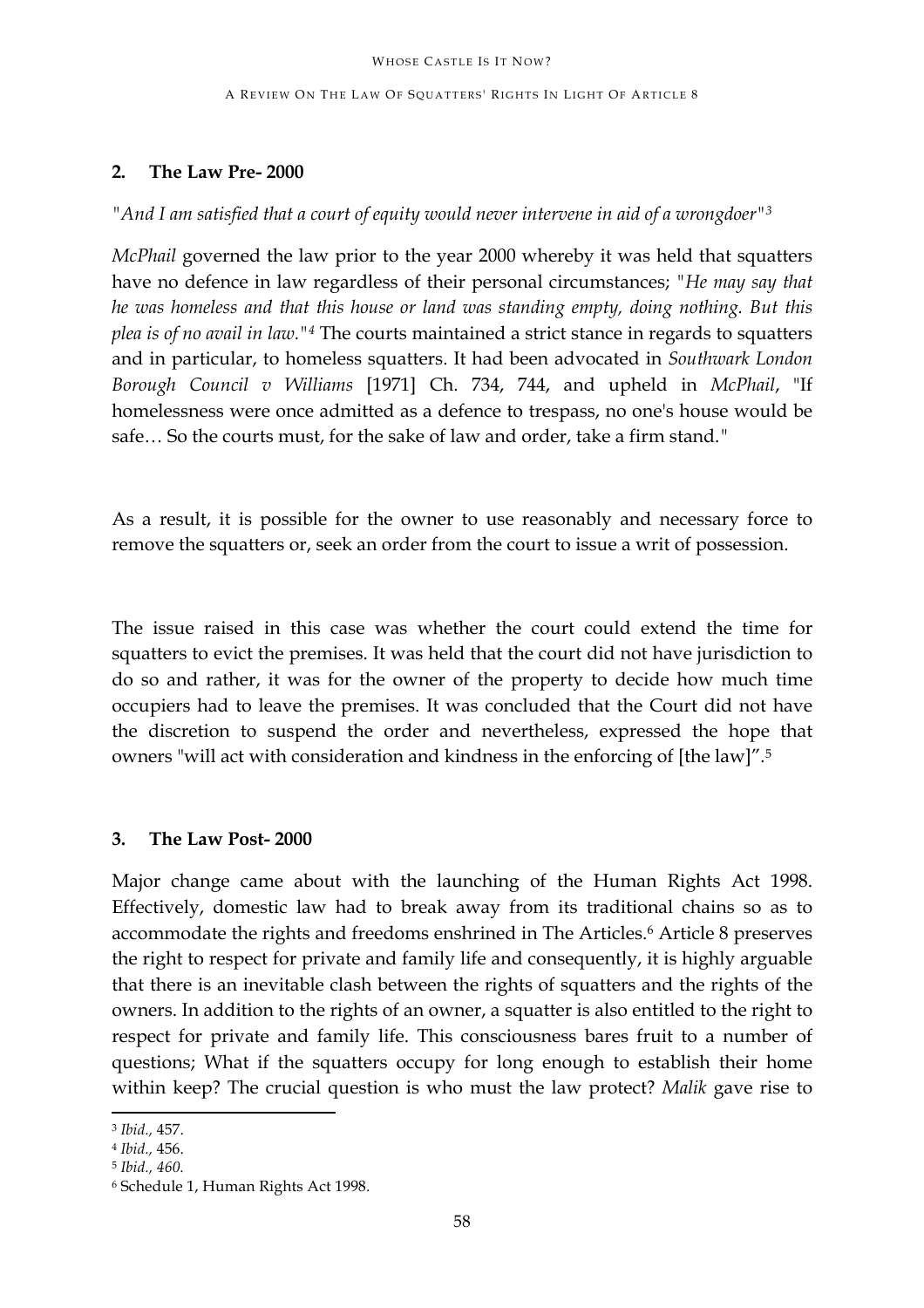## 2. The Law Pre- 2000

*"And I am satisfied that a court of equity would never intervene in aid of a wrongdoer"*[3]

*McPhail* governed the law prior to the year 2000 whereby it was held that squatters have no defence in law regardless of their personal circumstances; "*He may say that he was homeless and that this house or land was standing empty, doing nothing. But this plea is of no avail in law.*"[4] The courts maintained a strict stance in regards to squatters and in particular, to homeless squatters. It had been advocated in *Southwark London Borough Council v Williams* [1971] Ch. 734, 744, and upheld in *McPhail*, "If homelessness were once admitted as a defence to trespass, no one's house would be safe… So the courts must, for the sake of law and order, take a firm stand."

As a result, it is possible for the owner to use reasonably and necessary force to remove the squatters or, seek an order from the court to issue a writ of possession.

The issue raised in this case was whether the court could extend the time for squatters to evict the premises. It was held that the court did not have jurisdiction to do so and rather, it was for the owner of the property to decide how much time occupiers had to leave the premises. It was concluded that the Court did not have the discretion to suspend the order and nevertheless, expressed the hope that owners "will act with consideration and kindness in the enforcing of [the law]".[5]

## 3. The Law Post- 2000

Major change came about with the launching of the Human Rights Act 1998. Effectively, domestic law had to break away from its traditional chains so as to accommodate the rights and freedoms enshrined in The Articles.[6] Article 8 preserves the right to respect for private and family life and consequently, it is highly arguable that there is an inevitable clash between the rights of squatters and the rights of the owners. In addition to the rights of an owner, a squatter is also entitled to the right to respect for private and family life. This consciousness bares fruit to a number of questions; What if the squatters occupy for long enough to establish their home within keep? The crucial question is who must the law protect? *Malik* gave rise to

---

[3] *Ibid.*, 457.

[4] *Ibid.*, 456.

[5] *Ibid.*, *460.*

[6] Schedule 1, Human Rights Act 1998.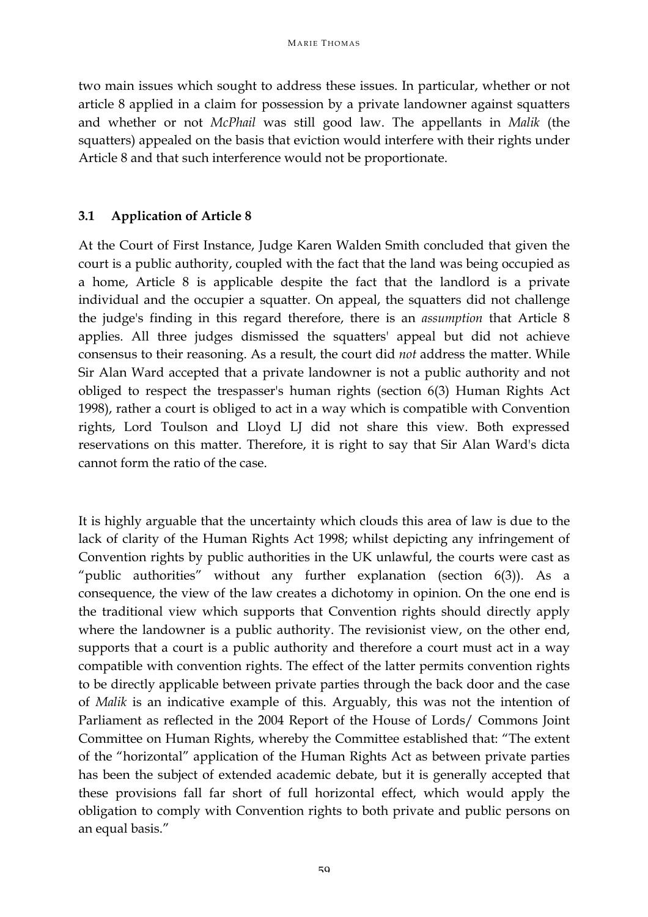two main issues which sought to address these issues. In particular, whether or not article 8 applied in a claim for possession by a private landowner against squatters and whether or not *McPhail* was still good law. The appellants in *Malik* (the squatters) appealed on the basis that eviction would interfere with their rights under Article 8 and that such interference would not be proportionate.

### 3.1 Application of Article 8

At the Court of First Instance, Judge Karen Walden Smith concluded that given the court is a public authority, coupled with the fact that the land was being occupied as a home, Article 8 is applicable despite the fact that the landlord is a private individual and the occupier a squatter. On appeal, the squatters did not challenge the judge's finding in this regard therefore, there is an *assumption* that Article 8 applies. All three judges dismissed the squatters' appeal but did not achieve consensus to their reasoning. As a result, the court did *not* address the matter. While Sir Alan Ward accepted that a private landowner is not a public authority and not obliged to respect the trespasser's human rights (section 6(3) Human Rights Act 1998), rather a court is obliged to act in a way which is compatible with Convention rights, Lord Toulson and Lloyd LJ did not share this view. Both expressed reservations on this matter. Therefore, it is right to say that Sir Alan Ward's dicta cannot form the ratio of the case.

It is highly arguable that the uncertainty which clouds this area of law is due to the lack of clarity of the Human Rights Act 1998; whilst depicting any infringement of Convention rights by public authorities in the UK unlawful, the courts were cast as "public authorities" without any further explanation (section 6(3)). As a consequence, the view of the law creates a dichotomy in opinion. On the one end is the traditional view which supports that Convention rights should directly apply where the landowner is a public authority. The revisionist view, on the other end, supports that a court is a public authority and therefore a court must act in a way compatible with convention rights. The effect of the latter permits convention rights to be directly applicable between private parties through the back door and the case of *Malik* is an indicative example of this. Arguably, this was not the intention of Parliament as reflected in the 2004 Report of the House of Lords/ Commons Joint Committee on Human Rights, whereby the Committee established that: "The extent of the "horizontal" application of the Human Rights Act as between private parties has been the subject of extended academic debate, but it is generally accepted that these provisions fall far short of full horizontal effect, which would apply the obligation to comply with Convention rights to both private and public persons on an equal basis."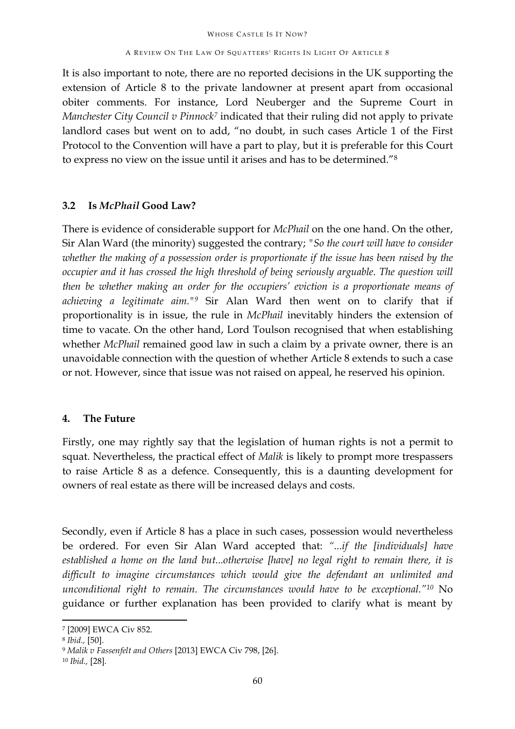It is also important to note, there are no reported decisions in the UK supporting the extension of Article 8 to the private landowner at present apart from occasional obiter comments. For instance, Lord Neuberger and the Supreme Court in *Manchester City Council v Pinnock*[7] indicated that their ruling did not apply to private landlord cases but went on to add, "no doubt, in such cases Article 1 of the First Protocol to the Convention will have a part to play, but it is preferable for this Court to express no view on the issue until it arises and has to be determined."[8]

### 3.2 Is *McPhail* Good Law?

There is evidence of considerable support for *McPhail* on the one hand. On the other, Sir Alan Ward (the minority) suggested the contrary; *"So the court will have to consider whether the making of a possession order is proportionate if the issue has been raised by the occupier and it has crossed the high threshold of being seriously arguable. The question will then be whether making an order for the occupiers' eviction is a proportionate means of achieving a legitimate aim."*[9] Sir Alan Ward then went on to clarify that if proportionality is in issue, the rule in *McPhail* inevitably hinders the extension of time to vacate. On the other hand, Lord Toulson recognised that when establishing whether *McPhail* remained good law in such a claim by a private owner, there is an unavoidable connection with the question of whether Article 8 extends to such a case or not. However, since that issue was not raised on appeal, he reserved his opinion.

## 4. The Future

Firstly, one may rightly say that the legislation of human rights is not a permit to squat. Nevertheless, the practical effect of *Malik* is likely to prompt more trespassers to raise Article 8 as a defence. Consequently, this is a daunting development for owners of real estate as there will be increased delays and costs.

Secondly, even if Article 8 has a place in such cases, possession would nevertheless be ordered. For even Sir Alan Ward accepted that: *"...if the [individuals] have established a home on the land but...otherwise [have] no legal right to remain there, it is difficult to imagine circumstances which would give the defendant an unlimited and unconditional right to remain. The circumstances would have to be exceptional."*[10] No guidance or further explanation has been provided to clarify what is meant by

---

[7] [2009] EWCA Civ 852.

[8] *Ibid.*, [50].

[9] *Malik v Fassenfelt and Others* [2013] EWCA Civ 798, [26].

[10] *Ibid.*, [28].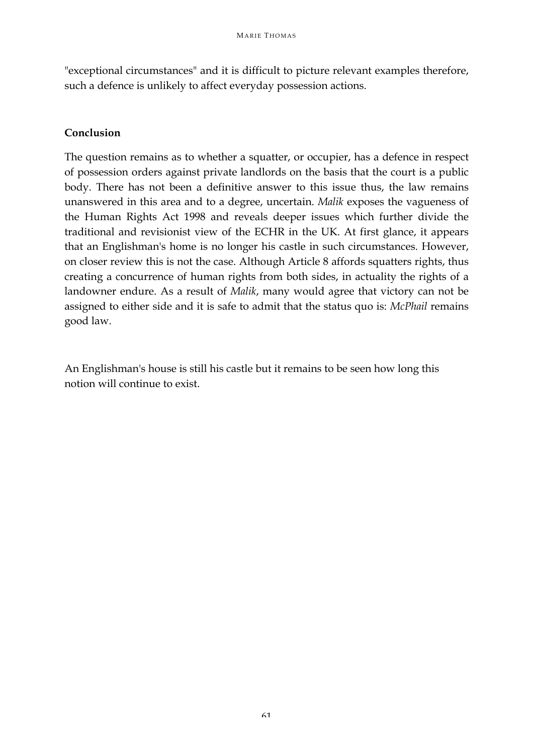"exceptional circumstances" and it is difficult to picture relevant examples therefore, such a defence is unlikely to affect everyday possession actions.

**Conclusion**

The question remains as to whether a squatter, or occupier, has a defence in respect of possession orders against private landlords on the basis that the court is a public body. There has not been a definitive answer to this issue thus, the law remains unanswered in this area and to a degree, uncertain. *Malik* exposes the vagueness of the Human Rights Act 1998 and reveals deeper issues which further divide the traditional and revisionist view of the ECHR in the UK. At first glance, it appears that an Englishman's home is no longer his castle in such circumstances. However, on closer review this is not the case. Although Article 8 affords squatters rights, thus creating a concurrence of human rights from both sides, in actuality the rights of a landowner endure. As a result of *Malik*, many would agree that victory can not be assigned to either side and it is safe to admit that the status quo is: *McPhail* remains good law.

An Englishman's house is still his castle but it remains to be seen how long this notion will continue to exist.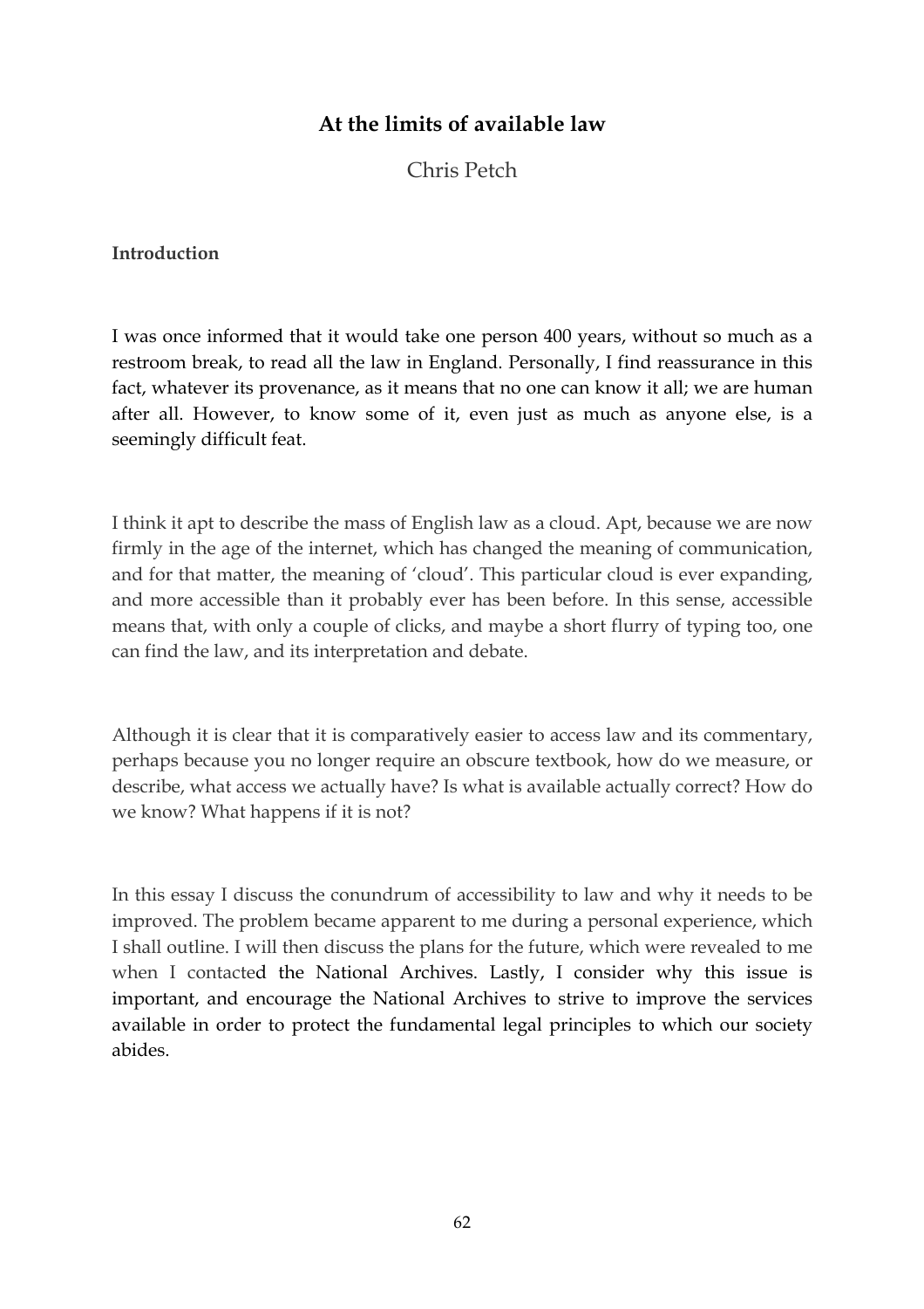## At the limits of available law

Chris Petch

### Introduction

I was once informed that it would take one person 400 years, without so much as a restroom break, to read all the law in England. Personally, I find reassurance in this fact, whatever its provenance, as it means that no one can know it all; we are human after all. However, to know some of it, even just as much as anyone else, is a seemingly difficult feat.

I think it apt to describe the mass of English law as a cloud. Apt, because we are now firmly in the age of the internet, which has changed the meaning of communication, and for that matter, the meaning of 'cloud'. This particular cloud is ever expanding, and more accessible than it probably ever has been before. In this sense, accessible means that, with only a couple of clicks, and maybe a short flurry of typing too, one can find the law, and its interpretation and debate.

Although it is clear that it is comparatively easier to access law and its commentary, perhaps because you no longer require an obscure textbook, how do we measure, or describe, what access we actually have? Is what is available actually correct? How do we know? What happens if it is not?

In this essay I discuss the conundrum of accessibility to law and why it needs to be improved. The problem became apparent to me during a personal experience, which I shall outline. I will then discuss the plans for the future, which were revealed to me when I contacted the National Archives. Lastly, I consider why this issue is important, and encourage the National Archives to strive to improve the services available in order to protect the fundamental legal principles to which our society abides.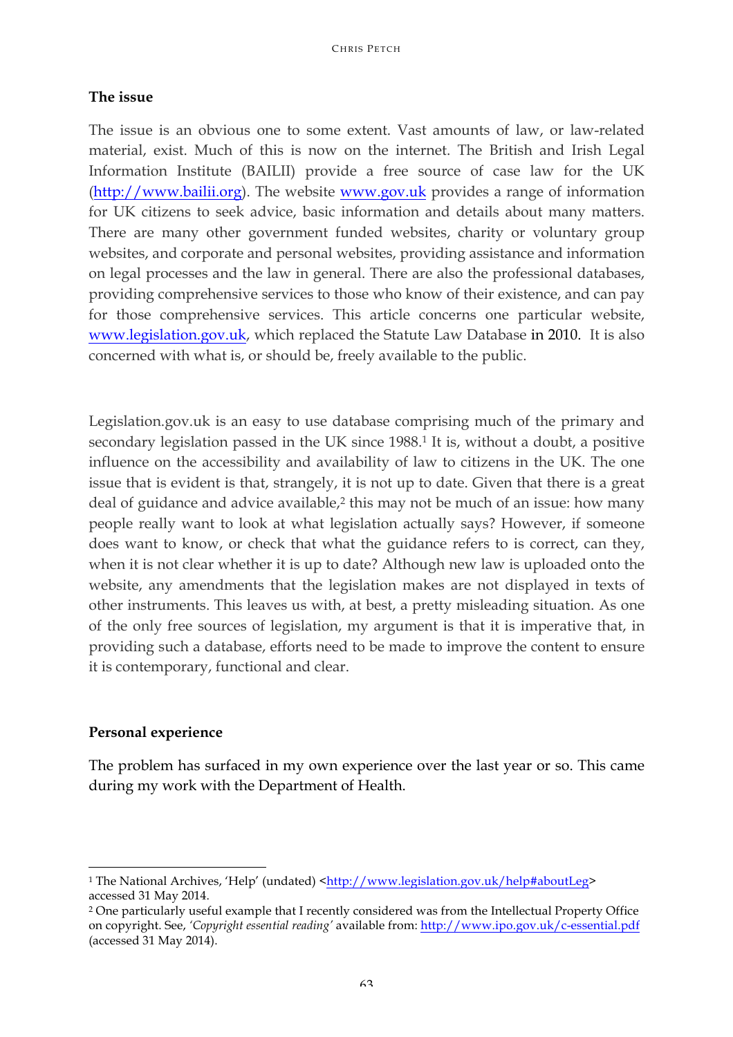**The issue**

The issue is an obvious one to some extent. Vast amounts of law, or law-related material, exist. Much of this is now on the internet. The British and Irish Legal Information Institute (BAILII) provide a free source of case law for the UK (http://www.bailii.org). The website www.gov.uk provides a range of information for UK citizens to seek advice, basic information and details about many matters. There are many other government funded websites, charity or voluntary group websites, and corporate and personal websites, providing assistance and information on legal processes and the law in general. There are also the professional databases, providing comprehensive services to those who know of their existence, and can pay for those comprehensive services. This article concerns one particular website, www.legislation.gov.uk, which replaced the Statute Law Database in 2010. It is also concerned with what is, or should be, freely available to the public.

Legislation.gov.uk is an easy to use database comprising much of the primary and secondary legislation passed in the UK since 1988.[1] It is, without a doubt, a positive influence on the accessibility and availability of law to citizens in the UK. The one issue that is evident is that, strangely, it is not up to date. Given that there is a great deal of guidance and advice available,[2] this may not be much of an issue: how many people really want to look at what legislation actually says? However, if someone does want to know, or check that what the guidance refers to is correct, can they, when it is not clear whether it is up to date? Although new law is uploaded onto the website, any amendments that the legislation makes are not displayed in texts of other instruments. This leaves us with, at best, a pretty misleading situation. As one of the only free sources of legislation, my argument is that it is imperative that, in providing such a database, efforts need to be made to improve the content to ensure it is contemporary, functional and clear.

**Personal experience**

The problem has surfaced in my own experience over the last year or so. This came during my work with the Department of Health.

---

[1] The National Archives, 'Help' (undated) <http://www.legislation.gov.uk/help#aboutLeg> accessed 31 May 2014.

[2] One particularly useful example that I recently considered was from the Intellectual Property Office on copyright. See, *'Copyright essential reading'* available from: http://www.ipo.gov.uk/c-essential.pdf (accessed 31 May 2014).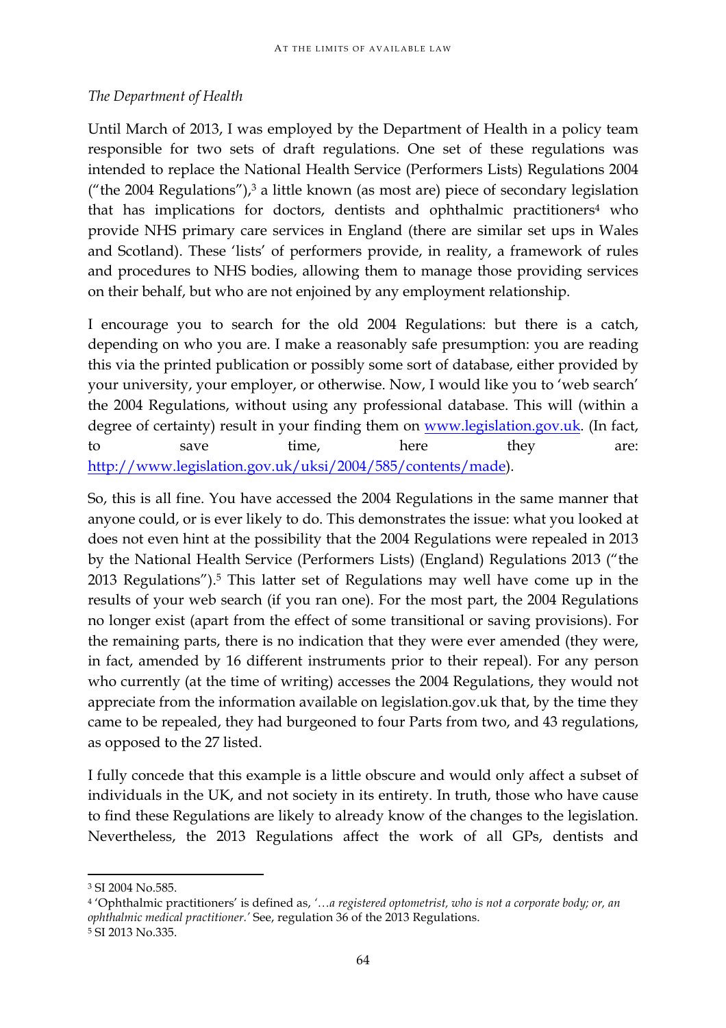*The Department of Health*

Until March of 2013, I was employed by the Department of Health in a policy team responsible for two sets of draft regulations. One set of these regulations was intended to replace the National Health Service (Performers Lists) Regulations 2004 ("the 2004 Regulations"),[3] a little known (as most are) piece of secondary legislation that has implications for doctors, dentists and ophthalmic practitioners[4] who provide NHS primary care services in England (there are similar set ups in Wales and Scotland). These 'lists' of performers provide, in reality, a framework of rules and procedures to NHS bodies, allowing them to manage those providing services on their behalf, but who are not enjoined by any employment relationship.

I encourage you to search for the old 2004 Regulations: but there is a catch, depending on who you are. I make a reasonably safe presumption: you are reading this via the printed publication or possibly some sort of database, either provided by your university, your employer, or otherwise. Now, I would like you to 'web search' the 2004 Regulations, without using any professional database. This will (within a degree of certainty) result in your finding them on [www.legislation.gov.uk](http://www.legislation.gov.uk). (In fact, to save time, here they are: [http://www.legislation.gov.uk/uksi/2004/585/contents/made](http://www.legislation.gov.uk/uksi/2004/585/contents/made)).

So, this is all fine. You have accessed the 2004 Regulations in the same manner that anyone could, or is ever likely to do. This demonstrates the issue: what you looked at does not even hint at the possibility that the 2004 Regulations were repealed in 2013 by the National Health Service (Performers Lists) (England) Regulations 2013 ("the 2013 Regulations").[5] This latter set of Regulations may well have come up in the results of your web search (if you ran one). For the most part, the 2004 Regulations no longer exist (apart from the effect of some transitional or saving provisions). For the remaining parts, there is no indication that they were ever amended (they were, in fact, amended by 16 different instruments prior to their repeal). For any person who currently (at the time of writing) accesses the 2004 Regulations, they would not appreciate from the information available on legislation.gov.uk that, by the time they came to be repealed, they had burgeoned to four Parts from two, and 43 regulations, as opposed to the 27 listed.

I fully concede that this example is a little obscure and would only affect a subset of individuals in the UK, and not society in its entirety. In truth, those who have cause to find these Regulations are likely to already know of the changes to the legislation. Nevertheless, the 2013 Regulations affect the work of all GPs, dentists and

---

[3] SI 2004 No.585.

[4] 'Ophthalmic practitioners' is defined as, '*…a registered optometrist, who is not a corporate body; or, an ophthalmic medical practitioner.*' See, regulation 36 of the 2013 Regulations.

[5] SI 2013 No.335.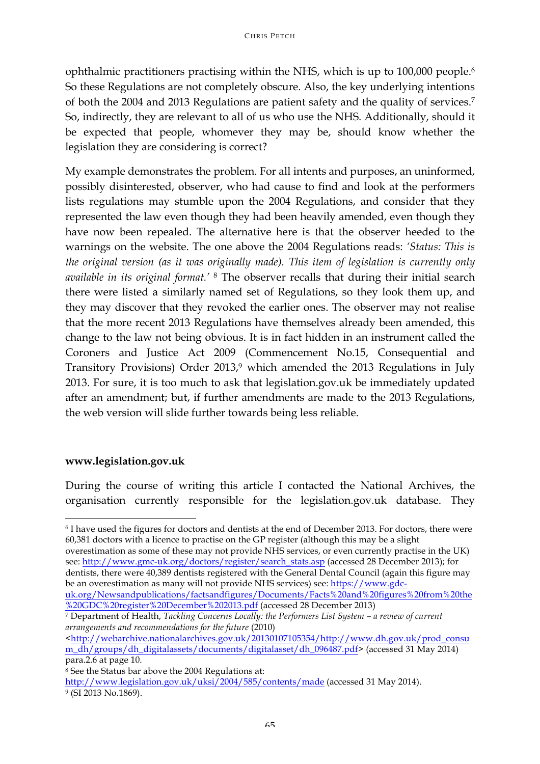ophthalmic practitioners practising within the NHS, which is up to 100,000 people.[6] So these Regulations are not completely obscure. Also, the key underlying intentions of both the 2004 and 2013 Regulations are patient safety and the quality of services.[7] So, indirectly, they are relevant to all of us who use the NHS. Additionally, should it be expected that people, whomever they may be, should know whether the legislation they are considering is correct?

My example demonstrates the problem. For all intents and purposes, an uninformed, possibly disinterested, observer, who had cause to find and look at the performers lists regulations may stumble upon the 2004 Regulations, and consider that they represented the law even though they had been heavily amended, even though they have now been repealed. The alternative here is that the observer heeded to the warnings on the website. The one above the 2004 Regulations reads: *'Status: This is the original version (as it was originally made). This item of legislation is currently only available in its original format.'* [8] The observer recalls that during their initial search there were listed a similarly named set of Regulations, so they look them up, and they may discover that they revoked the earlier ones. The observer may not realise that the more recent 2013 Regulations have themselves already been amended, this change to the law not being obvious. It is in fact hidden in an instrument called the Coroners and Justice Act 2009 (Commencement No.15, Consequential and Transitory Provisions) Order 2013,[9] which amended the 2013 Regulations in July 2013. For sure, it is too much to ask that legislation.gov.uk be immediately updated after an amendment; but, if further amendments are made to the 2013 Regulations, the web version will slide further towards being less reliable.

**www.legislation.gov.uk**

During the course of writing this article I contacted the National Archives, the organisation currently responsible for the legislation.gov.uk database. They

---

[6] I have used the figures for doctors and dentists at the end of December 2013. For doctors, there were 60,381 doctors with a licence to practise on the GP register (although this may be a slight overestimation as some of these may not provide NHS services, or even currently practise in the UK) see: http://www.gmc-uk.org/doctors/register/search_stats.asp (accessed 28 December 2013); for dentists, there were 40,389 dentists registered with the General Dental Council (again this figure may be an overestimation as many will not provide NHS services) see: https://www.gdc-uk.org/Newsandpublications/factsandfigures/Documents/Facts%20and%20figures%20from%20the%20GDC%20register%20December%202013.pdf (accessed 28 December 2013)

[7] Department of Health, *Tackling Concerns Locally: the Performers List System – a review of current arrangements and recommendations for the future* (2010) <http://webarchive.nationalarchives.gov.uk/20130107105354/http://www.dh.gov.uk/prod_consum_dh/groups/dh_digitalassets/documents/digitalasset/dh_096487.pdf> (accessed 31 May 2014) para.2.6 at page 10.

[8] See the Status bar above the 2004 Regulations at: http://www.legislation.gov.uk/uksi/2004/585/contents/made (accessed 31 May 2014).

[9] (SI 2013 No.1869).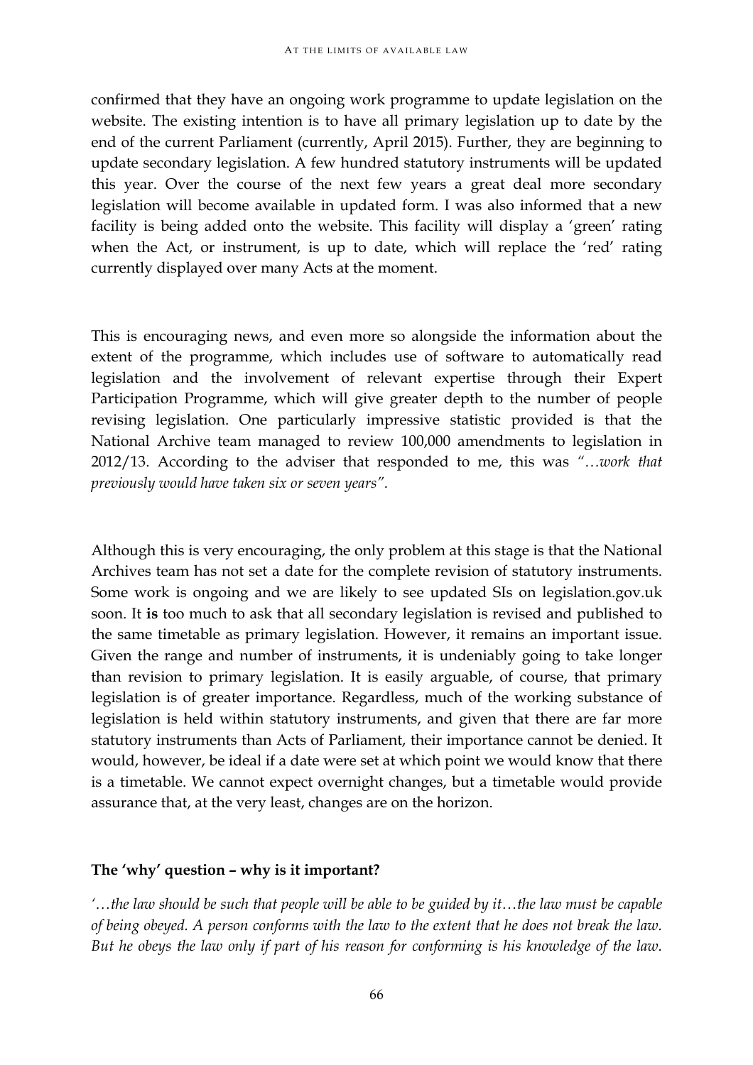confirmed that they have an ongoing work programme to update legislation on the website. The existing intention is to have all primary legislation up to date by the end of the current Parliament (currently, April 2015). Further, they are beginning to update secondary legislation. A few hundred statutory instruments will be updated this year. Over the course of the next few years a great deal more secondary legislation will become available in updated form. I was also informed that a new facility is being added onto the website. This facility will display a 'green' rating when the Act, or instrument, is up to date, which will replace the 'red' rating currently displayed over many Acts at the moment.

This is encouraging news, and even more so alongside the information about the extent of the programme, which includes use of software to automatically read legislation and the involvement of relevant expertise through their Expert Participation Programme, which will give greater depth to the number of people revising legislation. One particularly impressive statistic provided is that the National Archive team managed to review 100,000 amendments to legislation in 2012/13. According to the adviser that responded to me, this was *"…work that previously would have taken six or seven years"*.

Although this is very encouraging, the only problem at this stage is that the National Archives team has not set a date for the complete revision of statutory instruments. Some work is ongoing and we are likely to see updated SIs on legislation.gov.uk soon. It **is** too much to ask that all secondary legislation is revised and published to the same timetable as primary legislation. However, it remains an important issue. Given the range and number of instruments, it is undeniably going to take longer than revision to primary legislation. It is easily arguable, of course, that primary legislation is of greater importance. Regardless, much of the working substance of legislation is held within statutory instruments, and given that there are far more statutory instruments than Acts of Parliament, their importance cannot be denied. It would, however, be ideal if a date were set at which point we would know that there is a timetable. We cannot expect overnight changes, but a timetable would provide assurance that, at the very least, changes are on the horizon.

**The 'why' question – why is it important?**

*'…the law should be such that people will be able to be guided by it…the law must be capable of being obeyed. A person conforms with the law to the extent that he does not break the law. But he obeys the law only if part of his reason for conforming is his knowledge of the law.*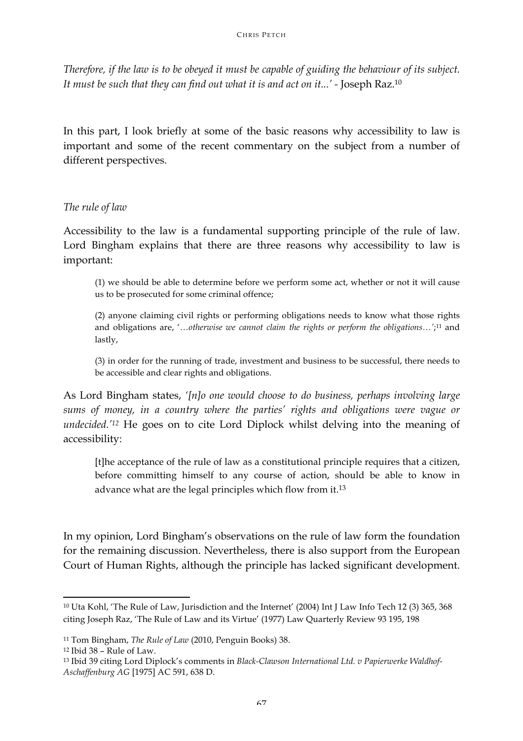*Therefore, if the law is to be obeyed it must be capable of guiding the behaviour of its subject. It must be such that they can find out what it is and act on it...'* - Joseph Raz.[10]

In this part, I look briefly at some of the basic reasons why accessibility to law is important and some of the recent commentary on the subject from a number of different perspectives.

*The rule of law*

Accessibility to the law is a fundamental supporting principle of the rule of law. Lord Bingham explains that there are three reasons why accessibility to law is important:

> (1) we should be able to determine before we perform some act, whether or not it will cause us to be prosecuted for some criminal offence;
>
> (2) anyone claiming civil rights or performing obligations needs to know what those rights and obligations are, '…*otherwise we cannot claim the rights or perform the obligations…*';[11] and lastly,
>
> (3) in order for the running of trade, investment and business to be successful, there needs to be accessible and clear rights and obligations.

As Lord Bingham states, '*[n]o one would choose to do business, perhaps involving large sums of money, in a country where the parties' rights and obligations were vague or undecided.'*[12] He goes on to cite Lord Diplock whilst delving into the meaning of accessibility:

> [t]he acceptance of the rule of law as a constitutional principle requires that a citizen, before committing himself to any course of action, should be able to know in advance what are the legal principles which flow from it.[13]

In my opinion, Lord Bingham's observations on the rule of law form the foundation for the remaining discussion. Nevertheless, there is also support from the European Court of Human Rights, although the principle has lacked significant development.

---

[10] Uta Kohl, 'The Rule of Law, Jurisdiction and the Internet' (2004) Int J Law Info Tech 12 (3) 365, 368 citing Joseph Raz, 'The Rule of Law and its Virtue' (1977) Law Quarterly Review 93 195, 198

[11] Tom Bingham, *The Rule of Law* (2010, Penguin Books) 38.

[12] Ibid 38 – Rule of Law.

[13] Ibid 39 citing Lord Diplock's comments in *Black-Clawson International Ltd. v Papierwerke Waldhof-Aschaffenburg AG* [1975] AC 591, 638 D.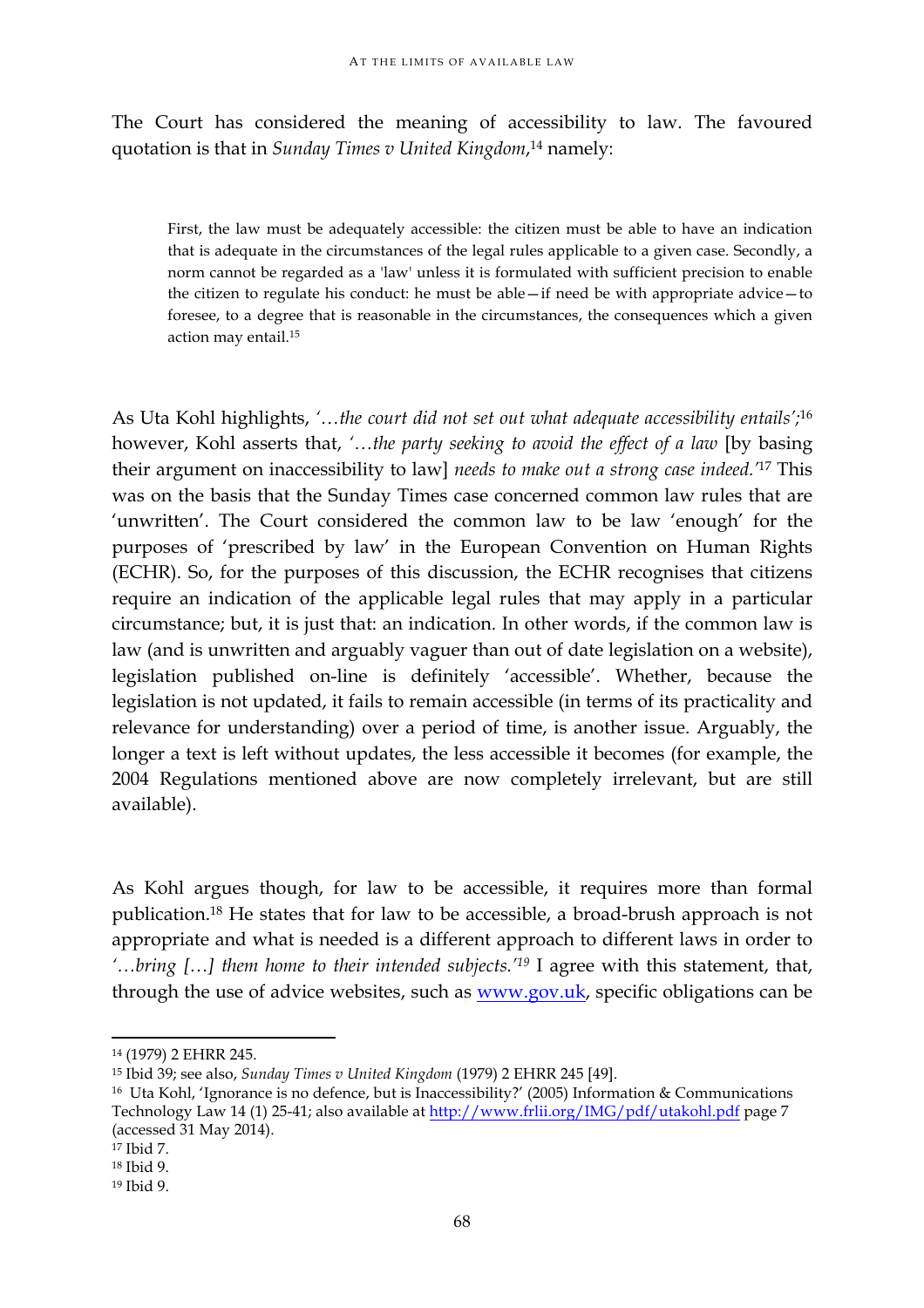The Court has considered the meaning of accessibility to law. The favoured quotation is that in *Sunday Times v United Kingdom*,[14] namely:

> First, the law must be adequately accessible: the citizen must be able to have an indication that is adequate in the circumstances of the legal rules applicable to a given case. Secondly, a norm cannot be regarded as a 'law' unless it is formulated with sufficient precision to enable the citizen to regulate his conduct: he must be able—if need be with appropriate advice—to foresee, to a degree that is reasonable in the circumstances, the consequences which a given action may entail.[15]

As Uta Kohl highlights, *'…the court did not set out what adequate accessibility entails'*;[16] however, Kohl asserts that, *'…the party seeking to avoid the effect of a law* [by basing their argument on inaccessibility to law] *needs to make out a strong case indeed.'*[17] This was on the basis that the Sunday Times case concerned common law rules that are 'unwritten'. The Court considered the common law to be law 'enough' for the purposes of 'prescribed by law' in the European Convention on Human Rights (ECHR). So, for the purposes of this discussion, the ECHR recognises that citizens require an indication of the applicable legal rules that may apply in a particular circumstance; but, it is just that: an indication. In other words, if the common law is law (and is unwritten and arguably vaguer than out of date legislation on a website), legislation published on-line is definitely 'accessible'. Whether, because the legislation is not updated, it fails to remain accessible (in terms of its practicality and relevance for understanding) over a period of time, is another issue. Arguably, the longer a text is left without updates, the less accessible it becomes (for example, the 2004 Regulations mentioned above are now completely irrelevant, but are still available).

As Kohl argues though, for law to be accessible, it requires more than formal publication.[18] He states that for law to be accessible, a broad-brush approach is not appropriate and what is needed is a different approach to different laws in order to *'…bring […] them home to their intended subjects.'*[19] I agree with this statement, that, through the use of advice websites, such as www.gov.uk, specific obligations can be

---

[14] (1979) 2 EHRR 245.

[15] Ibid 39; see also, *Sunday Times v United Kingdom* (1979) 2 EHRR 245 [49].

[16] Uta Kohl, 'Ignorance is no defence, but is Inaccessibility?' (2005) Information & Communications Technology Law 14 (1) 25-41; also available at http://www.frlii.org/IMG/pdf/utakohl.pdf page 7 (accessed 31 May 2014).

[17] Ibid 7.

[18] Ibid 9.

[19] Ibid 9.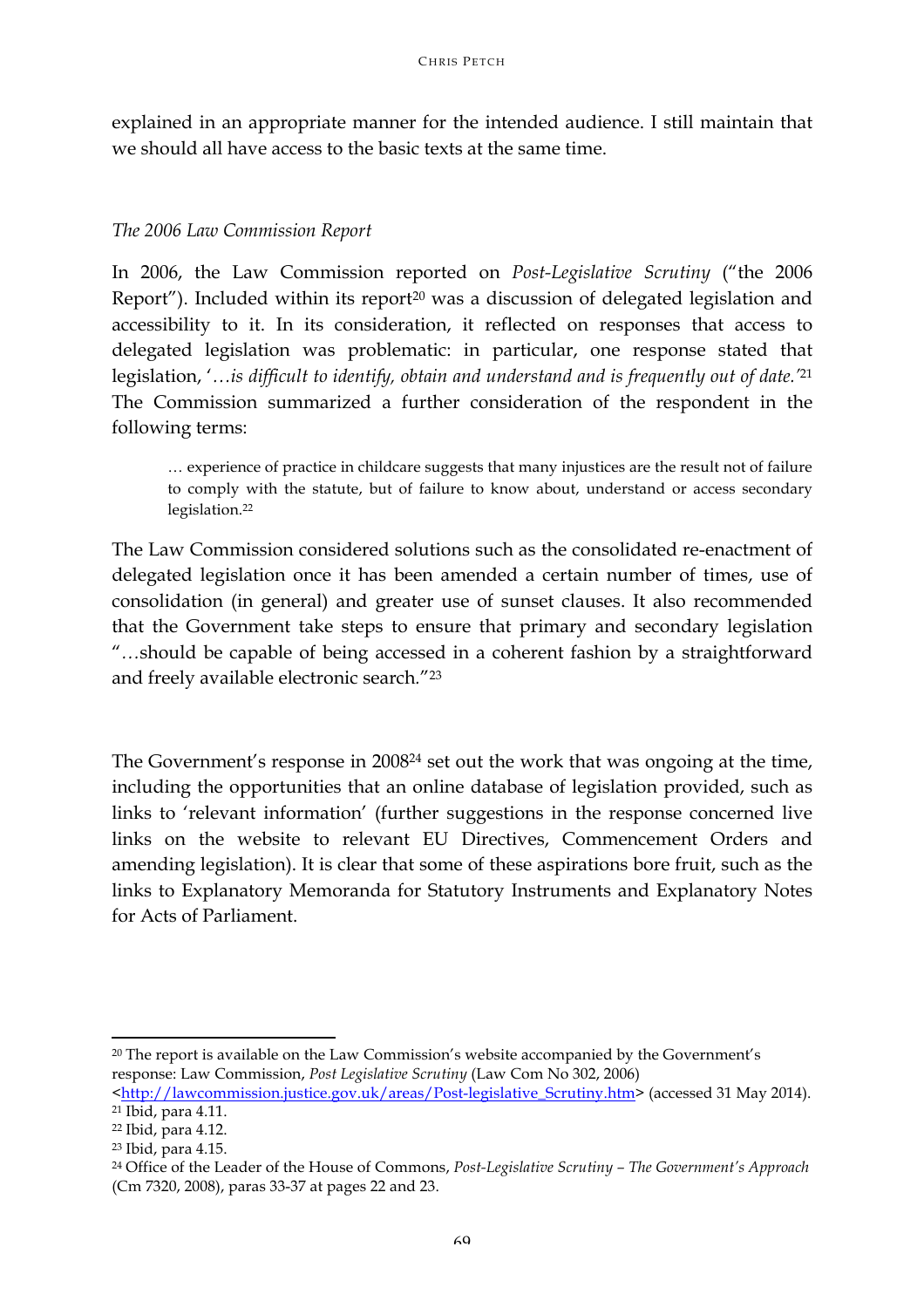explained in an appropriate manner for the intended audience. I still maintain that we should all have access to the basic texts at the same time.

### *The 2006 Law Commission Report*

In 2006, the Law Commission reported on *Post-Legislative Scrutiny* ("the 2006 Report"). Included within its report[20] was a discussion of delegated legislation and accessibility to it. In its consideration, it reflected on responses that access to delegated legislation was problematic: in particular, one response stated that legislation, '*…is difficult to identify, obtain and understand and is frequently out of date.*'[21] The Commission summarized a further consideration of the respondent in the following terms:

> … experience of practice in childcare suggests that many injustices are the result not of failure to comply with the statute, but of failure to know about, understand or access secondary legislation.[22]

The Law Commission considered solutions such as the consolidated re-enactment of delegated legislation once it has been amended a certain number of times, use of consolidation (in general) and greater use of sunset clauses. It also recommended that the Government take steps to ensure that primary and secondary legislation "…should be capable of being accessed in a coherent fashion by a straightforward and freely available electronic search."[23]

The Government's response in 2008[24] set out the work that was ongoing at the time, including the opportunities that an online database of legislation provided, such as links to 'relevant information' (further suggestions in the response concerned live links on the website to relevant EU Directives, Commencement Orders and amending legislation). It is clear that some of these aspirations bore fruit, such as the links to Explanatory Memoranda for Statutory Instruments and Explanatory Notes for Acts of Parliament.

---

[20] The report is available on the Law Commission's website accompanied by the Government's response: Law Commission, *Post Legislative Scrutiny* (Law Com No 302, 2006) <http://lawcommission.justice.gov.uk/areas/Post-legislative_Scrutiny.htm> (accessed 31 May 2014).

[21] Ibid, para 4.11.

[22] Ibid, para 4.12.

[23] Ibid, para 4.15.

[24] Office of the Leader of the House of Commons, *Post-Legislative Scrutiny – The Government's Approach* (Cm 7320, 2008), paras 33-37 at pages 22 and 23.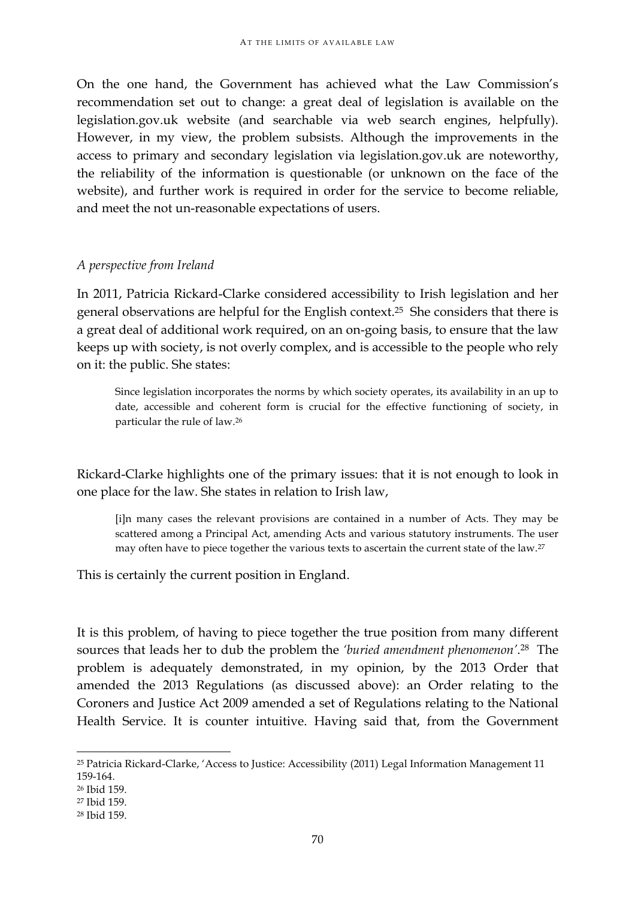On the one hand, the Government has achieved what the Law Commission's recommendation set out to change: a great deal of legislation is available on the legislation.gov.uk website (and searchable via web search engines, helpfully). However, in my view, the problem subsists. Although the improvements in the access to primary and secondary legislation via legislation.gov.uk are noteworthy, the reliability of the information is questionable (or unknown on the face of the website), and further work is required in order for the service to become reliable, and meet the not un-reasonable expectations of users.

*A perspective from Ireland*

In 2011, Patricia Rickard-Clarke considered accessibility to Irish legislation and her general observations are helpful for the English context.[25] She considers that there is a great deal of additional work required, on an on-going basis, to ensure that the law keeps up with society, is not overly complex, and is accessible to the people who rely on it: the public. She states:

> Since legislation incorporates the norms by which society operates, its availability in an up to date, accessible and coherent form is crucial for the effective functioning of society, in particular the rule of law.[26]

Rickard-Clarke highlights one of the primary issues: that it is not enough to look in one place for the law. She states in relation to Irish law,

> [i]n many cases the relevant provisions are contained in a number of Acts. They may be scattered among a Principal Act, amending Acts and various statutory instruments. The user may often have to piece together the various texts to ascertain the current state of the law.[27]

This is certainly the current position in England.

It is this problem, of having to piece together the true position from many different sources that leads her to dub the problem the *'buried amendment phenomenon'*.[28] The problem is adequately demonstrated, in my opinion, by the 2013 Order that amended the 2013 Regulations (as discussed above): an Order relating to the Coroners and Justice Act 2009 amended a set of Regulations relating to the National Health Service. It is counter intuitive. Having said that, from the Government

---

[25] Patricia Rickard-Clarke, 'Access to Justice: Accessibility (2011) Legal Information Management 11 159-164.

[26] Ibid 159.

[27] Ibid 159.

[28] Ibid 159.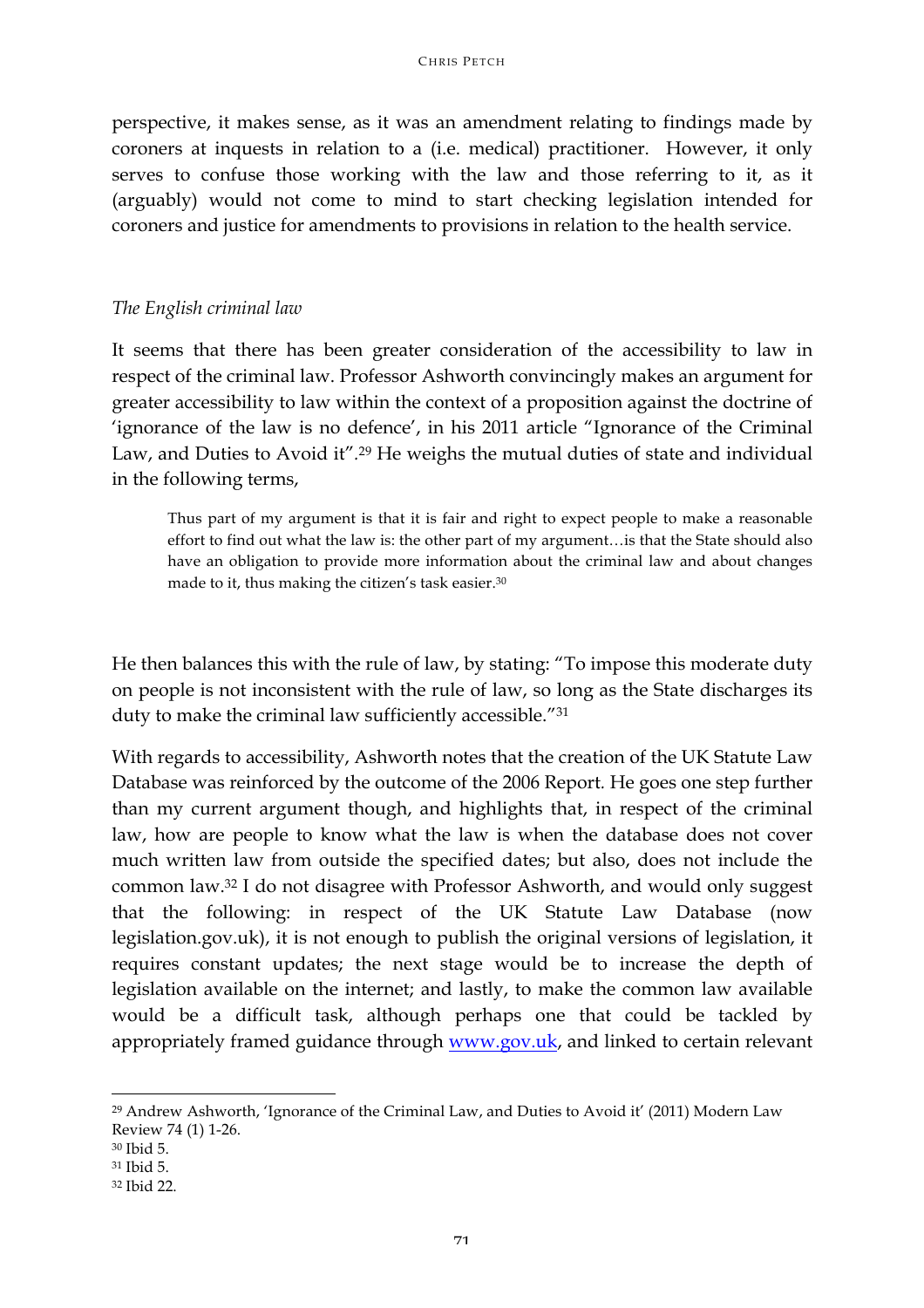perspective, it makes sense, as it was an amendment relating to findings made by coroners at inquests in relation to a (i.e. medical) practitioner. However, it only serves to confuse those working with the law and those referring to it, as it (arguably) would not come to mind to start checking legislation intended for coroners and justice for amendments to provisions in relation to the health service.

*The English criminal law*

It seems that there has been greater consideration of the accessibility to law in respect of the criminal law. Professor Ashworth convincingly makes an argument for greater accessibility to law within the context of a proposition against the doctrine of 'ignorance of the law is no defence', in his 2011 article "Ignorance of the Criminal Law, and Duties to Avoid it".[29] He weighs the mutual duties of state and individual in the following terms,

> Thus part of my argument is that it is fair and right to expect people to make a reasonable effort to find out what the law is: the other part of my argument…is that the State should also have an obligation to provide more information about the criminal law and about changes made to it, thus making the citizen's task easier.[30]

He then balances this with the rule of law, by stating: "To impose this moderate duty on people is not inconsistent with the rule of law, so long as the State discharges its duty to make the criminal law sufficiently accessible."[31]

With regards to accessibility, Ashworth notes that the creation of the UK Statute Law Database was reinforced by the outcome of the 2006 Report. He goes one step further than my current argument though, and highlights that, in respect of the criminal law, how are people to know what the law is when the database does not cover much written law from outside the specified dates; but also, does not include the common law.[32] I do not disagree with Professor Ashworth, and would only suggest that the following: in respect of the UK Statute Law Database (now legislation.gov.uk), it is not enough to publish the original versions of legislation, it requires constant updates; the next stage would be to increase the depth of legislation available on the internet; and lastly, to make the common law available would be a difficult task, although perhaps one that could be tackled by appropriately framed guidance through [www.gov.uk](http://www.gov.uk), and linked to certain relevant

---

[29] Andrew Ashworth, 'Ignorance of the Criminal Law, and Duties to Avoid it' (2011) Modern Law Review 74 (1) 1-26.

[30] Ibid 5.

[31] Ibid 5.

[32] Ibid 22.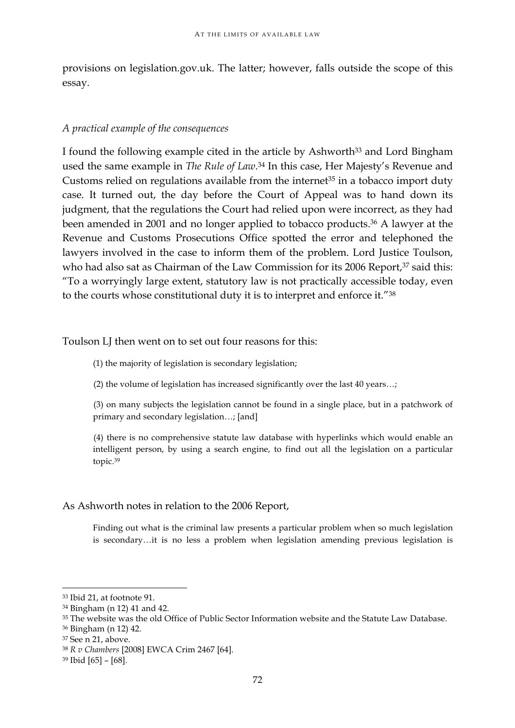provisions on legislation.gov.uk. The latter; however, falls outside the scope of this essay.

### *A practical example of the consequences*

I found the following example cited in the article by Ashworth[33] and Lord Bingham used the same example in *The Rule of Law*.[34] In this case, Her Majesty's Revenue and Customs relied on regulations available from the internet[35] in a tobacco import duty case. It turned out, the day before the Court of Appeal was to hand down its judgment, that the regulations the Court had relied upon were incorrect, as they had been amended in 2001 and no longer applied to tobacco products.[36] A lawyer at the Revenue and Customs Prosecutions Office spotted the error and telephoned the lawyers involved in the case to inform them of the problem. Lord Justice Toulson, who had also sat as Chairman of the Law Commission for its 2006 Report,[37] said this: "To a worryingly large extent, statutory law is not practically accessible today, even to the courts whose constitutional duty it is to interpret and enforce it."[38]

Toulson LJ then went on to set out four reasons for this:

> (1) the majority of legislation is secondary legislation;
>
> (2) the volume of legislation has increased significantly over the last 40 years…;
>
> (3) on many subjects the legislation cannot be found in a single place, but in a patchwork of primary and secondary legislation…; [and]
>
> (4) there is no comprehensive statute law database with hyperlinks which would enable an intelligent person, by using a search engine, to find out all the legislation on a particular topic.[39]

As Ashworth notes in relation to the 2006 Report,

> Finding out what is the criminal law presents a particular problem when so much legislation is secondary…it is no less a problem when legislation amending previous legislation is

---

[33] Ibid 21, at footnote 91.

[34] Bingham (n 12) 41 and 42.

[35] The website was the old Office of Public Sector Information website and the Statute Law Database.

[36] Bingham (n 12) 42.

[37] See n 21, above.

[38] *R v Chambers* [2008] EWCA Crim 2467 [64].

[39] Ibid [65] – [68].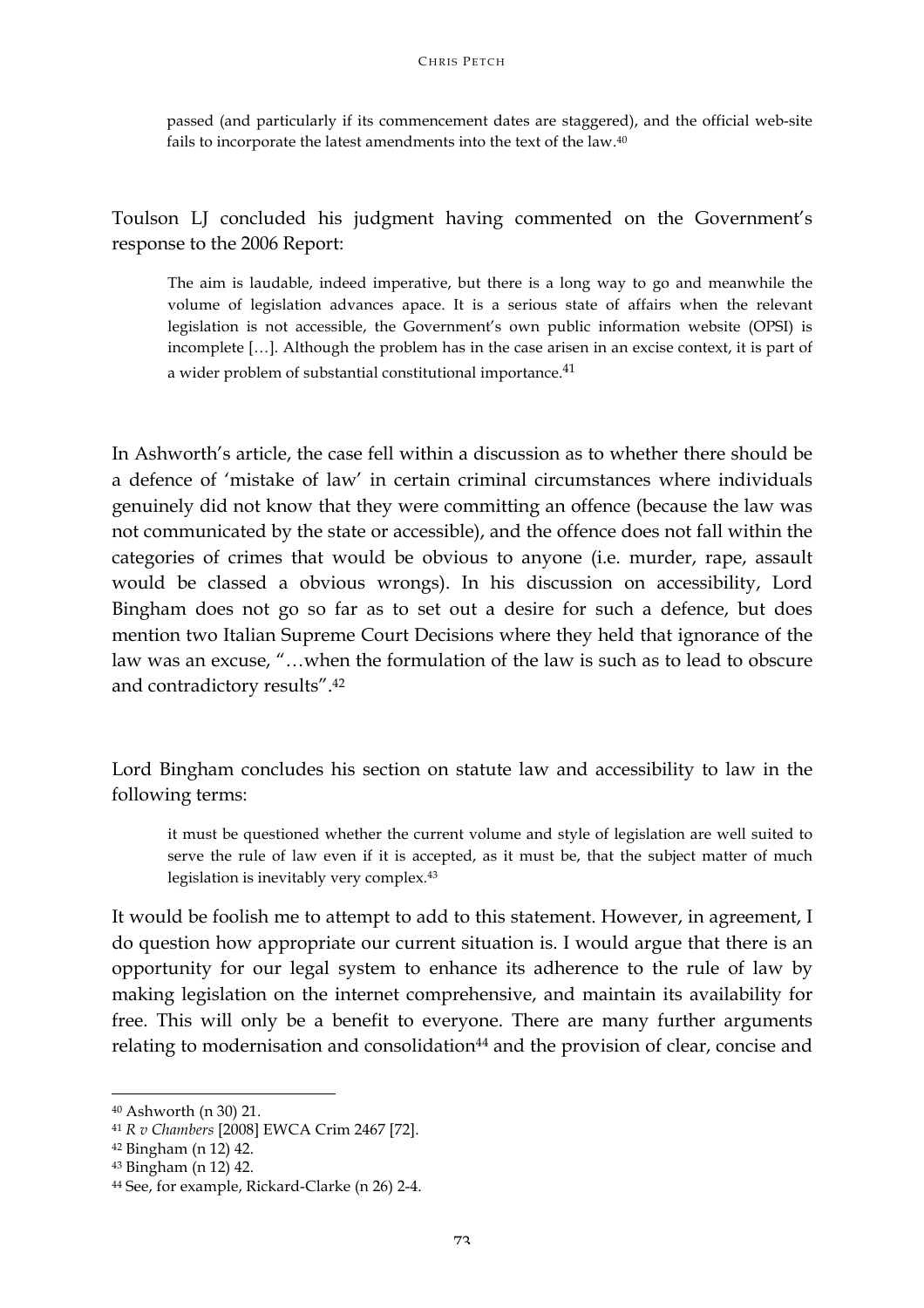> passed (and particularly if its commencement dates are staggered), and the official web-site fails to incorporate the latest amendments into the text of the law.[40]

Toulson LJ concluded his judgment having commented on the Government's response to the 2006 Report:

> The aim is laudable, indeed imperative, but there is a long way to go and meanwhile the volume of legislation advances apace. It is a serious state of affairs when the relevant legislation is not accessible, the Government's own public information website (OPSI) is incomplete […]. Although the problem has in the case arisen in an excise context, it is part of a wider problem of substantial constitutional importance.[41]

In Ashworth's article, the case fell within a discussion as to whether there should be a defence of 'mistake of law' in certain criminal circumstances where individuals genuinely did not know that they were committing an offence (because the law was not communicated by the state or accessible), and the offence does not fall within the categories of crimes that would be obvious to anyone (i.e. murder, rape, assault would be classed a obvious wrongs). In his discussion on accessibility, Lord Bingham does not go so far as to set out a desire for such a defence, but does mention two Italian Supreme Court Decisions where they held that ignorance of the law was an excuse, "…when the formulation of the law is such as to lead to obscure and contradictory results".[42]

Lord Bingham concludes his section on statute law and accessibility to law in the following terms:

> it must be questioned whether the current volume and style of legislation are well suited to serve the rule of law even if it is accepted, as it must be, that the subject matter of much legislation is inevitably very complex.[43]

It would be foolish me to attempt to add to this statement. However, in agreement, I do question how appropriate our current situation is. I would argue that there is an opportunity for our legal system to enhance its adherence to the rule of law by making legislation on the internet comprehensive, and maintain its availability for free. This will only be a benefit to everyone. There are many further arguments relating to modernisation and consolidation[44] and the provision of clear, concise and

---

[40] Ashworth (n 30) 21.

[41] *R v Chambers* [2008] EWCA Crim 2467 [72].

[42] Bingham (n 12) 42.

[43] Bingham (n 12) 42.

[44] See, for example, Rickard-Clarke (n 26) 2-4.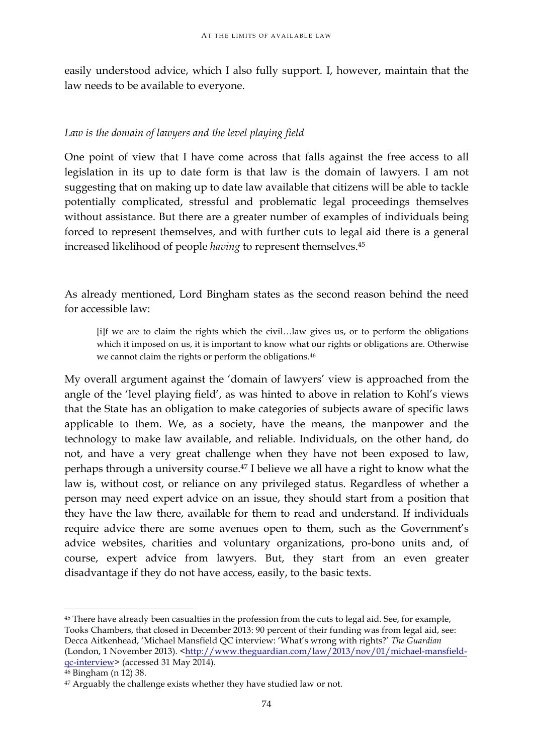easily understood advice, which I also fully support. I, however, maintain that the law needs to be available to everyone.

*Law is the domain of lawyers and the level playing field*

One point of view that I have come across that falls against the free access to all legislation in its up to date form is that law is the domain of lawyers. I am not suggesting that on making up to date law available that citizens will be able to tackle potentially complicated, stressful and problematic legal proceedings themselves without assistance. But there are a greater number of examples of individuals being forced to represent themselves, and with further cuts to legal aid there is a general increased likelihood of people *having* to represent themselves.[45]

As already mentioned, Lord Bingham states as the second reason behind the need for accessible law:

> [i]f we are to claim the rights which the civil…law gives us, or to perform the obligations which it imposed on us, it is important to know what our rights or obligations are. Otherwise we cannot claim the rights or perform the obligations.[46]

My overall argument against the 'domain of lawyers' view is approached from the angle of the 'level playing field', as was hinted to above in relation to Kohl's views that the State has an obligation to make categories of subjects aware of specific laws applicable to them. We, as a society, have the means, the manpower and the technology to make law available, and reliable. Individuals, on the other hand, do not, and have a very great challenge when they have not been exposed to law, perhaps through a university course.[47] I believe we all have a right to know what the law is, without cost, or reliance on any privileged status. Regardless of whether a person may need expert advice on an issue, they should start from a position that they have the law there, available for them to read and understand. If individuals require advice there are some avenues open to them, such as the Government's advice websites, charities and voluntary organizations, pro-bono units and, of course, expert advice from lawyers. But, they start from an even greater disadvantage if they do not have access, easily, to the basic texts.

---

[45] There have already been casualties in the profession from the cuts to legal aid. See, for example, Tooks Chambers, that closed in December 2013: 90 percent of their funding was from legal aid, see: Decca Aitkenhead, 'Michael Mansfield QC interview: 'What's wrong with rights?' *The Guardian* (London, 1 November 2013). <http://www.theguardian.com/law/2013/nov/01/michael-mansfield-qc-interview> (accessed 31 May 2014).

[46] Bingham (n 12) 38.

[47] Arguably the challenge exists whether they have studied law or not.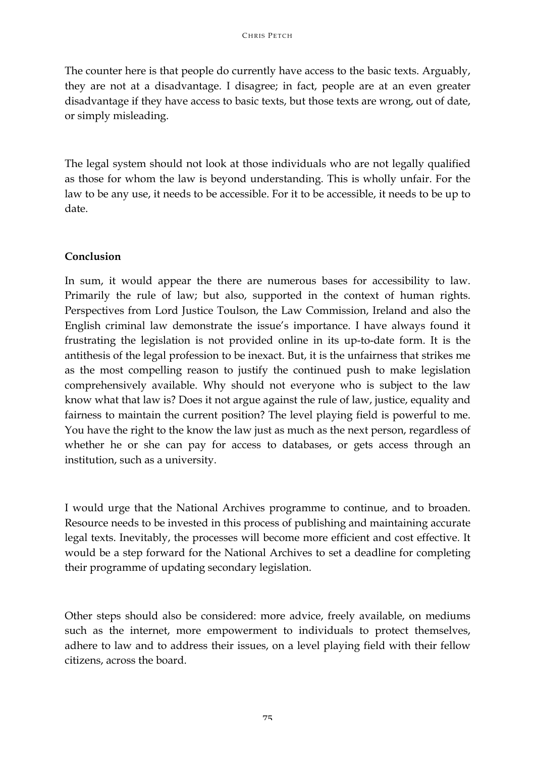The counter here is that people do currently have access to the basic texts. Arguably, they are not at a disadvantage. I disagree; in fact, people are at an even greater disadvantage if they have access to basic texts, but those texts are wrong, out of date, or simply misleading.

The legal system should not look at those individuals who are not legally qualified as those for whom the law is beyond understanding. This is wholly unfair. For the law to be any use, it needs to be accessible. For it to be accessible, it needs to be up to date.

**Conclusion**

In sum, it would appear the there are numerous bases for accessibility to law. Primarily the rule of law; but also, supported in the context of human rights. Perspectives from Lord Justice Toulson, the Law Commission, Ireland and also the English criminal law demonstrate the issue's importance. I have always found it frustrating the legislation is not provided online in its up-to-date form. It is the antithesis of the legal profession to be inexact. But, it is the unfairness that strikes me as the most compelling reason to justify the continued push to make legislation comprehensively available. Why should not everyone who is subject to the law know what that law is? Does it not argue against the rule of law, justice, equality and fairness to maintain the current position? The level playing field is powerful to me. You have the right to the know the law just as much as the next person, regardless of whether he or she can pay for access to databases, or gets access through an institution, such as a university.

I would urge that the National Archives programme to continue, and to broaden. Resource needs to be invested in this process of publishing and maintaining accurate legal texts. Inevitably, the processes will become more efficient and cost effective. It would be a step forward for the National Archives to set a deadline for completing their programme of updating secondary legislation.

Other steps should also be considered: more advice, freely available, on mediums such as the internet, more empowerment to individuals to protect themselves, adhere to law and to address their issues, on a level playing field with their fellow citizens, across the board.